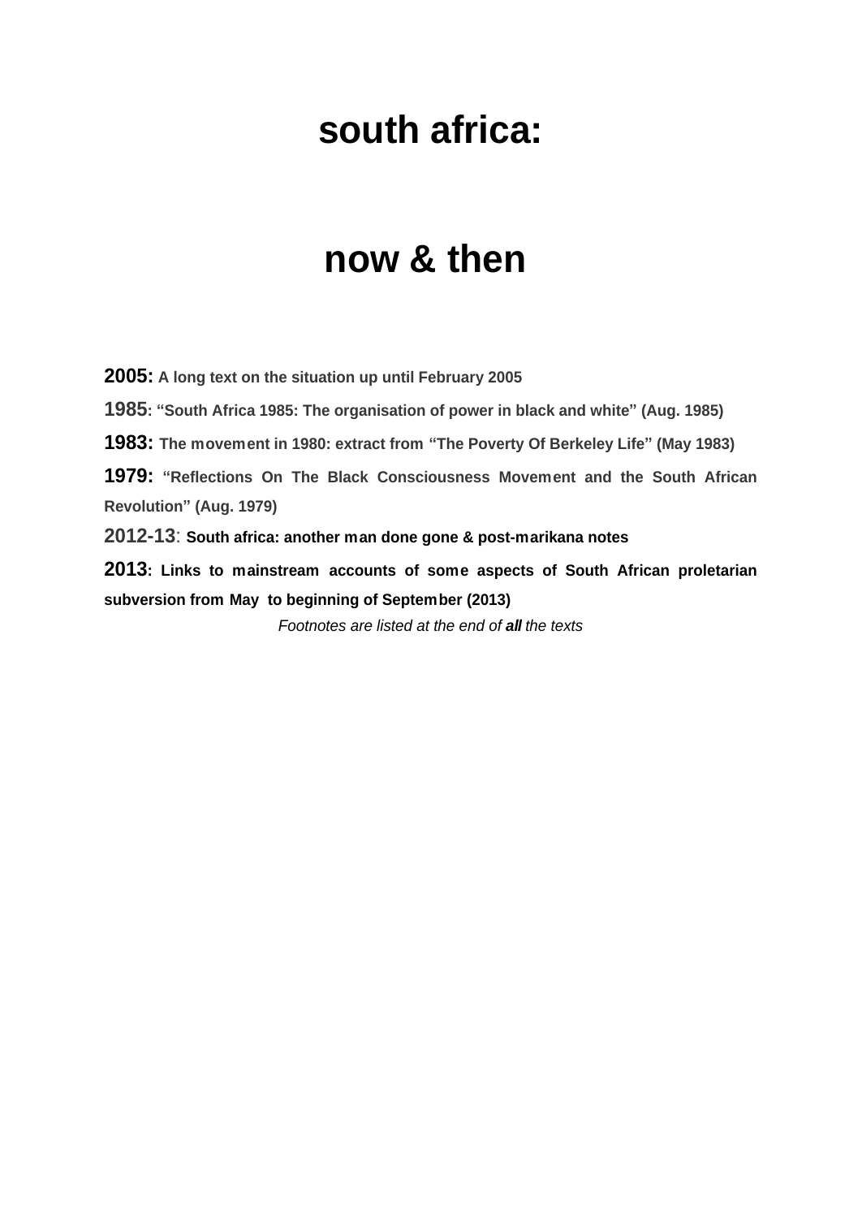# south africa:

# now & then

**2005: A long text on the situation up until February 2005**

**1985: "South Africa 1985: The organisation of power in black and white" (Aug. 1985)**

**1983: The movement in 1980: extract from "The Poverty Of Berkeley Life" (May 1983)**

**1979: "Reflections On The Black Consciousness Movement and the South African Revolution" (Aug. 1979)**

**2012-13: South africa: another man done gone & post-marikana notes**

**2013: Links to mainstream accounts of some aspects of South African proletarian subversion from May to beginning of September (2013)**

*Footnotes are listed at the end of **all** the texts*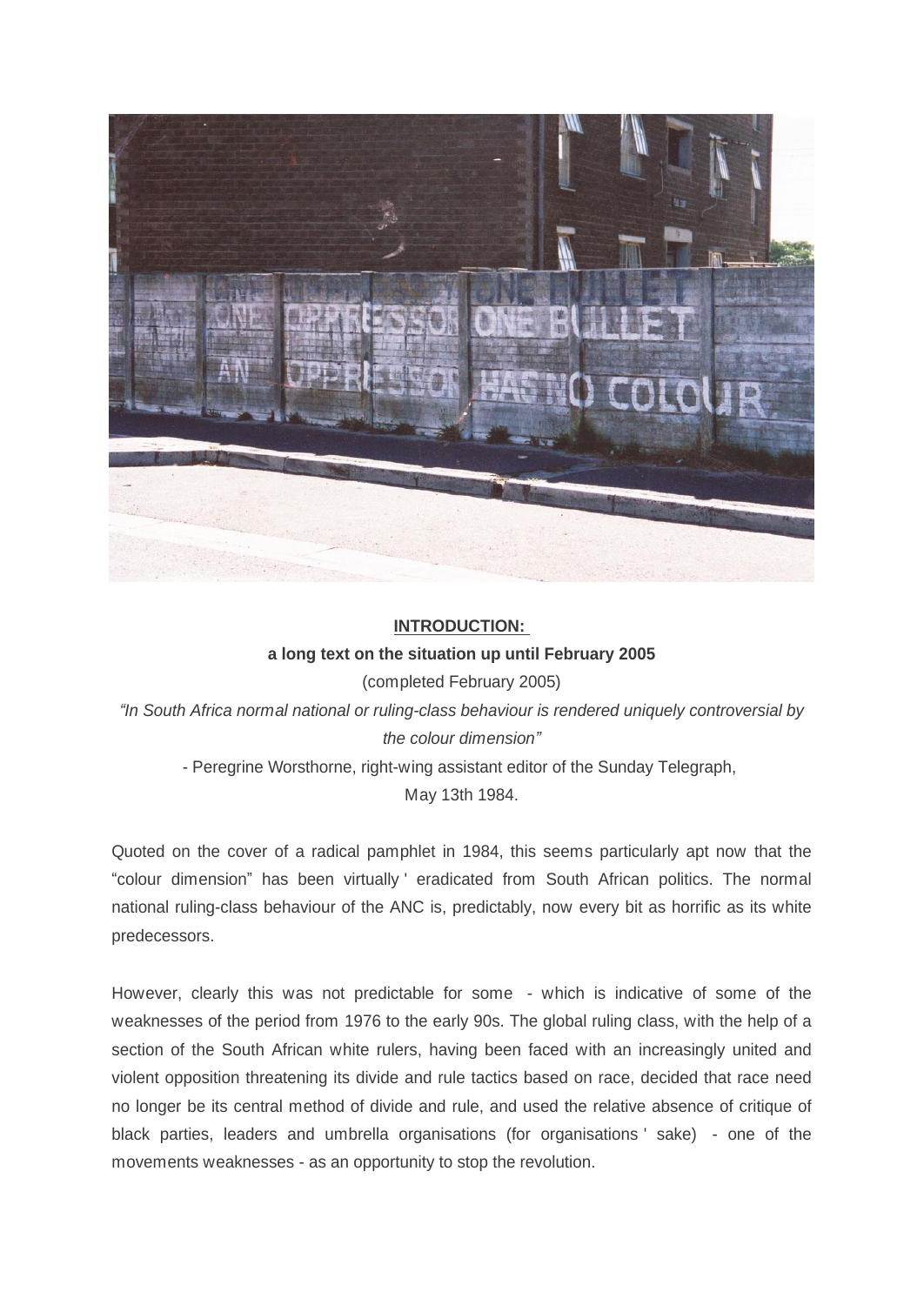**INTRODUCTION:**

**a long text on the situation up until February 2005**

(completed February 2005)

*"In South Africa normal national or ruling-class behaviour is rendered uniquely controversial by the colour dimension"*

- Peregrine Worsthorne, right-wing assistant editor of the Sunday Telegraph, May 13th 1984.

Quoted on the cover of a radical pamphlet in 1984, this seems particularly apt now that the "colour dimension" has been virtually ' eradicated from South African politics. The normal national ruling-class behaviour of the ANC is, predictably, now every bit as horrific as its white predecessors.

However, clearly this was not predictable for some - which is indicative of some of the weaknesses of the period from 1976 to the early 90s. The global ruling class, with the help of a section of the South African white rulers, having been faced with an increasingly united and violent opposition threatening its divide and rule tactics based on race, decided that race need no longer be its central method of divide and rule, and used the relative absence of critique of black parties, leaders and umbrella organisations (for organisations ' sake) - one of the movements weaknesses - as an opportunity to stop the revolution.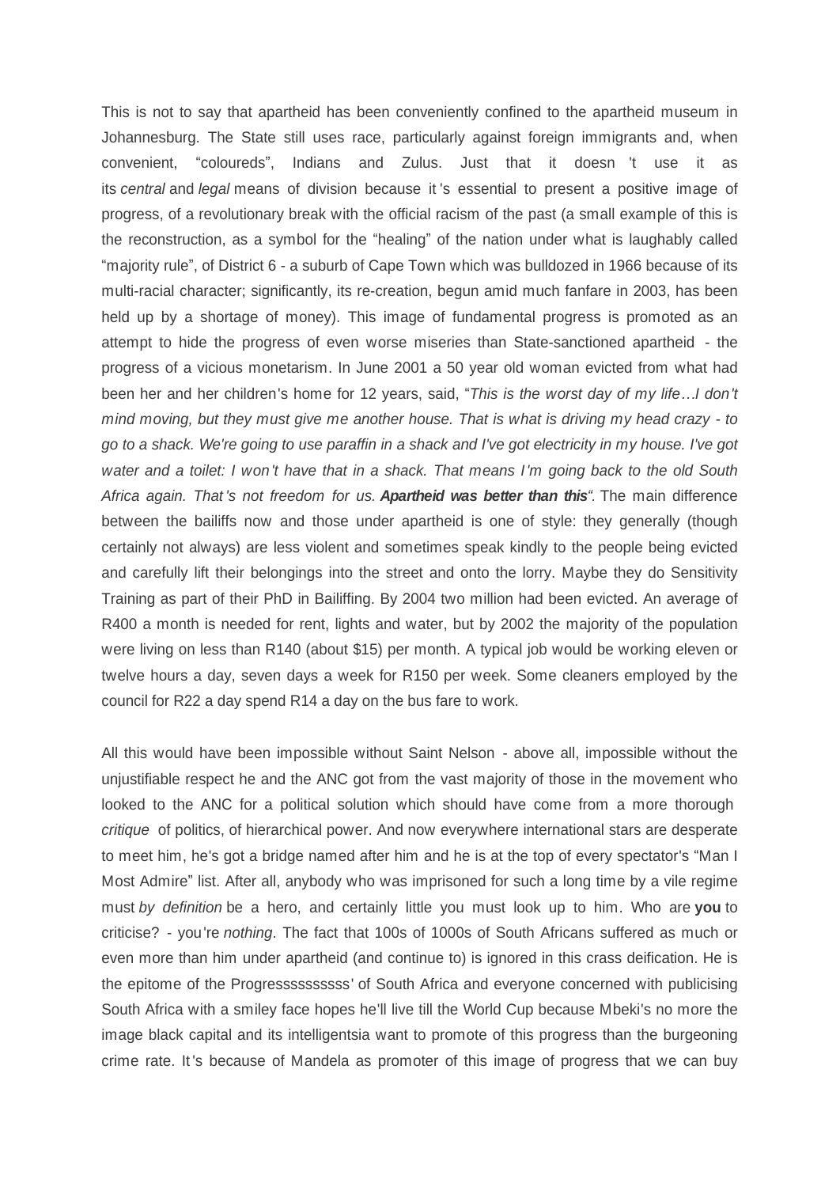This is not to say that apartheid has been conveniently confined to the apartheid museum in Johannesburg. The State still uses race, particularly against foreign immigrants and, when convenient, "coloureds", Indians and Zulus. Just that it doesn't use it as its *central* and *legal* means of division because it's essential to present a positive image of progress, of a revolutionary break with the official racism of the past (a small example of this is the reconstruction, as a symbol for the "healing" of the nation under what is laughably called "majority rule", of District 6 - a suburb of Cape Town which was bulldozed in 1966 because of its multi-racial character; significantly, its re-creation, begun amid much fanfare in 2003, has been held up by a shortage of money). This image of fundamental progress is promoted as an attempt to hide the progress of even worse miseries than State-sanctioned apartheid - the progress of a vicious monetarism. In June 2001 a 50 year old woman evicted from what had been her and her children's home for 12 years, said, "*This is the worst day of my life…I don't mind moving, but they must give me another house. That is what is driving my head crazy - to go to a shack. We're going to use paraffin in a shack and I've got electricity in my house. I've got water and a toilet: I won't have that in a shack. That means I'm going back to the old South Africa again. That's not freedom for us.* ***Apartheid was better than this***". The main difference between the bailiffs now and those under apartheid is one of style: they generally (though certainly not always) are less violent and sometimes speak kindly to the people being evicted and carefully lift their belongings into the street and onto the lorry. Maybe they do Sensitivity Training as part of their PhD in Bailiffing. By 2004 two million had been evicted. An average of R400 a month is needed for rent, lights and water, but by 2002 the majority of the population were living on less than R140 (about $15) per month. A typical job would be working eleven or twelve hours a day, seven days a week for R150 per week. Some cleaners employed by the council for R22 a day spend R14 a day on the bus fare to work.

All this would have been impossible without Saint Nelson - above all, impossible without the unjustifiable respect he and the ANC got from the vast majority of those in the movement who looked to the ANC for a political solution which should have come from a more thorough *critique* of politics, of hierarchical power. And now everywhere international stars are desperate to meet him, he's got a bridge named after him and he is at the top of every spectator's "Man I Most Admire" list. After all, anybody who was imprisoned for such a long time by a vile regime must *by definition* be a hero, and certainly little you must look up to him. Who are **you** to criticise? - you're *nothing*. The fact that 100s of 1000s of South Africans suffered as much or even more than him under apartheid (and continue to) is ignored in this crass deification. He is the epitome of the Progresssssssssss' of South Africa and everyone concerned with publicising South Africa with a smiley face hopes he'll live till the World Cup because Mbeki's no more the image black capital and its intelligentsia want to promote of this progress than the burgeoning crime rate. It's because of Mandela as promoter of this image of progress that we can buy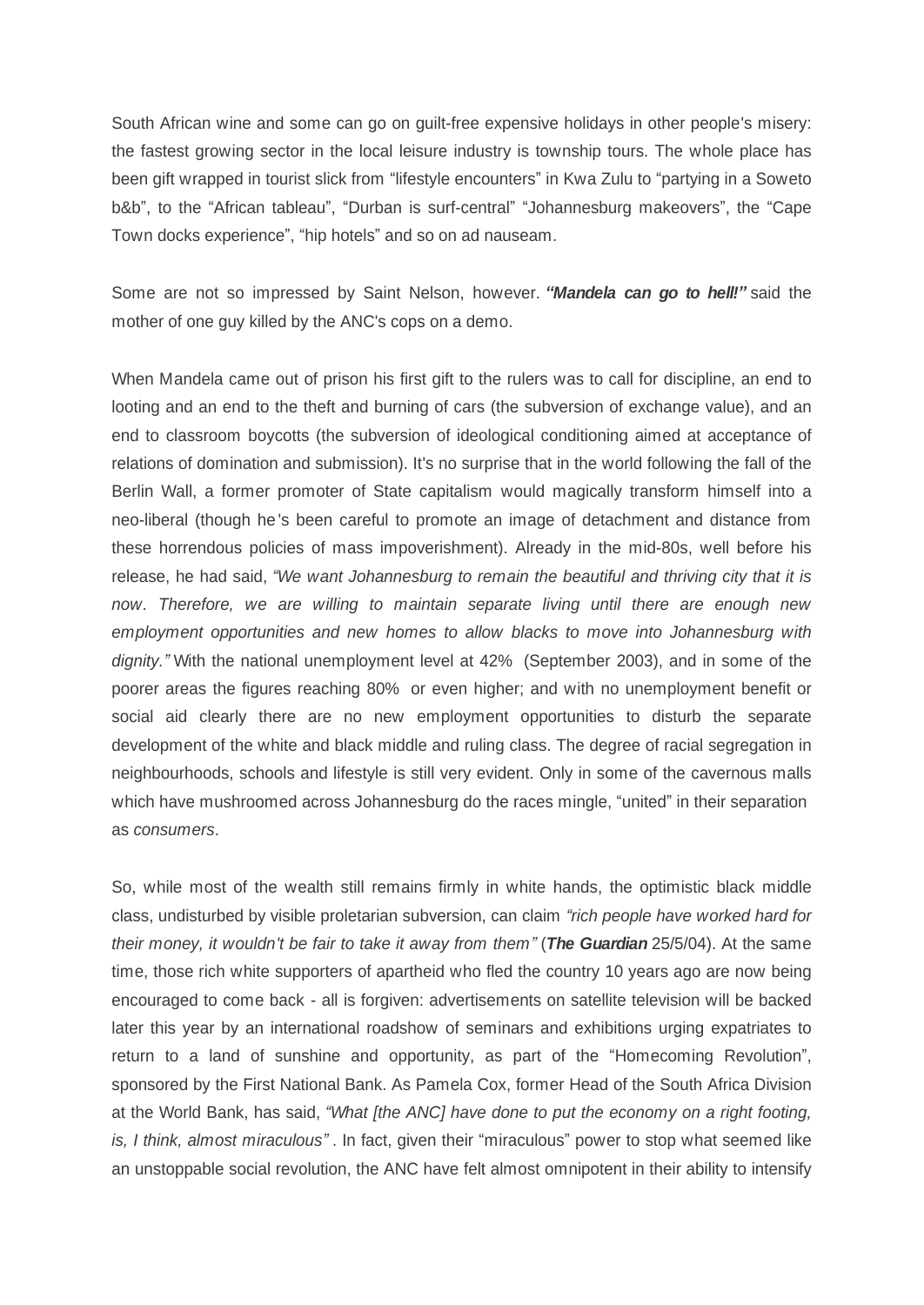South African wine and some can go on guilt-free expensive holidays in other people's misery: the fastest growing sector in the local leisure industry is township tours. The whole place has been gift wrapped in tourist slick from “lifestyle encounters” in Kwa Zulu to “partying in a Soweto b&b”, to the “African tableau”, “Durban is surf-central” “Johannesburg makeovers”, the “Cape Town docks experience”, “hip hotels” and so on ad nauseam.

Some are not so impressed by Saint Nelson, however. ***“Mandela can go to hell!”*** said the mother of one guy killed by the ANC's cops on a demo.

When Mandela came out of prison his first gift to the rulers was to call for discipline, an end to looting and an end to the theft and burning of cars (the subversion of exchange value), and an end to classroom boycotts (the subversion of ideological conditioning aimed at acceptance of relations of domination and submission). It's no surprise that in the world following the fall of the Berlin Wall, a former promoter of State capitalism would magically transform himself into a neo-liberal (though he's been careful to promote an image of detachment and distance from these horrendous policies of mass impoverishment). Already in the mid-80s, well before his release, he had said, *“We want Johannesburg to remain the beautiful and thriving city that it is now. Therefore, we are willing to maintain separate living until there are enough new employment opportunities and new homes to allow blacks to move into Johannesburg with dignity.”* With the national unemployment level at 42% (September 2003), and in some of the poorer areas the figures reaching 80% or even higher; and with no unemployment benefit or social aid clearly there are no new employment opportunities to disturb the separate development of the white and black middle and ruling class. The degree of racial segregation in neighbourhoods, schools and lifestyle is still very evident. Only in some of the cavernous malls which have mushroomed across Johannesburg do the races mingle, “united” in their separation as *consumers*.

So, while most of the wealth still remains firmly in white hands, the optimistic black middle class, undisturbed by visible proletarian subversion, can claim *“rich people have worked hard for their money, it wouldn't be fair to take it away from them”* (***The Guardian*** 25/5/04). At the same time, those rich white supporters of apartheid who fled the country 10 years ago are now being encouraged to come back - all is forgiven: advertisements on satellite television will be backed later this year by an international roadshow of seminars and exhibitions urging expatriates to return to a land of sunshine and opportunity, as part of the “Homecoming Revolution”, sponsored by the First National Bank. As Pamela Cox, former Head of the South Africa Division at the World Bank, has said, *“What [the ANC] have done to put the economy on a right footing, is, I think, almost miraculous”* . In fact, given their “miraculous” power to stop what seemed like an unstoppable social revolution, the ANC have felt almost omnipotent in their ability to intensify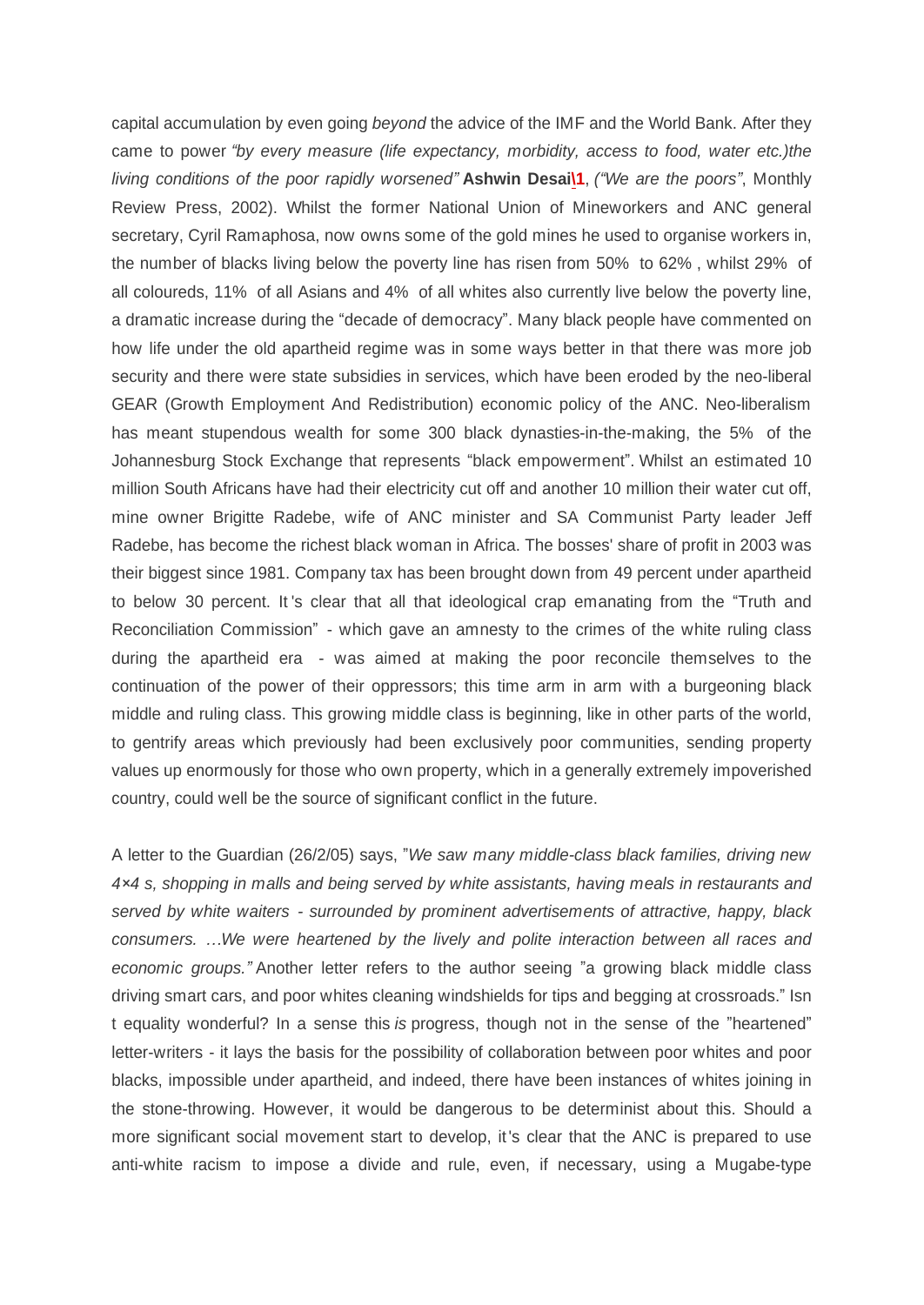capital accumulation by even going *beyond* the advice of the IMF and the World Bank. After they came to power *"by every measure (life expectancy, morbidity, access to food, water etc.)the living conditions of the poor rapidly worsened"* **Ashwin Desai\1**, *("We are the poors"*, Monthly Review Press, 2002). Whilst the former National Union of Mineworkers and ANC general secretary, Cyril Ramaphosa, now owns some of the gold mines he used to organise workers in, the number of blacks living below the poverty line has risen from 50% to 62% , whilst 29% of all coloureds, 11% of all Asians and 4% of all whites also currently live below the poverty line, a dramatic increase during the "decade of democracy". Many black people have commented on how life under the old apartheid regime was in some ways better in that there was more job security and there were state subsidies in services, which have been eroded by the neo-liberal GEAR (Growth Employment And Redistribution) economic policy of the ANC. Neo-liberalism has meant stupendous wealth for some 300 black dynasties-in-the-making, the 5% of the Johannesburg Stock Exchange that represents "black empowerment". Whilst an estimated 10 million South Africans have had their electricity cut off and another 10 million their water cut off, mine owner Brigitte Radebe, wife of ANC minister and SA Communist Party leader Jeff Radebe, has become the richest black woman in Africa. The bosses' share of profit in 2003 was their biggest since 1981. Company tax has been brought down from 49 percent under apartheid to below 30 percent. It 's clear that all that ideological crap emanating from the "Truth and Reconciliation Commission" - which gave an amnesty to the crimes of the white ruling class during the apartheid era - was aimed at making the poor reconcile themselves to the continuation of the power of their oppressors; this time arm in arm with a burgeoning black middle and ruling class. This growing middle class is beginning, like in other parts of the world, to gentrify areas which previously had been exclusively poor communities, sending property values up enormously for those who own property, which in a generally extremely impoverished country, could well be the source of significant conflict in the future.

A letter to the Guardian (26/2/05) says, "*We saw many middle-class black families, driving new 4×4 s, shopping in malls and being served by white assistants, having meals in restaurants and served by white waiters - surrounded by prominent advertisements of attractive, happy, black consumers. …We were heartened by the lively and polite interaction between all races and economic groups."* Another letter refers to the author seeing "a growing black middle class driving smart cars, and poor whites cleaning windshields for tips and begging at crossroads." Isn t equality wonderful? In a sense this *is* progress, though not in the sense of the "heartened" letter-writers - it lays the basis for the possibility of collaboration between poor whites and poor blacks, impossible under apartheid, and indeed, there have been instances of whites joining in the stone-throwing. However, it would be dangerous to be determinist about this. Should a more significant social movement start to develop, it's clear that the ANC is prepared to use anti-white racism to impose a divide and rule, even, if necessary, using a Mugabe-type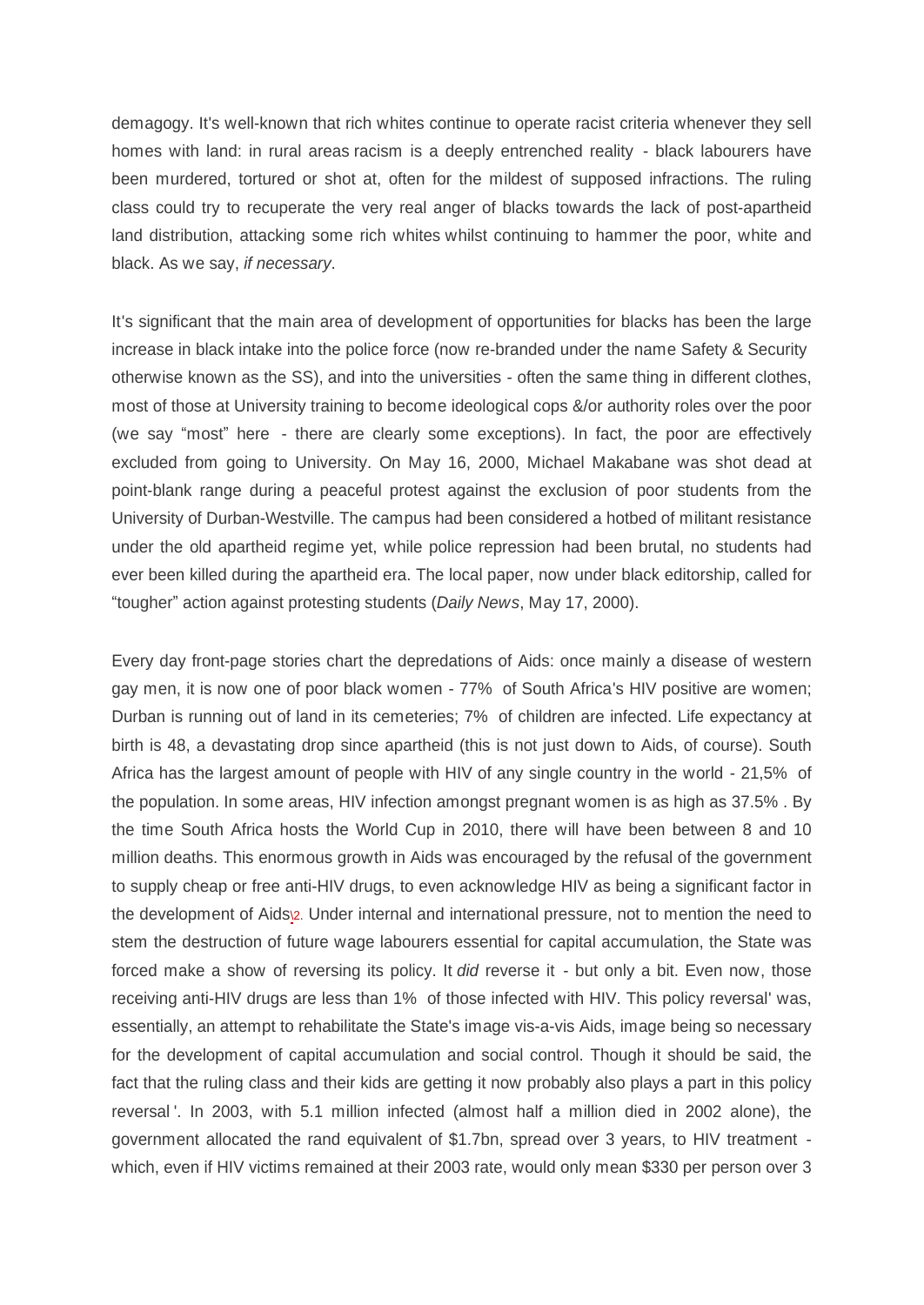demagogy. It's well-known that rich whites continue to operate racist criteria whenever they sell homes with land: in rural areas racism is a deeply entrenched reality - black labourers have been murdered, tortured or shot at, often for the mildest of supposed infractions. The ruling class could try to recuperate the very real anger of blacks towards the lack of post-apartheid land distribution, attacking some rich whites whilst continuing to hammer the poor, white and black. As we say, *if necessary*.

It's significant that the main area of development of opportunities for blacks has been the large increase in black intake into the police force (now re-branded under the name Safety & Security otherwise known as the SS), and into the universities - often the same thing in different clothes, most of those at University training to become ideological cops &/or authority roles over the poor (we say "most" here - there are clearly some exceptions). In fact, the poor are effectively excluded from going to University. On May 16, 2000, Michael Makabane was shot dead at point-blank range during a peaceful protest against the exclusion of poor students from the University of Durban-Westville. The campus had been considered a hotbed of militant resistance under the old apartheid regime yet, while police repression had been brutal, no students had ever been killed during the apartheid era. The local paper, now under black editorship, called for "tougher" action against protesting students (*Daily News*, May 17, 2000).

Every day front-page stories chart the depredations of Aids: once mainly a disease of western gay men, it is now one of poor black women - 77% of South Africa's HIV positive are women; Durban is running out of land in its cemeteries; 7% of children are infected. Life expectancy at birth is 48, a devastating drop since apartheid (this is not just down to Aids, of course). South Africa has the largest amount of people with HIV of any single country in the world - 21,5% of the population. In some areas, HIV infection amongst pregnant women is as high as 37.5% . By the time South Africa hosts the World Cup in 2010, there will have been between 8 and 10 million deaths. This enormous growth in Aids was encouraged by the refusal of the government to supply cheap or free anti-HIV drugs, to even acknowledge HIV as being a significant factor in the development of Aids[2]. Under internal and international pressure, not to mention the need to stem the destruction of future wage labourers essential for capital accumulation, the State was forced make a show of reversing its policy. It *did* reverse it - but only a bit. Even now, those receiving anti-HIV drugs are less than 1% of those infected with HIV. This policy reversal' was, essentially, an attempt to rehabilitate the State's image vis-a-vis Aids, image being so necessary for the development of capital accumulation and social control. Though it should be said, the fact that the ruling class and their kids are getting it now probably also plays a part in this policy reversal '. In 2003, with 5.1 million infected (almost half a million died in 2002 alone), the government allocated the rand equivalent of $1.7bn, spread over 3 years, to HIV treatment - which, even if HIV victims remained at their 2003 rate, would only mean $330 per person over 3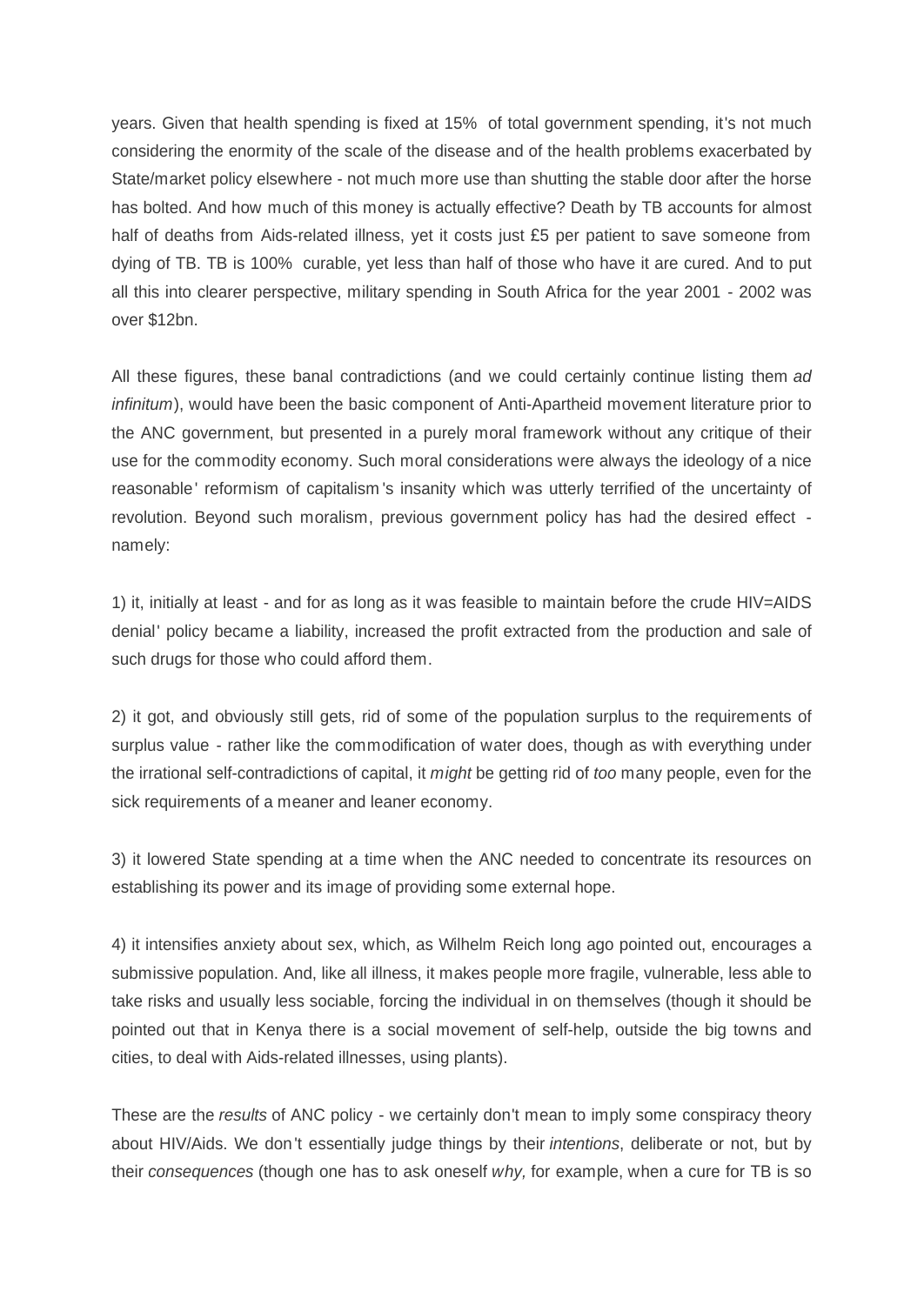years. Given that health spending is fixed at 15% of total government spending, it's not much considering the enormity of the scale of the disease and of the health problems exacerbated by State/market policy elsewhere - not much more use than shutting the stable door after the horse has bolted. And how much of this money is actually effective? Death by TB accounts for almost half of deaths from Aids-related illness, yet it costs just £5 per patient to save someone from dying of TB. TB is 100% curable, yet less than half of those who have it are cured. And to put all this into clearer perspective, military spending in South Africa for the year 2001 - 2002 was over $12bn.

All these figures, these banal contradictions (and we could certainly continue listing them *ad infinitum*), would have been the basic component of Anti-Apartheid movement literature prior to the ANC government, but presented in a purely moral framework without any critique of their use for the commodity economy. Such moral considerations were always the ideology of a nice reasonable' reformism of capitalism's insanity which was utterly terrified of the uncertainty of revolution. Beyond such moralism, previous government policy has had the desired effect - namely:

1) it, initially at least - and for as long as it was feasible to maintain before the crude HIV=AIDS denial' policy became a liability, increased the profit extracted from the production and sale of such drugs for those who could afford them.

2) it got, and obviously still gets, rid of some of the population surplus to the requirements of surplus value - rather like the commodification of water does, though as with everything under the irrational self-contradictions of capital, it *might* be getting rid of *too* many people, even for the sick requirements of a meaner and leaner economy.

3) it lowered State spending at a time when the ANC needed to concentrate its resources on establishing its power and its image of providing some external hope.

4) it intensifies anxiety about sex, which, as Wilhelm Reich long ago pointed out, encourages a submissive population. And, like all illness, it makes people more fragile, vulnerable, less able to take risks and usually less sociable, forcing the individual in on themselves (though it should be pointed out that in Kenya there is a social movement of self-help, outside the big towns and cities, to deal with Aids-related illnesses, using plants).

These are the *results* of ANC policy - we certainly don't mean to imply some conspiracy theory about HIV/Aids. We don't essentially judge things by their *intentions*, deliberate or not, but by their *consequences* (though one has to ask oneself *why,* for example, when a cure for TB is so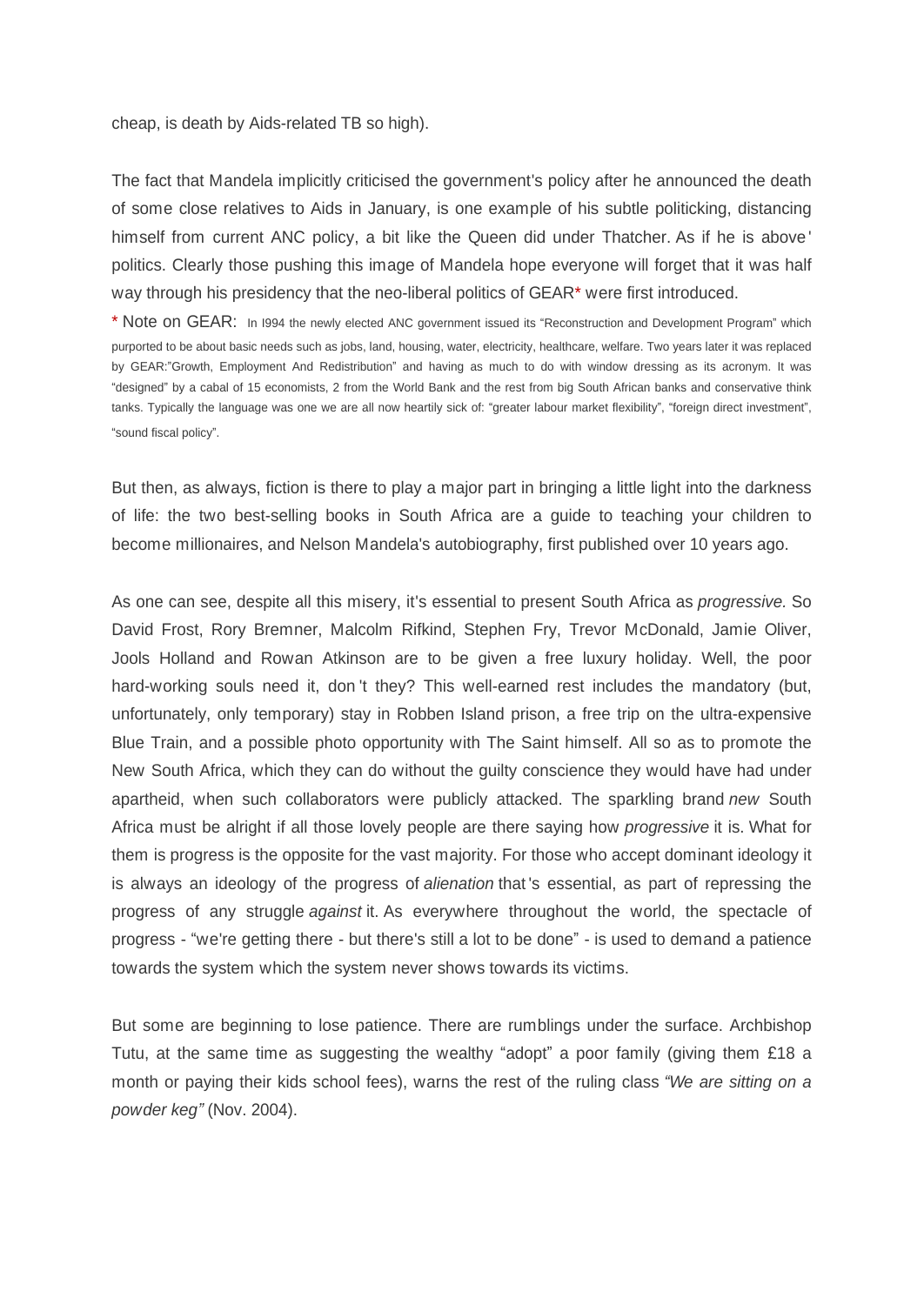cheap, is death by Aids-related TB so high).

The fact that Mandela implicitly criticised the government's policy after he announced the death of some close relatives to Aids in January, is one example of his subtle politicking, distancing himself from current ANC policy, a bit like the Queen did under Thatcher. As if he is above' politics. Clearly those pushing this image of Mandela hope everyone will forget that it was half way through his presidency that the neo-liberal politics of GEAR* were first introduced.

* Note on GEAR: In I994 the newly elected ANC government issued its "Reconstruction and Development Program" which purported to be about basic needs such as jobs, land, housing, water, electricity, healthcare, welfare. Two years later it was replaced by GEAR:"Growth, Employment And Redistribution" and having as much to do with window dressing as its acronym. It was "designed" by a cabal of 15 economists, 2 from the World Bank and the rest from big South African banks and conservative think tanks. Typically the language was one we are all now heartily sick of: "greater labour market flexibility", "foreign direct investment", "sound fiscal policy".

But then, as always, fiction is there to play a major part in bringing a little light into the darkness of life: the two best-selling books in South Africa are a guide to teaching your children to become millionaires, and Nelson Mandela's autobiography, first published over 10 years ago.

As one can see, despite all this misery, it's essential to present South Africa as *progressive.* So David Frost, Rory Bremner, Malcolm Rifkind, Stephen Fry, Trevor McDonald, Jamie Oliver, Jools Holland and Rowan Atkinson are to be given a free luxury holiday. Well, the poor hard-working souls need it, don't they? This well-earned rest includes the mandatory (but, unfortunately, only temporary) stay in Robben Island prison, a free trip on the ultra-expensive Blue Train, and a possible photo opportunity with The Saint himself. All so as to promote the New South Africa, which they can do without the guilty conscience they would have had under apartheid, when such collaborators were publicly attacked. The sparkling brand *new* South Africa must be alright if all those lovely people are there saying how *progressive* it is. What for them is progress is the opposite for the vast majority. For those who accept dominant ideology it is always an ideology of the progress of *alienation* that's essential, as part of repressing the progress of any struggle *against* it. As everywhere throughout the world, the spectacle of progress - "we're getting there - but there's still a lot to be done" - is used to demand a patience towards the system which the system never shows towards its victims.

But some are beginning to lose patience. There are rumblings under the surface. Archbishop Tutu, at the same time as suggesting the wealthy "adopt" a poor family (giving them £18 a month or paying their kids school fees), warns the rest of the ruling class *"We are sitting on a powder keg"* (Nov. 2004).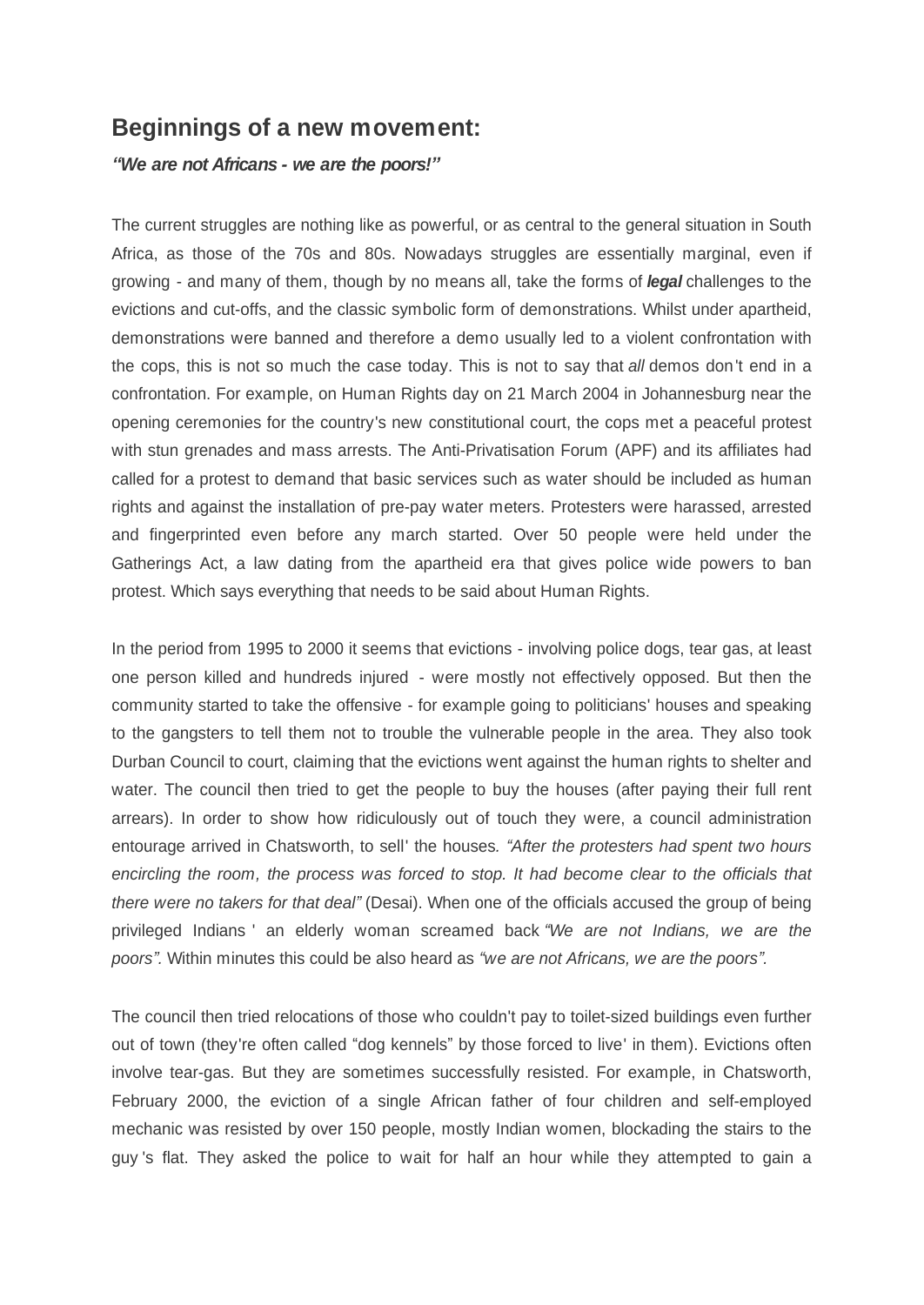## Beginnings of a new movement:

***"We are not Africans - we are the poors!"***

The current struggles are nothing like as powerful, or as central to the general situation in South Africa, as those of the 70s and 80s. Nowadays struggles are essentially marginal, even if growing - and many of them, though by no means all, take the forms of ***legal*** challenges to the evictions and cut-offs, and the classic symbolic form of demonstrations. Whilst under apartheid, demonstrations were banned and therefore a demo usually led to a violent confrontation with the cops, this is not so much the case today. This is not to say that *all* demos don't end in a confrontation. For example, on Human Rights day on 21 March 2004 in Johannesburg near the opening ceremonies for the country's new constitutional court, the cops met a peaceful protest with stun grenades and mass arrests. The Anti-Privatisation Forum (APF) and its affiliates had called for a protest to demand that basic services such as water should be included as human rights and against the installation of pre-pay water meters. Protesters were harassed, arrested and fingerprinted even before any march started. Over 50 people were held under the Gatherings Act, a law dating from the apartheid era that gives police wide powers to ban protest. Which says everything that needs to be said about Human Rights.

In the period from 1995 to 2000 it seems that evictions - involving police dogs, tear gas, at least one person killed and hundreds injured - were mostly not effectively opposed. But then the community started to take the offensive - for example going to politicians' houses and speaking to the gangsters to tell them not to trouble the vulnerable people in the area. They also took Durban Council to court, claiming that the evictions went against the human rights to shelter and water. The council then tried to get the people to buy the houses (after paying their full rent arrears). In order to show how ridiculously out of touch they were, a council administration entourage arrived in Chatsworth, to sell' the houses. *"After the protesters had spent two hours encircling the room, the process was forced to stop. It had become clear to the officials that there were no takers for that deal"* (Desai). When one of the officials accused the group of being privileged Indians ' an elderly woman screamed back *"We are not Indians, we are the poors"*. Within minutes this could be also heard as *"we are not Africans, we are the poors"*.

The council then tried relocations of those who couldn't pay to toilet-sized buildings even further out of town (they're often called "dog kennels" by those forced to live' in them). Evictions often involve tear-gas. But they are sometimes successfully resisted. For example, in Chatsworth, February 2000, the eviction of a single African father of four children and self-employed mechanic was resisted by over 150 people, mostly Indian women, blockading the stairs to the guy's flat. They asked the police to wait for half an hour while they attempted to gain a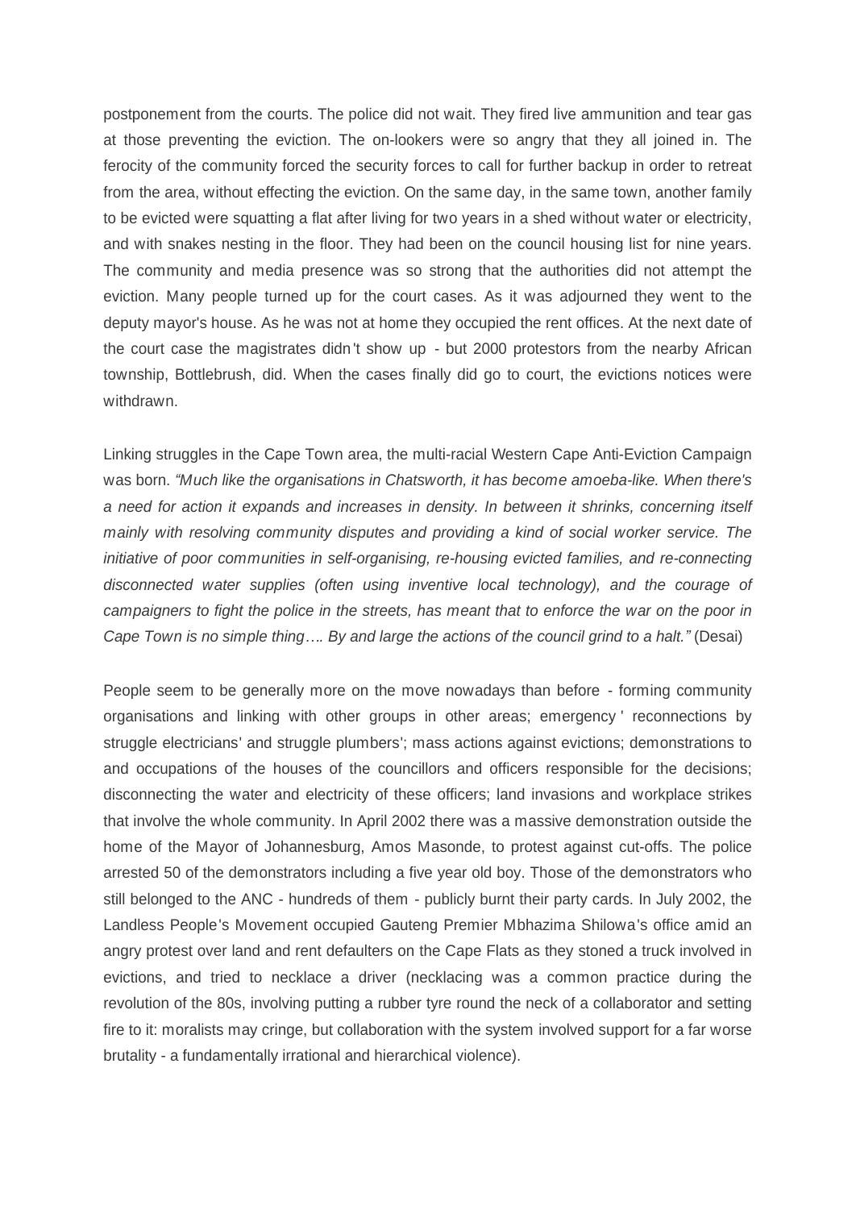postponement from the courts. The police did not wait. They fired live ammunition and tear gas at those preventing the eviction. The on-lookers were so angry that they all joined in. The ferocity of the community forced the security forces to call for further backup in order to retreat from the area, without effecting the eviction. On the same day, in the same town, another family to be evicted were squatting a flat after living for two years in a shed without water or electricity, and with snakes nesting in the floor. They had been on the council housing list for nine years. The community and media presence was so strong that the authorities did not attempt the eviction. Many people turned up for the court cases. As it was adjourned they went to the deputy mayor's house. As he was not at home they occupied the rent offices. At the next date of the court case the magistrates didn't show up - but 2000 protestors from the nearby African township, Bottlebrush, did. When the cases finally did go to court, the evictions notices were withdrawn.

Linking struggles in the Cape Town area, the multi-racial Western Cape Anti-Eviction Campaign was born. *"Much like the organisations in Chatsworth, it has become amoeba-like. When there's a need for action it expands and increases in density. In between it shrinks, concerning itself mainly with resolving community disputes and providing a kind of social worker service. The initiative of poor communities in self-organising, re-housing evicted families, and re-connecting disconnected water supplies (often using inventive local technology), and the courage of campaigners to fight the police in the streets, has meant that to enforce the war on the poor in Cape Town is no simple thing…. By and large the actions of the council grind to a halt."* (Desai)

People seem to be generally more on the move nowadays than before - forming community organisations and linking with other groups in other areas; emergency ' reconnections by struggle electricians' and struggle plumbers'; mass actions against evictions; demonstrations to and occupations of the houses of the councillors and officers responsible for the decisions; disconnecting the water and electricity of these officers; land invasions and workplace strikes that involve the whole community. In April 2002 there was a massive demonstration outside the home of the Mayor of Johannesburg, Amos Masonde, to protest against cut-offs. The police arrested 50 of the demonstrators including a five year old boy. Those of the demonstrators who still belonged to the ANC - hundreds of them - publicly burnt their party cards. In July 2002, the Landless People's Movement occupied Gauteng Premier Mbhazima Shilowa's office amid an angry protest over land and rent defaulters on the Cape Flats as they stoned a truck involved in evictions, and tried to necklace a driver (necklacing was a common practice during the revolution of the 80s, involving putting a rubber tyre round the neck of a collaborator and setting fire to it: moralists may cringe, but collaboration with the system involved support for a far worse brutality - a fundamentally irrational and hierarchical violence).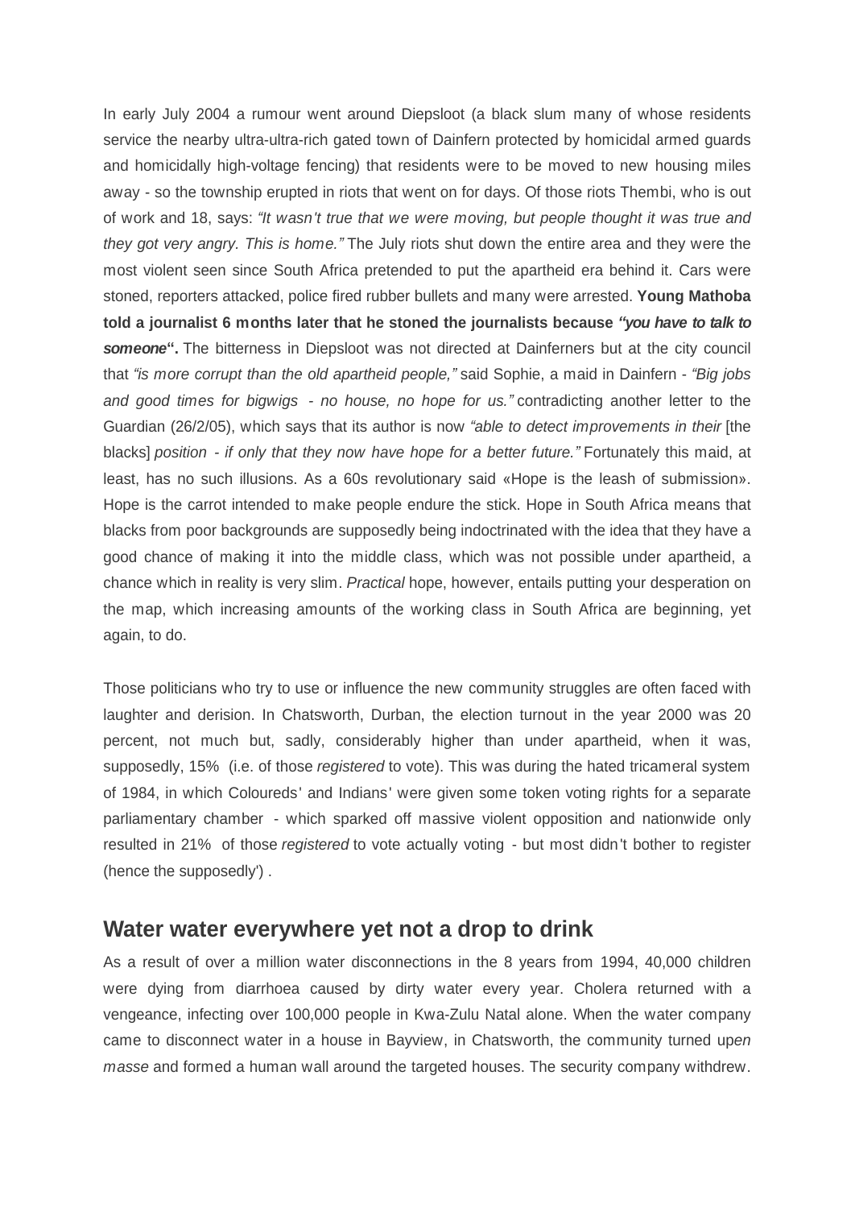In early July 2004 a rumour went around Diepsloot (a black slum many of whose residents service the nearby ultra-ultra-rich gated town of Dainfern protected by homicidal armed guards and homicidally high-voltage fencing) that residents were to be moved to new housing miles away - so the township erupted in riots that went on for days. Of those riots Thembi, who is out of work and 18, says: *"It wasn't true that we were moving, but people thought it was true and they got very angry. This is home."* The July riots shut down the entire area and they were the most violent seen since South Africa pretended to put the apartheid era behind it. Cars were stoned, reporters attacked, police fired rubber bullets and many were arrested. **Young Mathoba told a journalist 6 months later that he stoned the journalists because *"you have to talk to someone*".** The bitterness in Diepsloot was not directed at Dainferners but at the city council that *"is more corrupt than the old apartheid people,"* said Sophie, a maid in Dainfern - *"Big jobs and good times for bigwigs - no house, no hope for us."* contradicting another letter to the Guardian (26/2/05), which says that its author is now *"able to detect improvements in their* [the blacks] *position - if only that they now have hope for a better future."* Fortunately this maid, at least, has no such illusions. As a 60s revolutionary said «Hope is the leash of submission». Hope is the carrot intended to make people endure the stick. Hope in South Africa means that blacks from poor backgrounds are supposedly being indoctrinated with the idea that they have a good chance of making it into the middle class, which was not possible under apartheid, a chance which in reality is very slim. *Practical* hope, however, entails putting your desperation on the map, which increasing amounts of the working class in South Africa are beginning, yet again, to do.

Those politicians who try to use or influence the new community struggles are often faced with laughter and derision. In Chatsworth, Durban, the election turnout in the year 2000 was 20 percent, not much but, sadly, considerably higher than under apartheid, when it was, supposedly, 15% (i.e. of those *registered* to vote). This was during the hated tricameral system of 1984, in which Coloureds' and Indians' were given some token voting rights for a separate parliamentary chamber - which sparked off massive violent opposition and nationwide only resulted in 21% of those *registered* to vote actually voting - but most didn't bother to register (hence the supposedly') .

## Water water everywhere yet not a drop to drink

As a result of over a million water disconnections in the 8 years from 1994, 40,000 children were dying from diarrhoea caused by dirty water every year. Cholera returned with a vengeance, infecting over 100,000 people in Kwa-Zulu Natal alone. When the water company came to disconnect water in a house in Bayview, in Chatsworth, the community turned up *en masse* and formed a human wall around the targeted houses. The security company withdrew.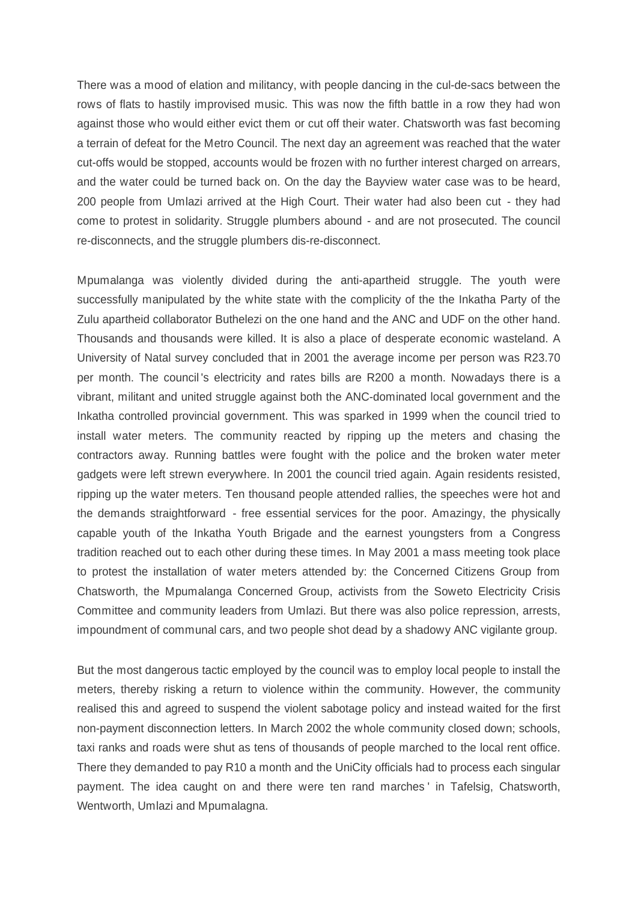There was a mood of elation and militancy, with people dancing in the cul-de-sacs between the rows of flats to hastily improvised music. This was now the fifth battle in a row they had won against those who would either evict them or cut off their water. Chatsworth was fast becoming a terrain of defeat for the Metro Council. The next day an agreement was reached that the water cut-offs would be stopped, accounts would be frozen with no further interest charged on arrears, and the water could be turned back on. On the day the Bayview water case was to be heard, 200 people from Umlazi arrived at the High Court. Their water had also been cut - they had come to protest in solidarity. Struggle plumbers abound - and are not prosecuted. The council re-disconnects, and the struggle plumbers dis-re-disconnect.

Mpumalanga was violently divided during the anti-apartheid struggle. The youth were successfully manipulated by the white state with the complicity of the the Inkatha Party of the Zulu apartheid collaborator Buthelezi on the one hand and the ANC and UDF on the other hand. Thousands and thousands were killed. It is also a place of desperate economic wasteland. A University of Natal survey concluded that in 2001 the average income per person was R23.70 per month. The council's electricity and rates bills are R200 a month. Nowadays there is a vibrant, militant and united struggle against both the ANC-dominated local government and the Inkatha controlled provincial government. This was sparked in 1999 when the council tried to install water meters. The community reacted by ripping up the meters and chasing the contractors away. Running battles were fought with the police and the broken water meter gadgets were left strewn everywhere. In 2001 the council tried again. Again residents resisted, ripping up the water meters. Ten thousand people attended rallies, the speeches were hot and the demands straightforward - free essential services for the poor. Amazingy, the physically capable youth of the Inkatha Youth Brigade and the earnest youngsters from a Congress tradition reached out to each other during these times. In May 2001 a mass meeting took place to protest the installation of water meters attended by: the Concerned Citizens Group from Chatsworth, the Mpumalanga Concerned Group, activists from the Soweto Electricity Crisis Committee and community leaders from Umlazi. But there was also police repression, arrests, impoundment of communal cars, and two people shot dead by a shadowy ANC vigilante group.

But the most dangerous tactic employed by the council was to employ local people to install the meters, thereby risking a return to violence within the community. However, the community realised this and agreed to suspend the violent sabotage policy and instead waited for the first non-payment disconnection letters. In March 2002 the whole community closed down; schools, taxi ranks and roads were shut as tens of thousands of people marched to the local rent office. There they demanded to pay R10 a month and the UniCity officials had to process each singular payment. The idea caught on and there were ten rand marches' in Tafelsig, Chatsworth, Wentworth, Umlazi and Mpumalagna.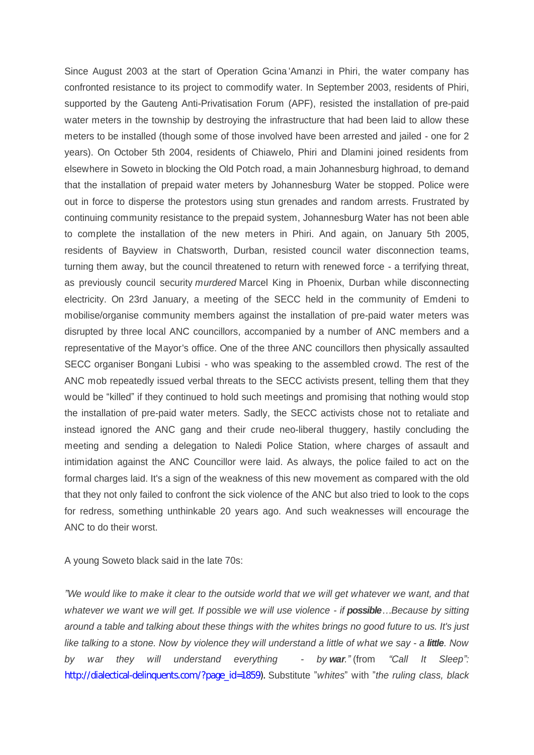Since August 2003 at the start of Operation Gcina'Amanzi in Phiri, the water company has confronted resistance to its project to commodify water. In September 2003, residents of Phiri, supported by the Gauteng Anti-Privatisation Forum (APF), resisted the installation of pre-paid water meters in the township by destroying the infrastructure that had been laid to allow these meters to be installed (though some of those involved have been arrested and jailed - one for 2 years). On October 5th 2004, residents of Chiawelo, Phiri and Dlamini joined residents from elsewhere in Soweto in blocking the Old Potch road, a main Johannesburg highroad, to demand that the installation of prepaid water meters by Johannesburg Water be stopped. Police were out in force to disperse the protestors using stun grenades and random arrests. Frustrated by continuing community resistance to the prepaid system, Johannesburg Water has not been able to complete the installation of the new meters in Phiri. And again, on January 5th 2005, residents of Bayview in Chatsworth, Durban, resisted council water disconnection teams, turning them away, but the council threatened to return with renewed force - a terrifying threat, as previously council security *murdered* Marcel King in Phoenix, Durban while disconnecting electricity. On 23rd January, a meeting of the SECC held in the community of Emdeni to mobilise/organise community members against the installation of pre-paid water meters was disrupted by three local ANC councillors, accompanied by a number of ANC members and a representative of the Mayor's office. One of the three ANC councillors then physically assaulted SECC organiser Bongani Lubisi - who was speaking to the assembled crowd. The rest of the ANC mob repeatedly issued verbal threats to the SECC activists present, telling them that they would be "killed" if they continued to hold such meetings and promising that nothing would stop the installation of pre-paid water meters. Sadly, the SECC activists chose not to retaliate and instead ignored the ANC gang and their crude neo-liberal thuggery, hastily concluding the meeting and sending a delegation to Naledi Police Station, where charges of assault and intimidation against the ANC Councillor were laid. As always, the police failed to act on the formal charges laid. It's a sign of the weakness of this new movement as compared with the old that they not only failed to confront the sick violence of the ANC but also tried to look to the cops for redress, something unthinkable 20 years ago. And such weaknesses will encourage the ANC to do their worst.

A young Soweto black said in the late 70s:

*"We would like to make it clear to the outside world that we will get whatever we want, and that whatever we want we will get. If possible we will use violence - if **possible**…Because by sitting around a table and talking about these things with the whites brings no good future to us. It's just like talking to a stone. Now by violence they will understand a little of what we say - a **little**. Now by war they will understand everything - by **war**."* (from *"Call It Sleep":* http://dialectical-delinquents.com/?page_id=1859). Substitute "*whites*" with "*the ruling class, black*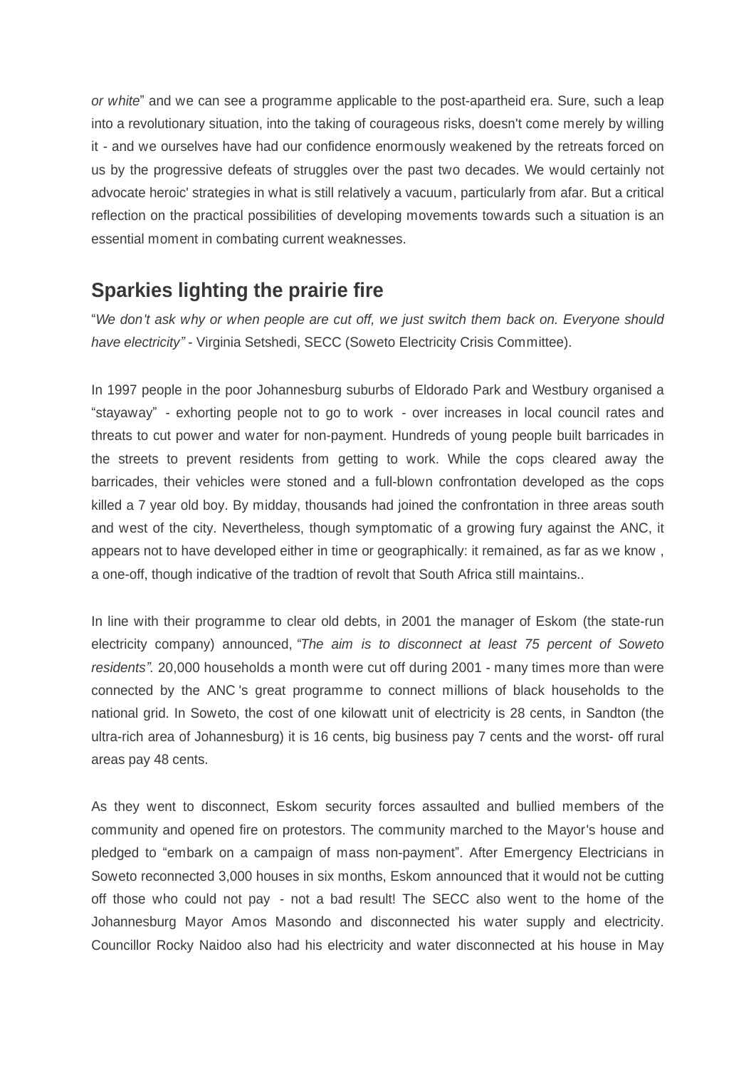*or white*" and we can see a programme applicable to the post-apartheid era. Sure, such a leap into a revolutionary situation, into the taking of courageous risks, doesn't come merely by willing it - and we ourselves have had our confidence enormously weakened by the retreats forced on us by the progressive defeats of struggles over the past two decades. We would certainly not advocate heroic' strategies in what is still relatively a vacuum, particularly from afar. But a critical reflection on the practical possibilities of developing movements towards such a situation is an essential moment in combating current weaknesses.

## Sparkies lighting the prairie fire

"*We don't ask why or when people are cut off, we just switch them back on. Everyone should have electricity"* - Virginia Setshedi, SECC (Soweto Electricity Crisis Committee).

In 1997 people in the poor Johannesburg suburbs of Eldorado Park and Westbury organised a "stayaway" - exhorting people not to go to work - over increases in local council rates and threats to cut power and water for non-payment. Hundreds of young people built barricades in the streets to prevent residents from getting to work. While the cops cleared away the barricades, their vehicles were stoned and a full-blown confrontation developed as the cops killed a 7 year old boy. By midday, thousands had joined the confrontation in three areas south and west of the city. Nevertheless, though symptomatic of a growing fury against the ANC, it appears not to have developed either in time or geographically: it remained, as far as we know , a one-off, though indicative of the tradtion of revolt that South Africa still maintains..

In line with their programme to clear old debts, in 2001 the manager of Eskom (the state-run electricity company) announced, *"The aim is to disconnect at least 75 percent of Soweto residents".* 20,000 households a month were cut off during 2001 - many times more than were connected by the ANC 's great programme to connect millions of black households to the national grid. In Soweto, the cost of one kilowatt unit of electricity is 28 cents, in Sandton (the ultra-rich area of Johannesburg) it is 16 cents, big business pay 7 cents and the worst- off rural areas pay 48 cents.

As they went to disconnect, Eskom security forces assaulted and bullied members of the community and opened fire on protestors. The community marched to the Mayor's house and pledged to "embark on a campaign of mass non-payment". After Emergency Electricians in Soweto reconnected 3,000 houses in six months, Eskom announced that it would not be cutting off those who could not pay - not a bad result! The SECC also went to the home of the Johannesburg Mayor Amos Masondo and disconnected his water supply and electricity. Councillor Rocky Naidoo also had his electricity and water disconnected at his house in May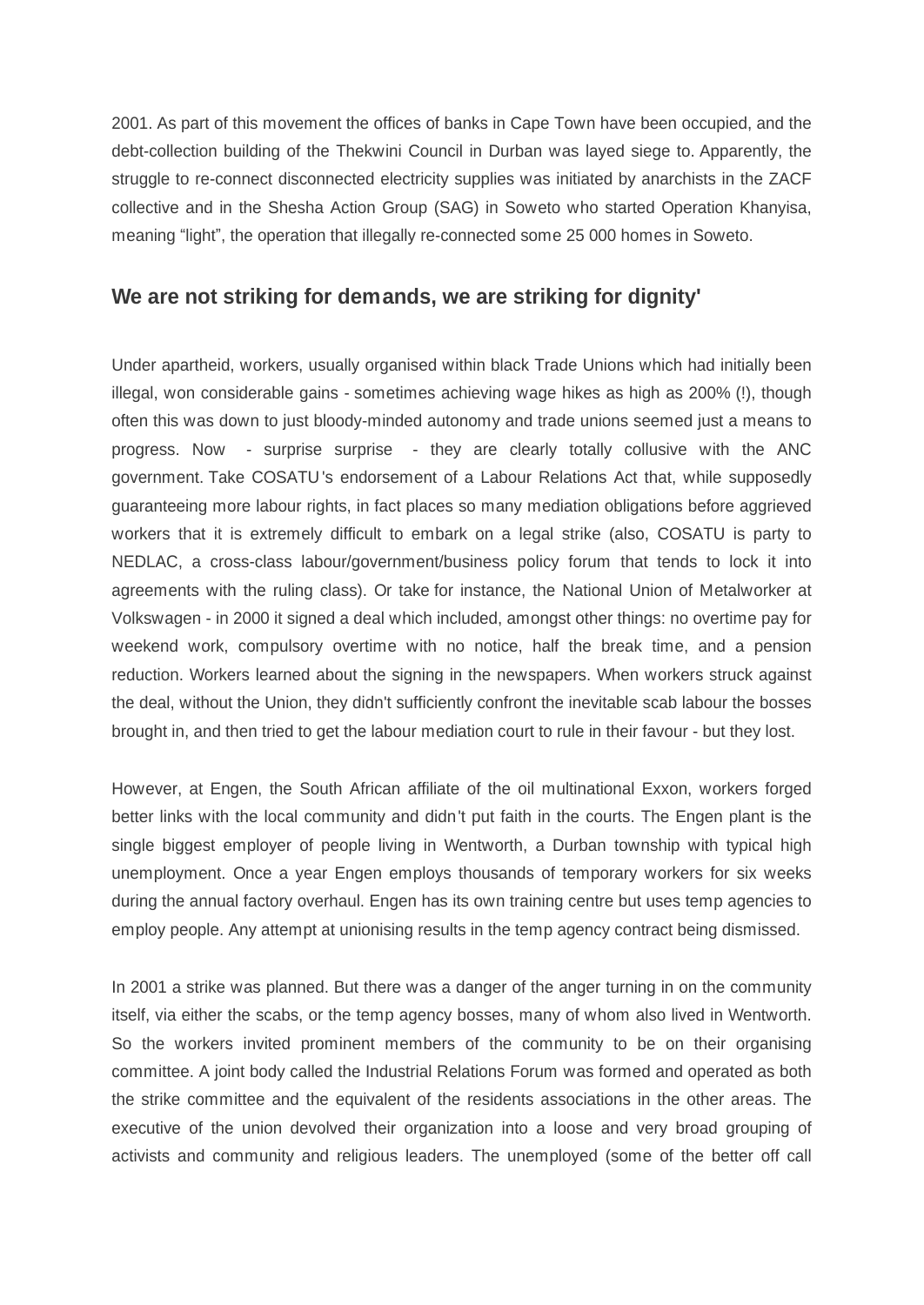2001. As part of this movement the offices of banks in Cape Town have been occupied, and the debt-collection building of the Thekwini Council in Durban was layed siege to. Apparently, the struggle to re-connect disconnected electricity supplies was initiated by anarchists in the ZACF collective and in the Shesha Action Group (SAG) in Soweto who started Operation Khanyisa, meaning "light", the operation that illegally re-connected some 25 000 homes in Soweto.

## We are not striking for demands, we are striking for dignity'

Under apartheid, workers, usually organised within black Trade Unions which had initially been illegal, won considerable gains - sometimes achieving wage hikes as high as 200% (!), though often this was down to just bloody-minded autonomy and trade unions seemed just a means to progress. Now - surprise surprise - they are clearly totally collusive with the ANC government. Take COSATU's endorsement of a Labour Relations Act that, while supposedly guaranteeing more labour rights, in fact places so many mediation obligations before aggrieved workers that it is extremely difficult to embark on a legal strike (also, COSATU is party to NEDLAC, a cross-class labour/government/business policy forum that tends to lock it into agreements with the ruling class). Or take for instance, the National Union of Metalworker at Volkswagen - in 2000 it signed a deal which included, amongst other things: no overtime pay for weekend work, compulsory overtime with no notice, half the break time, and a pension reduction. Workers learned about the signing in the newspapers. When workers struck against the deal, without the Union, they didn't sufficiently confront the inevitable scab labour the bosses brought in, and then tried to get the labour mediation court to rule in their favour - but they lost.

However, at Engen, the South African affiliate of the oil multinational Exxon, workers forged better links with the local community and didn't put faith in the courts. The Engen plant is the single biggest employer of people living in Wentworth, a Durban township with typical high unemployment. Once a year Engen employs thousands of temporary workers for six weeks during the annual factory overhaul. Engen has its own training centre but uses temp agencies to employ people. Any attempt at unionising results in the temp agency contract being dismissed.

In 2001 a strike was planned. But there was a danger of the anger turning in on the community itself, via either the scabs, or the temp agency bosses, many of whom also lived in Wentworth. So the workers invited prominent members of the community to be on their organising committee. A joint body called the Industrial Relations Forum was formed and operated as both the strike committee and the equivalent of the residents associations in the other areas. The executive of the union devolved their organization into a loose and very broad grouping of activists and community and religious leaders. The unemployed (some of the better off call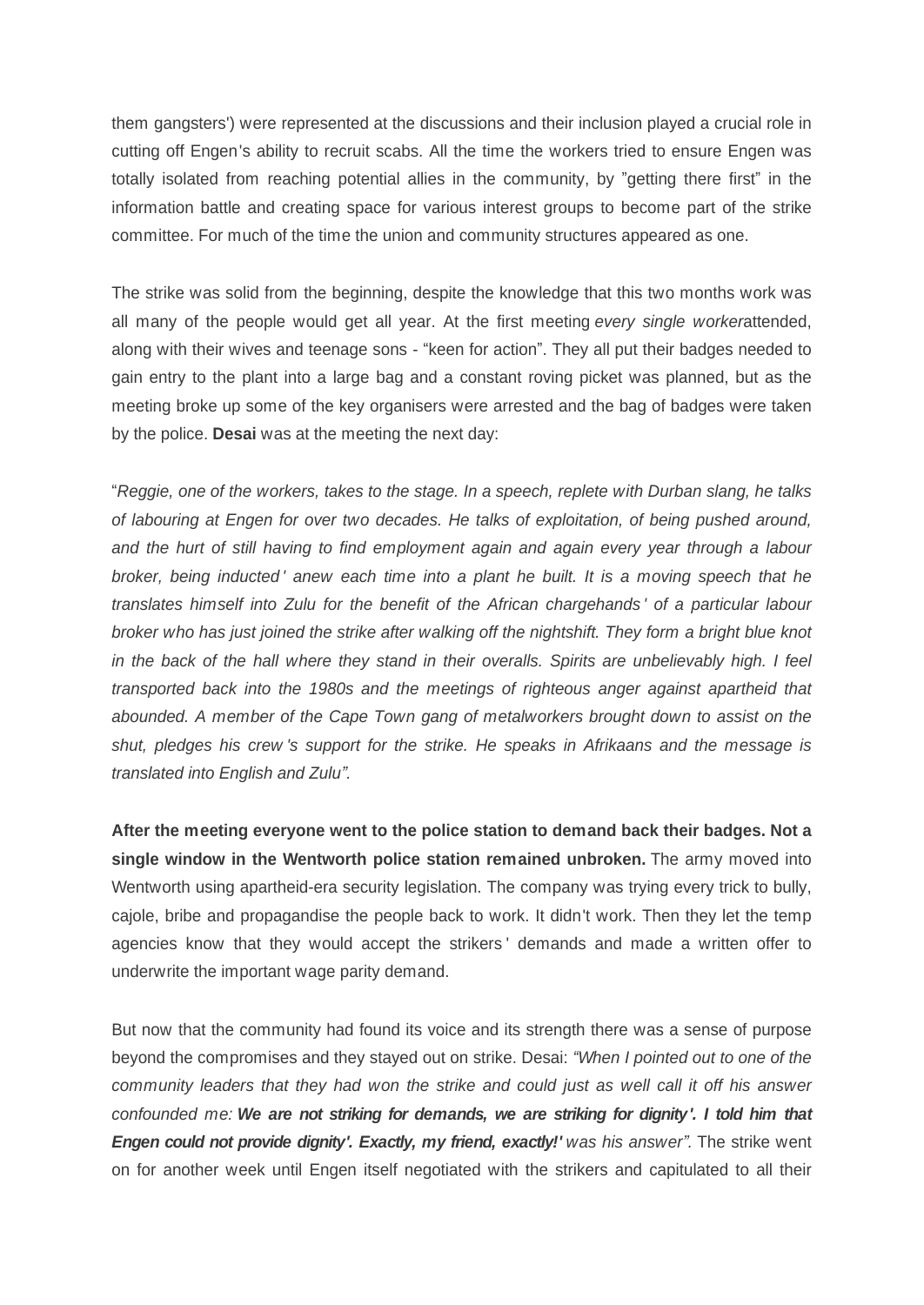them gangsters') were represented at the discussions and their inclusion played a crucial role in cutting off Engen's ability to recruit scabs. All the time the workers tried to ensure Engen was totally isolated from reaching potential allies in the community, by "getting there first" in the information battle and creating space for various interest groups to become part of the strike committee. For much of the time the union and community structures appeared as one.

The strike was solid from the beginning, despite the knowledge that this two months work was all many of the people would get all year. At the first meeting *every single worker*attended, along with their wives and teenage sons - "keen for action". They all put their badges needed to gain entry to the plant into a large bag and a constant roving picket was planned, but as the meeting broke up some of the key organisers were arrested and the bag of badges were taken by the police. **Desai** was at the meeting the next day:

"*Reggie, one of the workers, takes to the stage. In a speech, replete with Durban slang, he talks of labouring at Engen for over two decades. He talks of exploitation, of being pushed around, and the hurt of still having to find employment again and again every year through a labour broker, being inducted' anew each time into a plant he built. It is a moving speech that he translates himself into Zulu for the benefit of the African chargehands' of a particular labour broker who has just joined the strike after walking off the nightshift. They form a bright blue knot in the back of the hall where they stand in their overalls. Spirits are unbelievably high. I feel transported back into the 1980s and the meetings of righteous anger against apartheid that abounded. A member of the Cape Town gang of metalworkers brought down to assist on the shut, pledges his crew's support for the strike. He speaks in Afrikaans and the message is translated into English and Zulu".*

**After the meeting everyone went to the police station to demand back their badges. Not a single window in the Wentworth police station remained unbroken.** The army moved into Wentworth using apartheid-era security legislation. The company was trying every trick to bully, cajole, bribe and propagandise the people back to work. It didn't work. Then they let the temp agencies know that they would accept the strikers' demands and made a written offer to underwrite the important wage parity demand.

But now that the community had found its voice and its strength there was a sense of purpose beyond the compromises and they stayed out on strike. Desai: *"When I pointed out to one of the community leaders that they had won the strike and could just as well call it off his answer confounded me:* ***We are not striking for demands, we are striking for dignity'. I told him that Engen could not provide dignity'. Exactly, my friend, exactly!'*** *was his answer".* The strike went on for another week until Engen itself negotiated with the strikers and capitulated to all their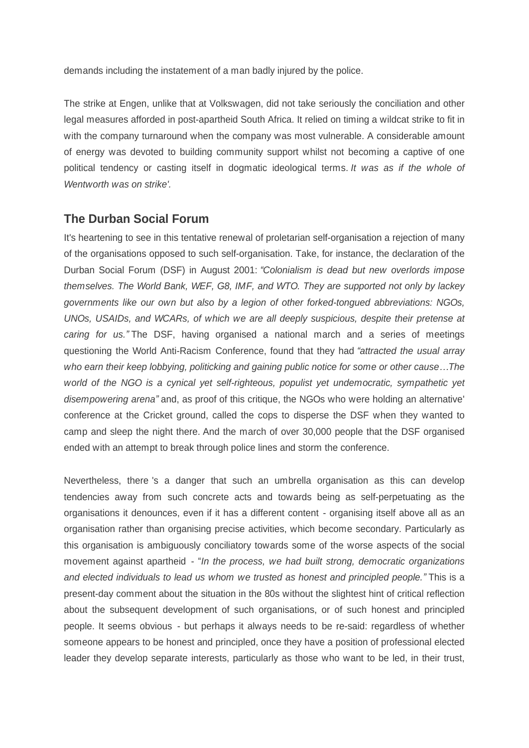demands including the instatement of a man badly injured by the police.

The strike at Engen, unlike that at Volkswagen, did not take seriously the conciliation and other legal measures afforded in post-apartheid South Africa. It relied on timing a wildcat strike to fit in with the company turnaround when the company was most vulnerable. A considerable amount of energy was devoted to building community support whilst not becoming a captive of one political tendency or casting itself in dogmatic ideological terms. *It was as if the whole of Wentworth was on strike'.*

## The Durban Social Forum

It's heartening to see in this tentative renewal of proletarian self-organisation a rejection of many of the organisations opposed to such self-organisation. Take, for instance, the declaration of the Durban Social Forum (DSF) in August 2001: *"Colonialism is dead but new overlords impose themselves. The World Bank, WEF, G8, IMF, and WTO. They are supported not only by lackey governments like our own but also by a legion of other forked-tongued abbreviations: NGOs, UNOs, USAIDs, and WCARs, of which we are all deeply suspicious, despite their pretense at caring for us."* The DSF, having organised a national march and a series of meetings questioning the World Anti-Racism Conference, found that they had *"attracted the usual array who earn their keep lobbying, politicking and gaining public notice for some or other cause…The world of the NGO is a cynical yet self-righteous, populist yet undemocratic, sympathetic yet disempowering arena"* and, as proof of this critique, the NGOs who were holding an alternative' conference at the Cricket ground, called the cops to disperse the DSF when they wanted to camp and sleep the night there. And the march of over 30,000 people that the DSF organised ended with an attempt to break through police lines and storm the conference.

Nevertheless, there 's a danger that such an umbrella organisation as this can develop tendencies away from such concrete acts and towards being as self-perpetuating as the organisations it denounces, even if it has a different content - organising itself above all as an organisation rather than organising precise activities, which become secondary. Particularly as this organisation is ambiguously conciliatory towards some of the worse aspects of the social movement against apartheid - "*In the process, we had built strong, democratic organizations and elected individuals to lead us whom we trusted as honest and principled people."* This is a present-day comment about the situation in the 80s without the slightest hint of critical reflection about the subsequent development of such organisations, or of such honest and principled people. It seems obvious - but perhaps it always needs to be re-said: regardless of whether someone appears to be honest and principled, once they have a position of professional elected leader they develop separate interests, particularly as those who want to be led, in their trust,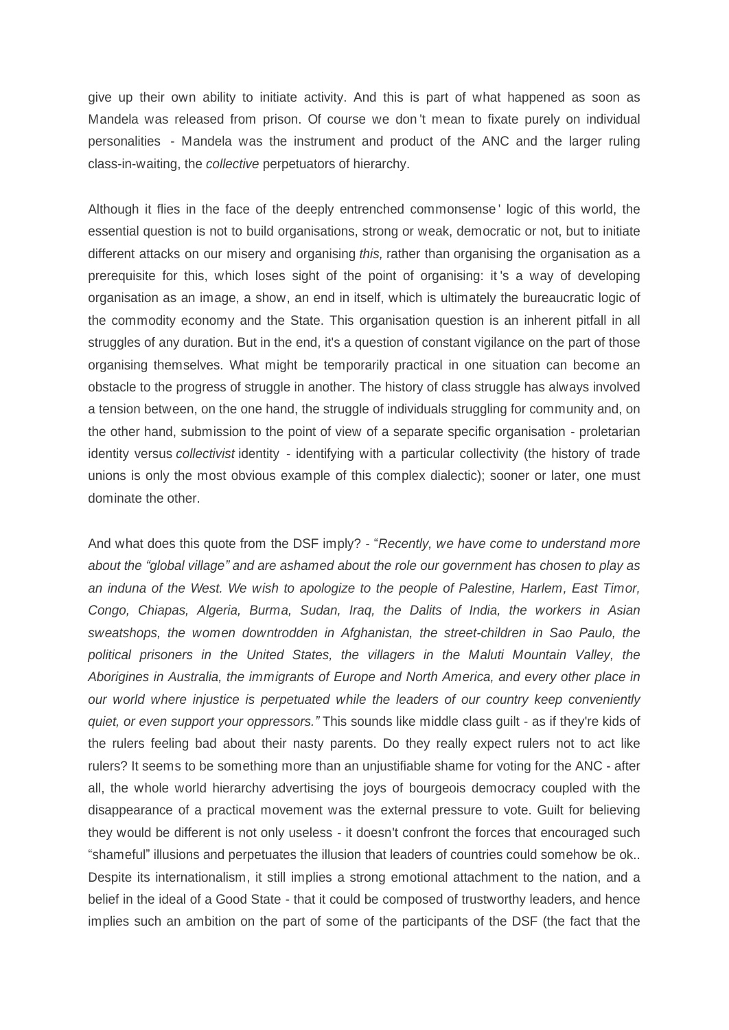give up their own ability to initiate activity. And this is part of what happened as soon as Mandela was released from prison. Of course we don't mean to fixate purely on individual personalities - Mandela was the instrument and product of the ANC and the larger ruling class-in-waiting, the *collective* perpetuators of hierarchy.

Although it flies in the face of the deeply entrenched commonsense' logic of this world, the essential question is not to build organisations, strong or weak, democratic or not, but to initiate different attacks on our misery and organising *this,* rather than organising the organisation as a prerequisite for this, which loses sight of the point of organising: it's a way of developing organisation as an image, a show, an end in itself, which is ultimately the bureaucratic logic of the commodity economy and the State. This organisation question is an inherent pitfall in all struggles of any duration. But in the end, it's a question of constant vigilance on the part of those organising themselves. What might be temporarily practical in one situation can become an obstacle to the progress of struggle in another. The history of class struggle has always involved a tension between, on the one hand, the struggle of individuals struggling for community and, on the other hand, submission to the point of view of a separate specific organisation - proletarian identity versus *collectivist* identity - identifying with a particular collectivity (the history of trade unions is only the most obvious example of this complex dialectic); sooner or later, one must dominate the other.

And what does this quote from the DSF imply? - "*Recently, we have come to understand more about the "global village" and are ashamed about the role our government has chosen to play as an induna of the West. We wish to apologize to the people of Palestine, Harlem, East Timor, Congo, Chiapas, Algeria, Burma, Sudan, Iraq, the Dalits of India, the workers in Asian sweatshops, the women downtrodden in Afghanistan, the street-children in Sao Paulo, the political prisoners in the United States, the villagers in the Maluti Mountain Valley, the Aborigines in Australia, the immigrants of Europe and North America, and every other place in our world where injustice is perpetuated while the leaders of our country keep conveniently quiet, or even support your oppressors."* This sounds like middle class guilt - as if they're kids of the rulers feeling bad about their nasty parents. Do they really expect rulers not to act like rulers? It seems to be something more than an unjustifiable shame for voting for the ANC - after all, the whole world hierarchy advertising the joys of bourgeois democracy coupled with the disappearance of a practical movement was the external pressure to vote. Guilt for believing they would be different is not only useless - it doesn't confront the forces that encouraged such "shameful" illusions and perpetuates the illusion that leaders of countries could somehow be ok.. Despite its internationalism, it still implies a strong emotional attachment to the nation, and a belief in the ideal of a Good State - that it could be composed of trustworthy leaders, and hence implies such an ambition on the part of some of the participants of the DSF (the fact that the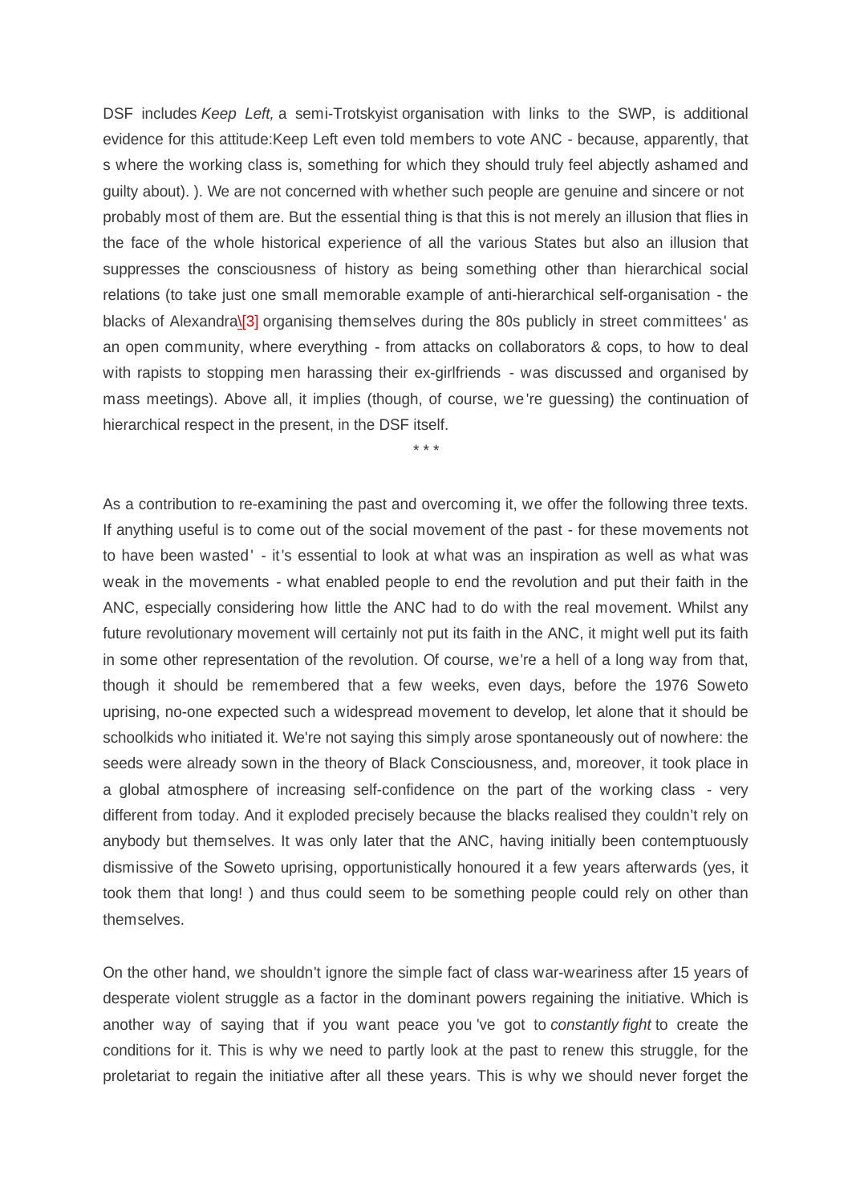DSF includes *Keep Left,* a semi-Trotskyist organisation with links to the SWP, is additional evidence for this attitude:Keep Left even told members to vote ANC - because, apparently, that s where the working class is, something for which they should truly feel abjectly ashamed and guilty about). ). We are not concerned with whether such people are genuine and sincere or not probably most of them are. But the essential thing is that this is not merely an illusion that flies in the face of the whole historical experience of all the various States but also an illusion that suppresses the consciousness of history as being something other than hierarchical social relations (to take just one small memorable example of anti-hierarchical self-organisation - the blacks of Alexandra\[3] organising themselves during the 80s publicly in street committees' as an open community, where everything - from attacks on collaborators & cops, to how to deal with rapists to stopping men harassing their ex-girlfriends - was discussed and organised by mass meetings). Above all, it implies (though, of course, we're guessing) the continuation of hierarchical respect in the present, in the DSF itself.

\* \* \*

As a contribution to re-examining the past and overcoming it, we offer the following three texts. If anything useful is to come out of the social movement of the past - for these movements not to have been wasted' - it's essential to look at what was an inspiration as well as what was weak in the movements - what enabled people to end the revolution and put their faith in the ANC, especially considering how little the ANC had to do with the real movement. Whilst any future revolutionary movement will certainly not put its faith in the ANC, it might well put its faith in some other representation of the revolution. Of course, we're a hell of a long way from that, though it should be remembered that a few weeks, even days, before the 1976 Soweto uprising, no-one expected such a widespread movement to develop, let alone that it should be schoolkids who initiated it. We're not saying this simply arose spontaneously out of nowhere: the seeds were already sown in the theory of Black Consciousness, and, moreover, it took place in a global atmosphere of increasing self-confidence on the part of the working class - very different from today. And it exploded precisely because the blacks realised they couldn't rely on anybody but themselves. It was only later that the ANC, having initially been contemptuously dismissive of the Soweto uprising, opportunistically honoured it a few years afterwards (yes, it took them that long! ) and thus could seem to be something people could rely on other than themselves.

On the other hand, we shouldn't ignore the simple fact of class war-weariness after 15 years of desperate violent struggle as a factor in the dominant powers regaining the initiative. Which is another way of saying that if you want peace you've got to *constantly fight* to create the conditions for it. This is why we need to partly look at the past to renew this struggle, for the proletariat to regain the initiative after all these years. This is why we should never forget the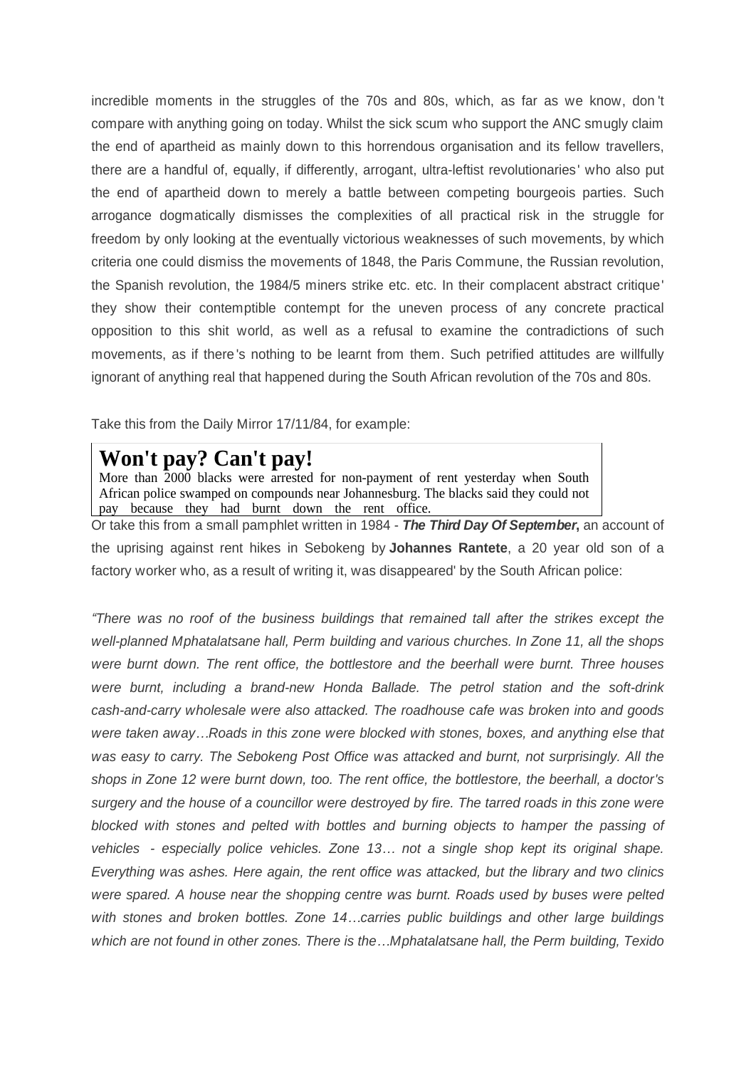incredible moments in the struggles of the 70s and 80s, which, as far as we know, don't compare with anything going on today. Whilst the sick scum who support the ANC smugly claim the end of apartheid as mainly down to this horrendous organisation and its fellow travellers, there are a handful of, equally, if differently, arrogant, ultra-leftist revolutionaries' who also put the end of apartheid down to merely a battle between competing bourgeois parties. Such arrogance dogmatically dismisses the complexities of all practical risk in the struggle for freedom by only looking at the eventually victorious weaknesses of such movements, by which criteria one could dismiss the movements of 1848, the Paris Commune, the Russian revolution, the Spanish revolution, the 1984/5 miners strike etc. etc. In their complacent abstract critique' they show their contemptible contempt for the uneven process of any concrete practical opposition to this shit world, as well as a refusal to examine the contradictions of such movements, as if there's nothing to be learnt from them. Such petrified attitudes are willfully ignorant of anything real that happened during the South African revolution of the 70s and 80s.

Take this from the Daily Mirror 17/11/84, for example:

> **Won't pay? Can't pay!**
>
> More than 2000 blacks were arrested for non-payment of rent yesterday when South African police swamped on compounds near Johannesburg. The blacks said they could not pay because they had burnt down the rent office.

Or take this from a small pamphlet written in 1984 - ***The Third Day Of September***, an account of the uprising against rent hikes in Sebokeng by **Johannes Rantete**, a 20 year old son of a factory worker who, as a result of writing it, was disappeared' by the South African police:

*"There was no roof of the business buildings that remained tall after the strikes except the well-planned Mphatalatsane hall, Perm building and various churches. In Zone 11, all the shops were burnt down. The rent office, the bottlestore and the beerhall were burnt. Three houses were burnt, including a brand-new Honda Ballade. The petrol station and the soft-drink cash-and-carry wholesale were also attacked. The roadhouse cafe was broken into and goods were taken away…Roads in this zone were blocked with stones, boxes, and anything else that was easy to carry. The Sebokeng Post Office was attacked and burnt, not surprisingly. All the shops in Zone 12 were burnt down, too. The rent office, the bottlestore, the beerhall, a doctor's surgery and the house of a councillor were destroyed by fire. The tarred roads in this zone were blocked with stones and pelted with bottles and burning objects to hamper the passing of vehicles - especially police vehicles. Zone 13… not a single shop kept its original shape. Everything was ashes. Here again, the rent office was attacked, but the library and two clinics were spared. A house near the shopping centre was burnt. Roads used by buses were pelted with stones and broken bottles. Zone 14…carries public buildings and other large buildings which are not found in other zones. There is the…Mphatalatsane hall, the Perm building, Texido*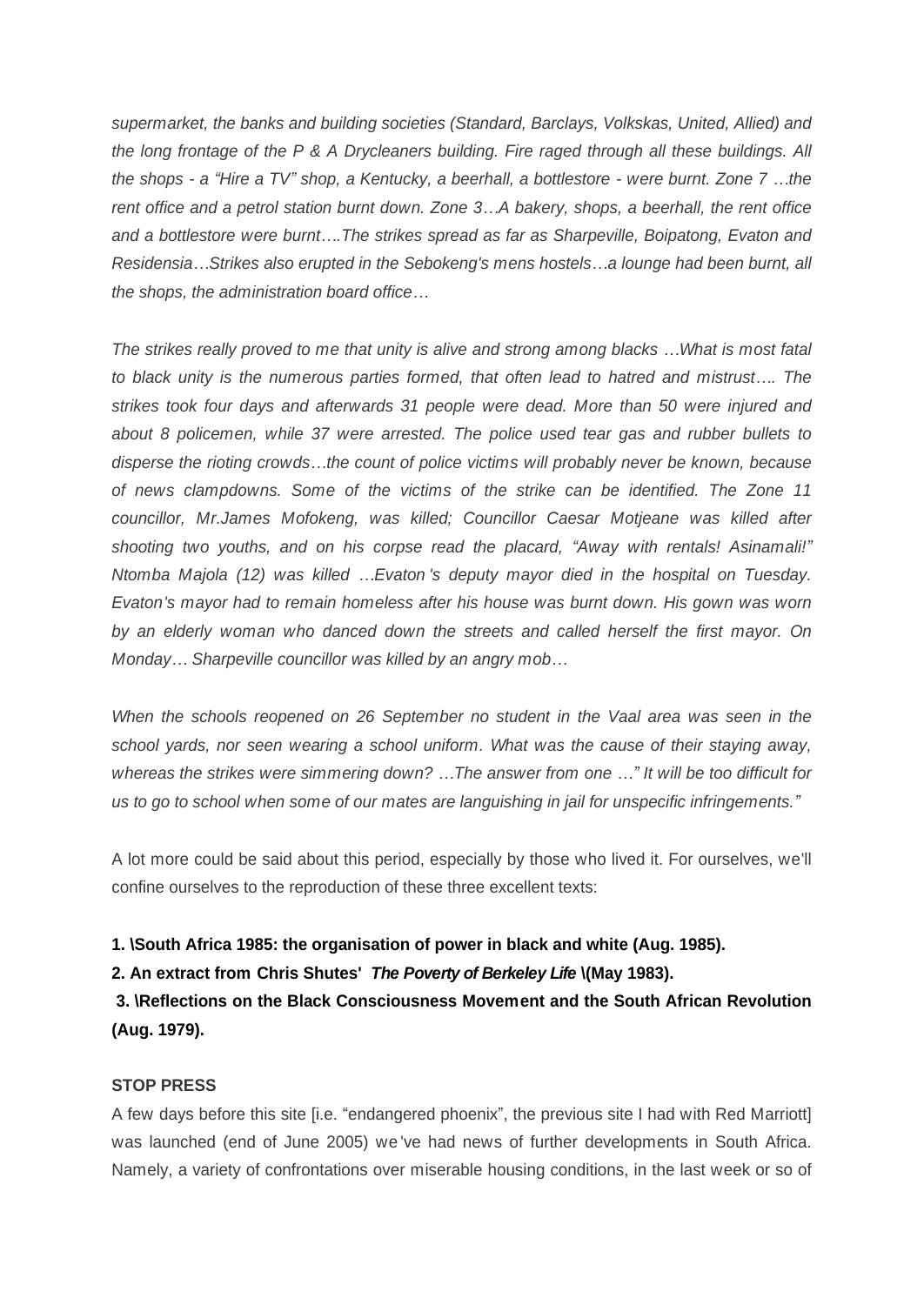*supermarket, the banks and building societies (Standard, Barclays, Volkskas, United, Allied) and the long frontage of the P & A Drycleaners building. Fire raged through all these buildings. All the shops - a "Hire a TV" shop, a Kentucky, a beerhall, a bottlestore - were burnt. Zone 7 …the rent office and a petrol station burnt down. Zone 3…A bakery, shops, a beerhall, the rent office and a bottlestore were burnt….The strikes spread as far as Sharpeville, Boipatong, Evaton and Residensia…Strikes also erupted in the Sebokeng's mens hostels…a lounge had been burnt, all the shops, the administration board office…*

*The strikes really proved to me that unity is alive and strong among blacks …What is most fatal to black unity is the numerous parties formed, that often lead to hatred and mistrust…. The strikes took four days and afterwards 31 people were dead. More than 50 were injured and about 8 policemen, while 37 were arrested. The police used tear gas and rubber bullets to disperse the rioting crowds…the count of police victims will probably never be known, because of news clampdowns. Some of the victims of the strike can be identified. The Zone 11 councillor, Mr.James Mofokeng, was killed; Councillor Caesar Motjeane was killed after shooting two youths, and on his corpse read the placard, "Away with rentals! Asinamali!" Ntomba Majola (12) was killed …Evaton's deputy mayor died in the hospital on Tuesday. Evaton's mayor had to remain homeless after his house was burnt down. His gown was worn by an elderly woman who danced down the streets and called herself the first mayor. On Monday… Sharpeville councillor was killed by an angry mob…*

*When the schools reopened on 26 September no student in the Vaal area was seen in the school yards, nor seen wearing a school uniform. What was the cause of their staying away, whereas the strikes were simmering down? …The answer from one …" It will be too difficult for us to go to school when some of our mates are languishing in jail for unspecific infringements."*

A lot more could be said about this period, especially by those who lived it. For ourselves, we'll confine ourselves to the reproduction of these three excellent texts:

**1. \South Africa 1985: the organisation of power in black and white (Aug. 1985).**

**2. An extract from Chris Shutes' *The Poverty of Berkeley Life* \(May 1983).**

**3. \Reflections on the Black Consciousness Movement and the South African Revolution (Aug. 1979).**

**STOP PRESS**

A few days before this site [i.e. "endangered phoenix", the previous site I had with Red Marriott] was launched (end of June 2005) we've had news of further developments in South Africa. Namely, a variety of confrontations over miserable housing conditions, in the last week or so of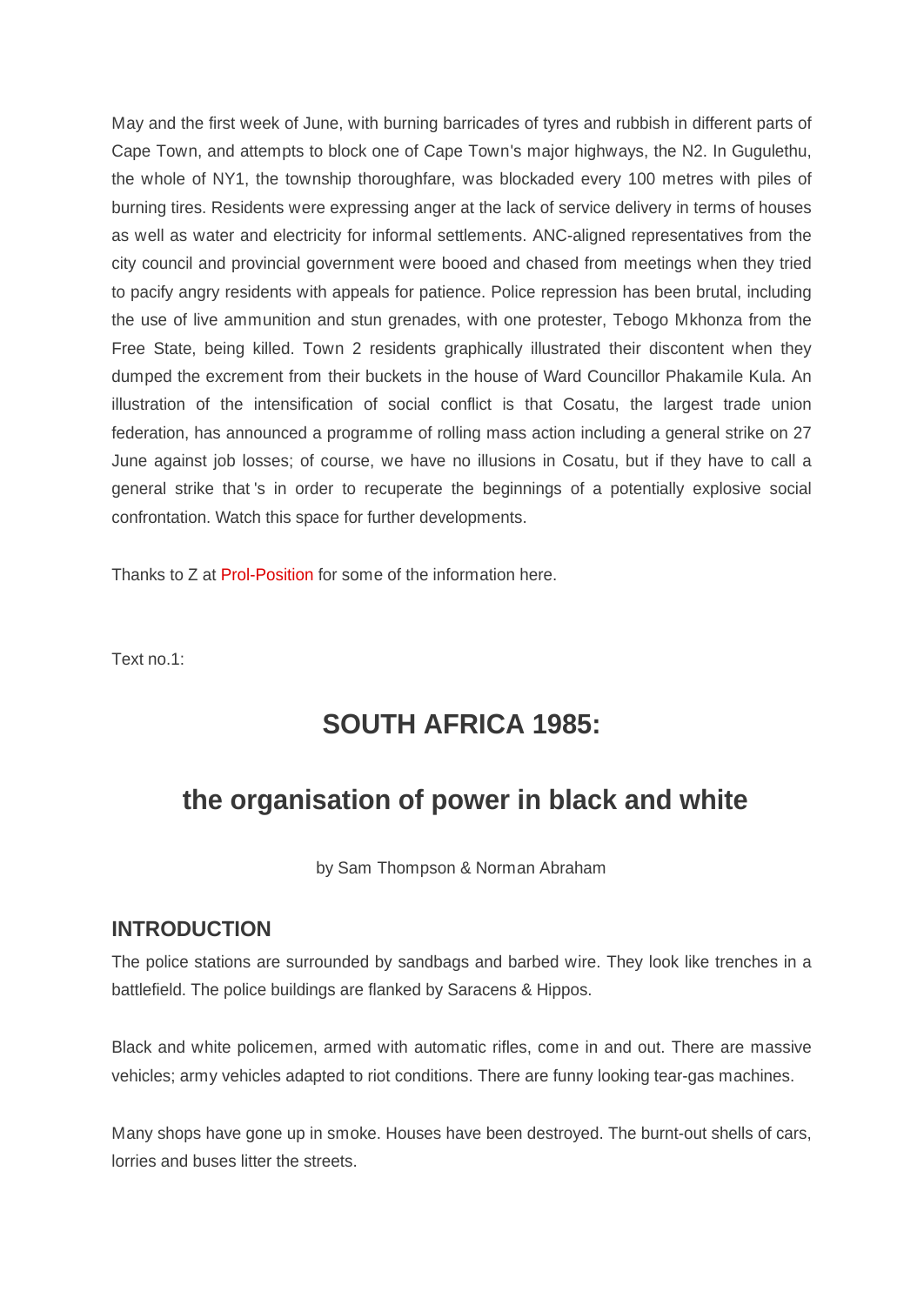May and the first week of June, with burning barricades of tyres and rubbish in different parts of Cape Town, and attempts to block one of Cape Town's major highways, the N2. In Gugulethu, the whole of NY1, the township thoroughfare, was blockaded every 100 metres with piles of burning tires. Residents were expressing anger at the lack of service delivery in terms of houses as well as water and electricity for informal settlements. ANC-aligned representatives from the city council and provincial government were booed and chased from meetings when they tried to pacify angry residents with appeals for patience. Police repression has been brutal, including the use of live ammunition and stun grenades, with one protester, Tebogo Mkhonza from the Free State, being killed. Town 2 residents graphically illustrated their discontent when they dumped the excrement from their buckets in the house of Ward Councillor Phakamile Kula. An illustration of the intensification of social conflict is that Cosatu, the largest trade union federation, has announced a programme of rolling mass action including a general strike on 27 June against job losses; of course, we have no illusions in Cosatu, but if they have to call a general strike that 's in order to recuperate the beginnings of a potentially explosive social confrontation. Watch this space for further developments.

Thanks to Z at Prol-Position for some of the information here.

Text no.1:

# SOUTH AFRICA 1985:

## the organisation of power in black and white

by Sam Thompson & Norman Abraham

### INTRODUCTION

The police stations are surrounded by sandbags and barbed wire. They look like trenches in a battlefield. The police buildings are flanked by Saracens & Hippos.

Black and white policemen, armed with automatic rifles, come in and out. There are massive vehicles; army vehicles adapted to riot conditions. There are funny looking tear-gas machines.

Many shops have gone up in smoke. Houses have been destroyed. The burnt-out shells of cars, lorries and buses litter the streets.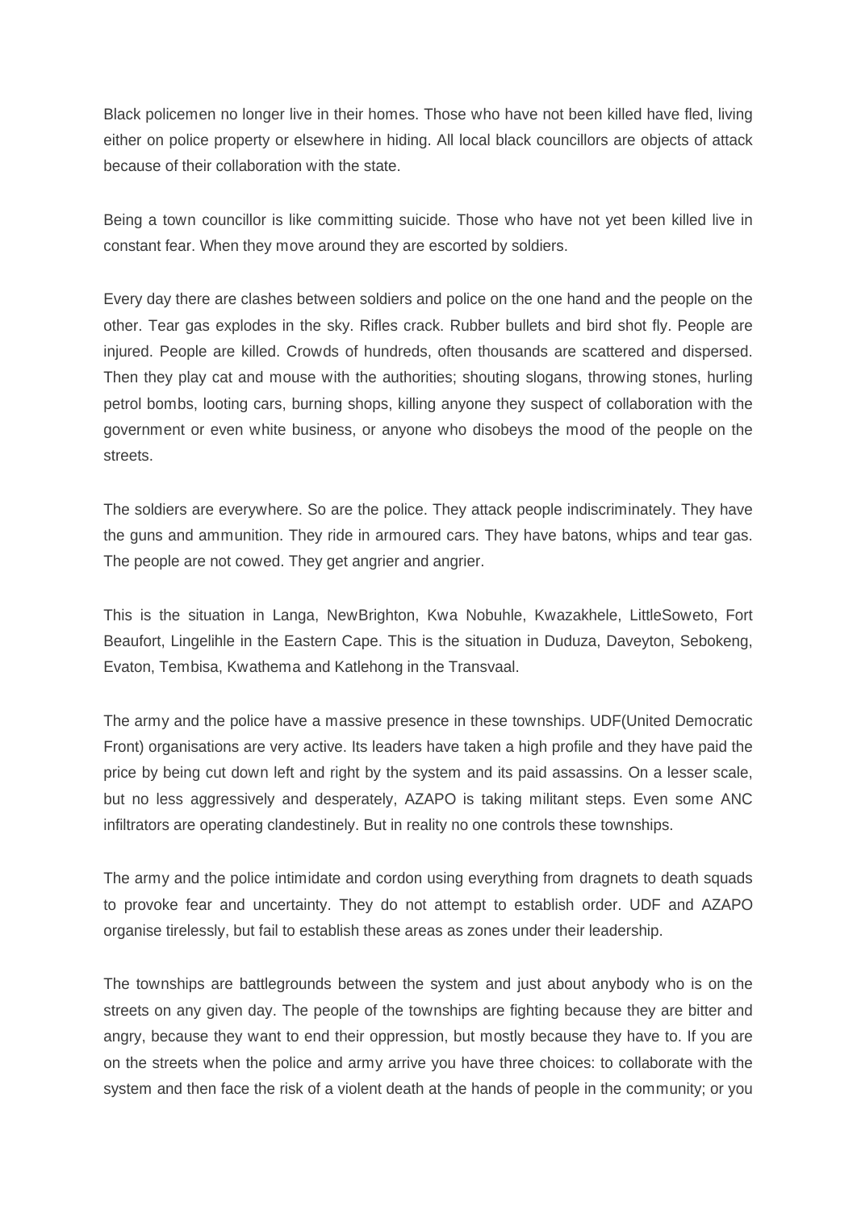Black policemen no longer live in their homes. Those who have not been killed have fled, living either on police property or elsewhere in hiding. All local black councillors are objects of attack because of their collaboration with the state.

Being a town councillor is like committing suicide. Those who have not yet been killed live in constant fear. When they move around they are escorted by soldiers.

Every day there are clashes between soldiers and police on the one hand and the people on the other. Tear gas explodes in the sky. Rifles crack. Rubber bullets and bird shot fly. People are injured. People are killed. Crowds of hundreds, often thousands are scattered and dispersed. Then they play cat and mouse with the authorities; shouting slogans, throwing stones, hurling petrol bombs, looting cars, burning shops, killing anyone they suspect of collaboration with the government or even white business, or anyone who disobeys the mood of the people on the streets.

The soldiers are everywhere. So are the police. They attack people indiscriminately. They have the guns and ammunition. They ride in armoured cars. They have batons, whips and tear gas. The people are not cowed. They get angrier and angrier.

This is the situation in Langa, NewBrighton, Kwa Nobuhle, Kwazakhele, LittleSoweto, Fort Beaufort, Lingelihle in the Eastern Cape. This is the situation in Duduza, Daveyton, Sebokeng, Evaton, Tembisa, Kwathema and Katlehong in the Transvaal.

The army and the police have a massive presence in these townships. UDF(United Democratic Front) organisations are very active. Its leaders have taken a high profile and they have paid the price by being cut down left and right by the system and its paid assassins. On a lesser scale, but no less aggressively and desperately, AZAPO is taking militant steps. Even some ANC infiltrators are operating clandestinely. But in reality no one controls these townships.

The army and the police intimidate and cordon using everything from dragnets to death squads to provoke fear and uncertainty. They do not attempt to establish order. UDF and AZAPO organise tirelessly, but fail to establish these areas as zones under their leadership.

The townships are battlegrounds between the system and just about anybody who is on the streets on any given day. The people of the townships are fighting because they are bitter and angry, because they want to end their oppression, but mostly because they have to. If you are on the streets when the police and army arrive you have three choices: to collaborate with the system and then face the risk of a violent death at the hands of people in the community; or you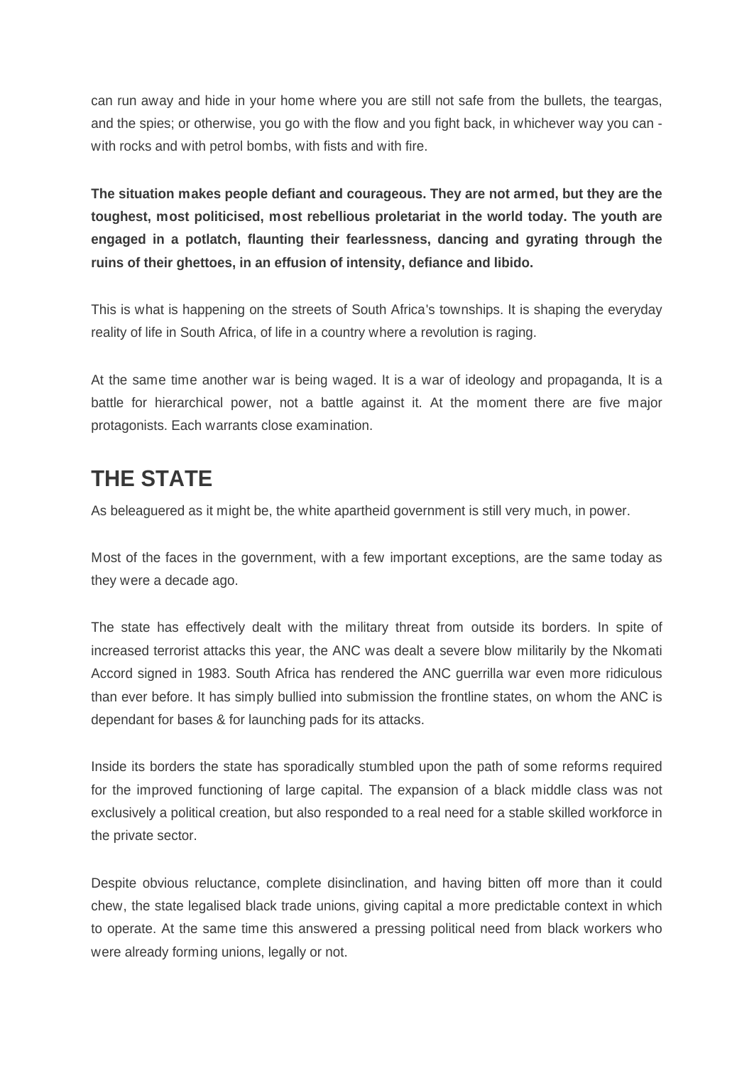can run away and hide in your home where you are still not safe from the bullets, the teargas, and the spies; or otherwise, you go with the flow and you fight back, in whichever way you can - with rocks and with petrol bombs, with fists and with fire.

**The situation makes people defiant and courageous. They are not armed, but they are the toughest, most politicised, most rebellious proletariat in the world today. The youth are engaged in a potlatch, flaunting their fearlessness, dancing and gyrating through the ruins of their ghettoes, in an effusion of intensity, defiance and libido.**

This is what is happening on the streets of South Africa's townships. It is shaping the everyday reality of life in South Africa, of life in a country where a revolution is raging.

At the same time another war is being waged. It is a war of ideology and propaganda, It is a battle for hierarchical power, not a battle against it. At the moment there are five major protagonists. Each warrants close examination.

## THE STATE

As beleaguered as it might be, the white apartheid government is still very much, in power.

Most of the faces in the government, with a few important exceptions, are the same today as they were a decade ago.

The state has effectively dealt with the military threat from outside its borders. In spite of increased terrorist attacks this year, the ANC was dealt a severe blow militarily by the Nkomati Accord signed in 1983. South Africa has rendered the ANC guerrilla war even more ridiculous than ever before. It has simply bullied into submission the frontline states, on whom the ANC is dependant for bases & for launching pads for its attacks.

Inside its borders the state has sporadically stumbled upon the path of some reforms required for the improved functioning of large capital. The expansion of a black middle class was not exclusively a political creation, but also responded to a real need for a stable skilled workforce in the private sector.

Despite obvious reluctance, complete disinclination, and having bitten off more than it could chew, the state legalised black trade unions, giving capital a more predictable context in which to operate. At the same time this answered a pressing political need from black workers who were already forming unions, legally or not.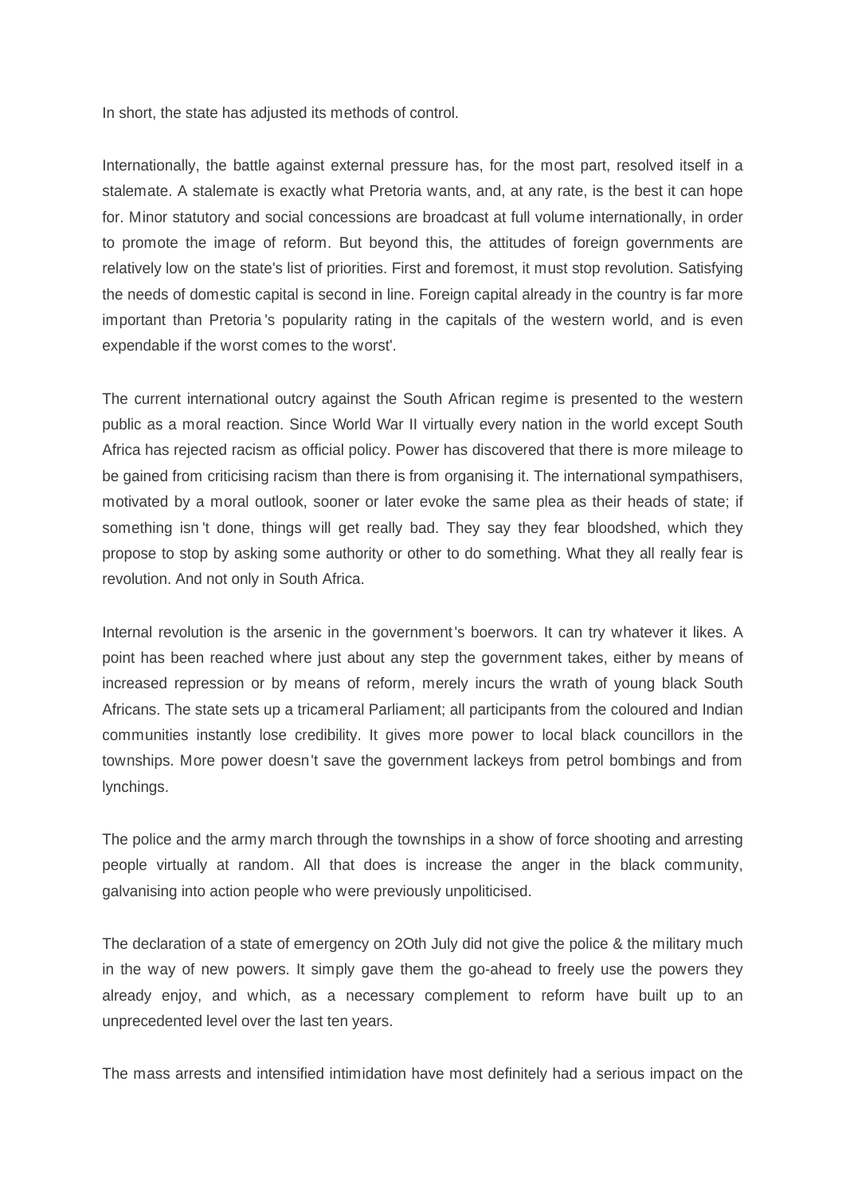In short, the state has adjusted its methods of control.

Internationally, the battle against external pressure has, for the most part, resolved itself in a stalemate. A stalemate is exactly what Pretoria wants, and, at any rate, is the best it can hope for. Minor statutory and social concessions are broadcast at full volume internationally, in order to promote the image of reform. But beyond this, the attitudes of foreign governments are relatively low on the state's list of priorities. First and foremost, it must stop revolution. Satisfying the needs of domestic capital is second in line. Foreign capital already in the country is far more important than Pretoria's popularity rating in the capitals of the western world, and is even expendable if the worst comes to the worst'.

The current international outcry against the South African regime is presented to the western public as a moral reaction. Since World War II virtually every nation in the world except South Africa has rejected racism as official policy. Power has discovered that there is more mileage to be gained from criticising racism than there is from organising it. The international sympathisers, motivated by a moral outlook, sooner or later evoke the same plea as their heads of state; if something isn't done, things will get really bad. They say they fear bloodshed, which they propose to stop by asking some authority or other to do something. What they all really fear is revolution. And not only in South Africa.

Internal revolution is the arsenic in the government's boerwors. It can try whatever it likes. A point has been reached where just about any step the government takes, either by means of increased repression or by means of reform, merely incurs the wrath of young black South Africans. The state sets up a tricameral Parliament; all participants from the coloured and Indian communities instantly lose credibility. It gives more power to local black councillors in the townships. More power doesn't save the government lackeys from petrol bombings and from lynchings.

The police and the army march through the townships in a show of force shooting and arresting people virtually at random. All that does is increase the anger in the black community, galvanising into action people who were previously unpoliticised.

The declaration of a state of emergency on 2Oth July did not give the police & the military much in the way of new powers. It simply gave them the go-ahead to freely use the powers they already enjoy, and which, as a necessary complement to reform have built up to an unprecedented level over the last ten years.

The mass arrests and intensified intimidation have most definitely had a serious impact on the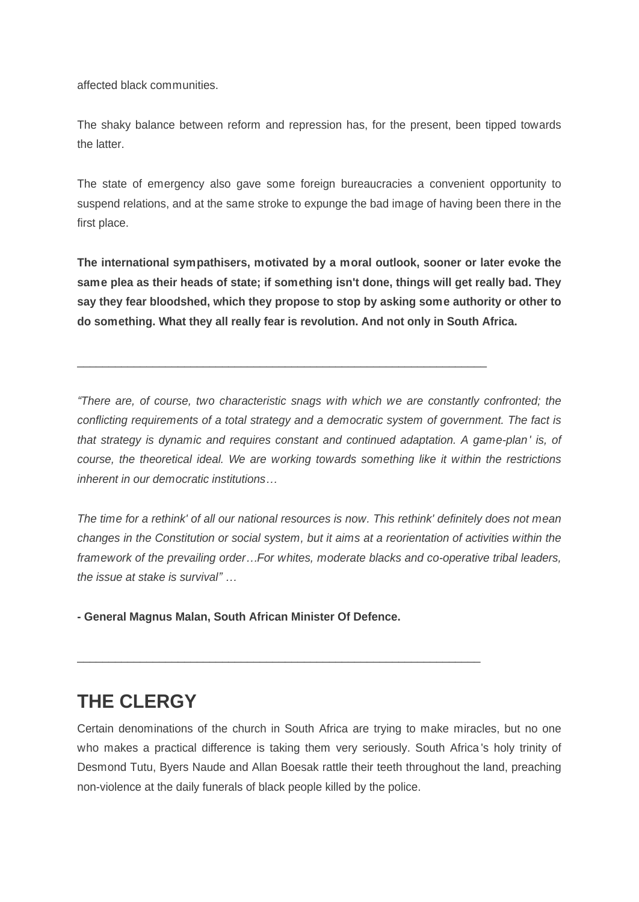affected black communities.

The shaky balance between reform and repression has, for the present, been tipped towards the latter.

The state of emergency also gave some foreign bureaucracies a convenient opportunity to suspend relations, and at the same stroke to expunge the bad image of having been there in the first place.

**The international sympathisers, motivated by a moral outlook, sooner or later evoke the same plea as their heads of state; if something isn't done, things will get really bad. They say they fear bloodshed, which they propose to stop by asking some authority or other to do something. What they all really fear is revolution. And not only in South Africa.**

---

*"There are, of course, two characteristic snags with which we are constantly confronted; the conflicting requirements of a total strategy and a democratic system of government. The fact is that strategy is dynamic and requires constant and continued adaptation. A game-plan' is, of course, the theoretical ideal. We are working towards something like it within the restrictions inherent in our democratic institutions…*

*The time for a rethink' of all our national resources is now. This rethink' definitely does not mean changes in the Constitution or social system, but it aims at a reorientation of activities within the framework of the prevailing order…For whites, moderate blacks and co-operative tribal leaders, the issue at stake is survival" …*

**- General Magnus Malan, South African Minister Of Defence.**

---

## THE CLERGY

Certain denominations of the church in South Africa are trying to make miracles, but no one who makes a practical difference is taking them very seriously. South Africa's holy trinity of Desmond Tutu, Byers Naude and Allan Boesak rattle their teeth throughout the land, preaching non-violence at the daily funerals of black people killed by the police.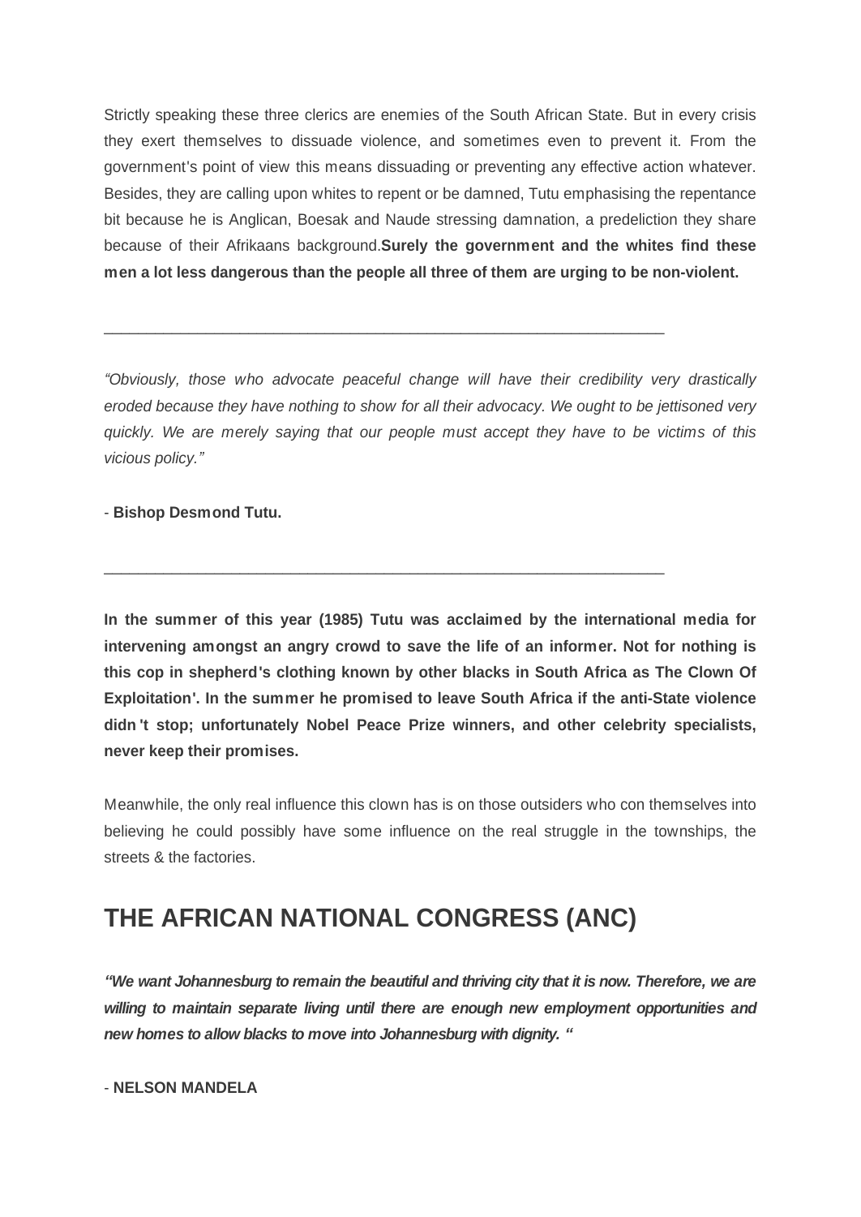Strictly speaking these three clerics are enemies of the South African State. But in every crisis they exert themselves to dissuade violence, and sometimes even to prevent it. From the government's point of view this means dissuading or preventing any effective action whatever. Besides, they are calling upon whites to repent or be damned, Tutu emphasising the repentance bit because he is Anglican, Boesak and Naude stressing damnation, a predeliction they share because of their Afrikaans background.**Surely the government and the whites find these men a lot less dangerous than the people all three of them are urging to be non-violent.**

---

*"Obviously, those who advocate peaceful change will have their credibility very drastically eroded because they have nothing to show for all their advocacy. We ought to be jettisoned very quickly. We are merely saying that our people must accept they have to be victims of this vicious policy."*

\- **Bishop Desmond Tutu.**

---

**In the summer of this year (1985) Tutu was acclaimed by the international media for intervening amongst an angry crowd to save the life of an informer. Not for nothing is this cop in shepherd's clothing known by other blacks in South Africa as The Clown Of Exploitation'. In the summer he promised to leave South Africa if the anti-State violence didn't stop; unfortunately Nobel Peace Prize winners, and other celebrity specialists, never keep their promises.**

Meanwhile, the only real influence this clown has is on those outsiders who con themselves into believing he could possibly have some influence on the real struggle in the townships, the streets & the factories.

## THE AFRICAN NATIONAL CONGRESS (ANC)

***"We want Johannesburg to remain the beautiful and thriving city that it is now. Therefore, we are willing to maintain separate living until there are enough new employment opportunities and new homes to allow blacks to move into Johannesburg with dignity. "***

\- **NELSON MANDELA**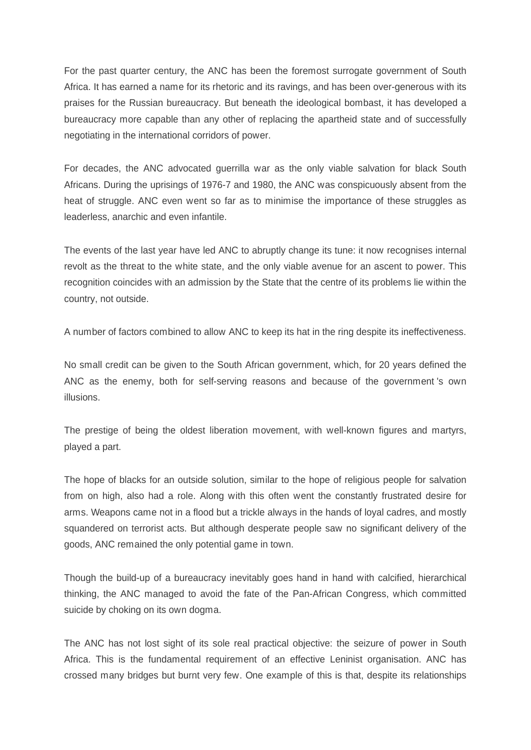For the past quarter century, the ANC has been the foremost surrogate government of South Africa. It has earned a name for its rhetoric and its ravings, and has been over-generous with its praises for the Russian bureaucracy. But beneath the ideological bombast, it has developed a bureaucracy more capable than any other of replacing the apartheid state and of successfully negotiating in the international corridors of power.

For decades, the ANC advocated guerrilla war as the only viable salvation for black South Africans. During the uprisings of 1976-7 and 1980, the ANC was conspicuously absent from the heat of struggle. ANC even went so far as to minimise the importance of these struggles as leaderless, anarchic and even infantile.

The events of the last year have led ANC to abruptly change its tune: it now recognises internal revolt as the threat to the white state, and the only viable avenue for an ascent to power. This recognition coincides with an admission by the State that the centre of its problems lie within the country, not outside.

A number of factors combined to allow ANC to keep its hat in the ring despite its ineffectiveness.

No small credit can be given to the South African government, which, for 20 years defined the ANC as the enemy, both for self-serving reasons and because of the government 's own illusions.

The prestige of being the oldest liberation movement, with well-known figures and martyrs, played a part.

The hope of blacks for an outside solution, similar to the hope of religious people for salvation from on high, also had a role. Along with this often went the constantly frustrated desire for arms. Weapons came not in a flood but a trickle always in the hands of loyal cadres, and mostly squandered on terrorist acts. But although desperate people saw no significant delivery of the goods, ANC remained the only potential game in town.

Though the build-up of a bureaucracy inevitably goes hand in hand with calcified, hierarchical thinking, the ANC managed to avoid the fate of the Pan-African Congress, which committed suicide by choking on its own dogma.

The ANC has not lost sight of its sole real practical objective: the seizure of power in South Africa. This is the fundamental requirement of an effective Leninist organisation. ANC has crossed many bridges but burnt very few. One example of this is that, despite its relationships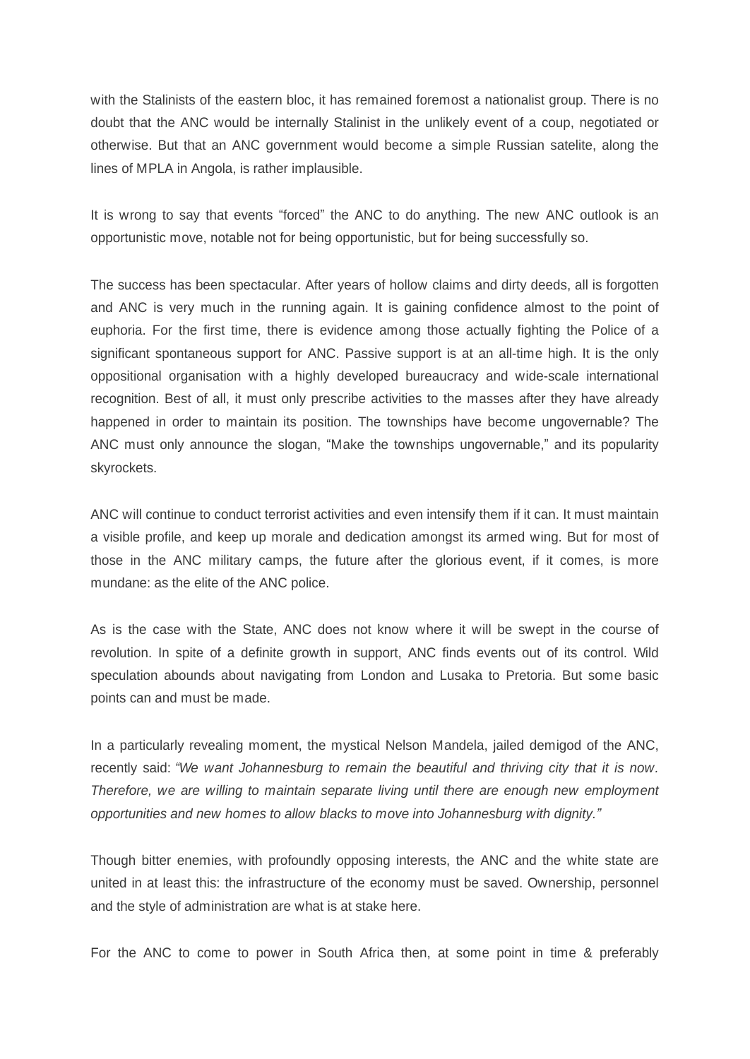with the Stalinists of the eastern bloc, it has remained foremost a nationalist group. There is no doubt that the ANC would be internally Stalinist in the unlikely event of a coup, negotiated or otherwise. But that an ANC government would become a simple Russian satelite, along the lines of MPLA in Angola, is rather implausible.

It is wrong to say that events "forced" the ANC to do anything. The new ANC outlook is an opportunistic move, notable not for being opportunistic, but for being successfully so.

The success has been spectacular. After years of hollow claims and dirty deeds, all is forgotten and ANC is very much in the running again. It is gaining confidence almost to the point of euphoria. For the first time, there is evidence among those actually fighting the Police of a significant spontaneous support for ANC. Passive support is at an all-time high. It is the only oppositional organisation with a highly developed bureaucracy and wide-scale international recognition. Best of all, it must only prescribe activities to the masses after they have already happened in order to maintain its position. The townships have become ungovernable? The ANC must only announce the slogan, "Make the townships ungovernable," and its popularity skyrockets.

ANC will continue to conduct terrorist activities and even intensify them if it can. It must maintain a visible profile, and keep up morale and dedication amongst its armed wing. But for most of those in the ANC military camps, the future after the glorious event, if it comes, is more mundane: as the elite of the ANC police.

As is the case with the State, ANC does not know where it will be swept in the course of revolution. In spite of a definite growth in support, ANC finds events out of its control. Wild speculation abounds about navigating from London and Lusaka to Pretoria. But some basic points can and must be made.

In a particularly revealing moment, the mystical Nelson Mandela, jailed demigod of the ANC, recently said: *"We want Johannesburg to remain the beautiful and thriving city that it is now. Therefore, we are willing to maintain separate living until there are enough new employment opportunities and new homes to allow blacks to move into Johannesburg with dignity."*

Though bitter enemies, with profoundly opposing interests, the ANC and the white state are united in at least this: the infrastructure of the economy must be saved. Ownership, personnel and the style of administration are what is at stake here.

For the ANC to come to power in South Africa then, at some point in time & preferably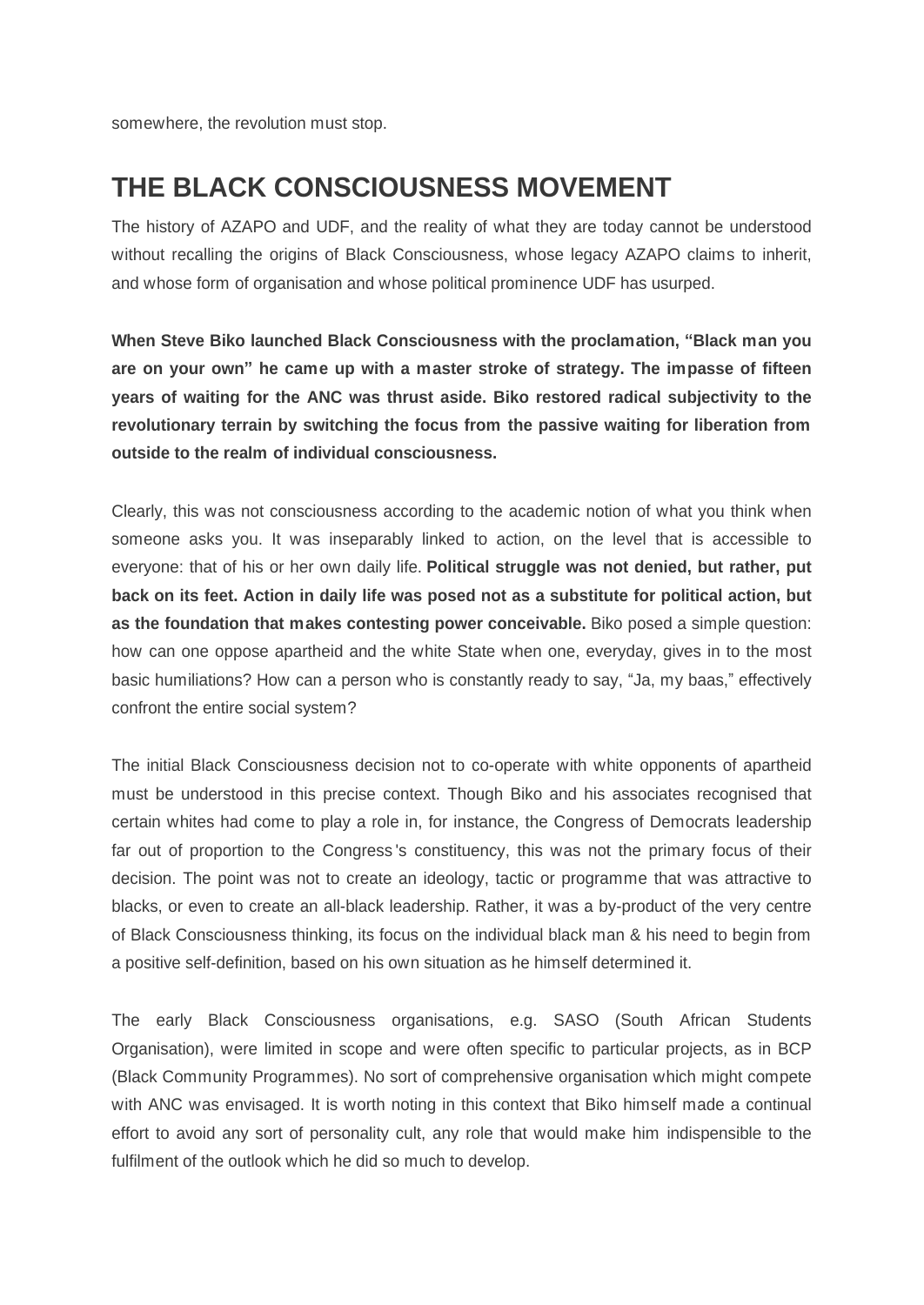somewhere, the revolution must stop.

## THE BLACK CONSCIOUSNESS MOVEMENT

The history of AZAPO and UDF, and the reality of what they are today cannot be understood without recalling the origins of Black Consciousness, whose legacy AZAPO claims to inherit, and whose form of organisation and whose political prominence UDF has usurped.

**When Steve Biko launched Black Consciousness with the proclamation, "Black man you are on your own" he came up with a master stroke of strategy. The impasse of fifteen years of waiting for the ANC was thrust aside. Biko restored radical subjectivity to the revolutionary terrain by switching the focus from the passive waiting for liberation from outside to the realm of individual consciousness.**

Clearly, this was not consciousness according to the academic notion of what you think when someone asks you. It was inseparably linked to action, on the level that is accessible to everyone: that of his or her own daily life. **Political struggle was not denied, but rather, put back on its feet. Action in daily life was posed not as a substitute for political action, but as the foundation that makes contesting power conceivable.** Biko posed a simple question: how can one oppose apartheid and the white State when one, everyday, gives in to the most basic humiliations? How can a person who is constantly ready to say, "Ja, my baas," effectively confront the entire social system?

The initial Black Consciousness decision not to co-operate with white opponents of apartheid must be understood in this precise context. Though Biko and his associates recognised that certain whites had come to play a role in, for instance, the Congress of Democrats leadership far out of proportion to the Congress's constituency, this was not the primary focus of their decision. The point was not to create an ideology, tactic or programme that was attractive to blacks, or even to create an all-black leadership. Rather, it was a by-product of the very centre of Black Consciousness thinking, its focus on the individual black man & his need to begin from a positive self-definition, based on his own situation as he himself determined it.

The early Black Consciousness organisations, e.g. SASO (South African Students Organisation), were limited in scope and were often specific to particular projects, as in BCP (Black Community Programmes). No sort of comprehensive organisation which might compete with ANC was envisaged. It is worth noting in this context that Biko himself made a continual effort to avoid any sort of personality cult, any role that would make him indispensible to the fulfilment of the outlook which he did so much to develop.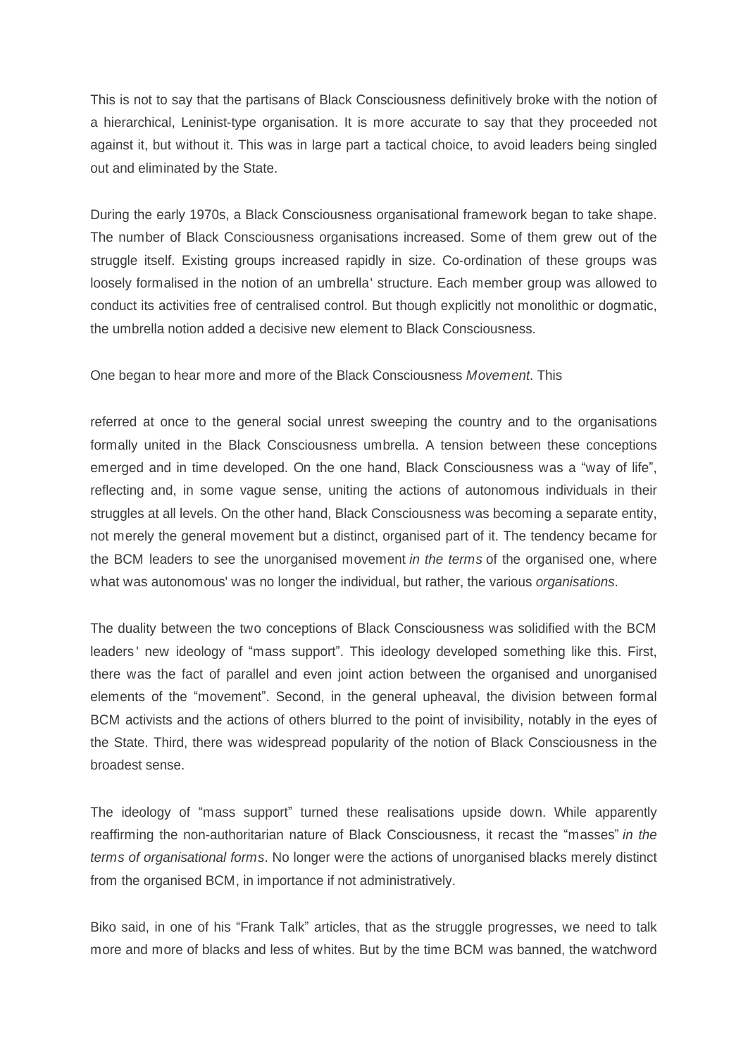This is not to say that the partisans of Black Consciousness definitively broke with the notion of a hierarchical, Leninist-type organisation. It is more accurate to say that they proceeded not against it, but without it. This was in large part a tactical choice, to avoid leaders being singled out and eliminated by the State.

During the early 1970s, a Black Consciousness organisational framework began to take shape. The number of Black Consciousness organisations increased. Some of them grew out of the struggle itself. Existing groups increased rapidly in size. Co-ordination of these groups was loosely formalised in the notion of an umbrella' structure. Each member group was allowed to conduct its activities free of centralised control. But though explicitly not monolithic or dogmatic, the umbrella notion added a decisive new element to Black Consciousness.

One began to hear more and more of the Black Consciousness *Movement*. This

referred at once to the general social unrest sweeping the country and to the organisations formally united in the Black Consciousness umbrella. A tension between these conceptions emerged and in time developed. On the one hand, Black Consciousness was a "way of life", reflecting and, in some vague sense, uniting the actions of autonomous individuals in their struggles at all levels. On the other hand, Black Consciousness was becoming a separate entity, not merely the general movement but a distinct, organised part of it. The tendency became for the BCM leaders to see the unorganised movement *in the terms* of the organised one, where what was autonomous' was no longer the individual, but rather, the various *organisations*.

The duality between the two conceptions of Black Consciousness was solidified with the BCM leaders' new ideology of "mass support". This ideology developed something like this. First, there was the fact of parallel and even joint action between the organised and unorganised elements of the "movement". Second, in the general upheaval, the division between formal BCM activists and the actions of others blurred to the point of invisibility, notably in the eyes of the State. Third, there was widespread popularity of the notion of Black Consciousness in the broadest sense.

The ideology of "mass support" turned these realisations upside down. While apparently reaffirming the non-authoritarian nature of Black Consciousness, it recast the "masses" *in the terms of organisational forms*. No longer were the actions of unorganised blacks merely distinct from the organised BCM, in importance if not administratively.

Biko said, in one of his "Frank Talk" articles, that as the struggle progresses, we need to talk more and more of blacks and less of whites. But by the time BCM was banned, the watchword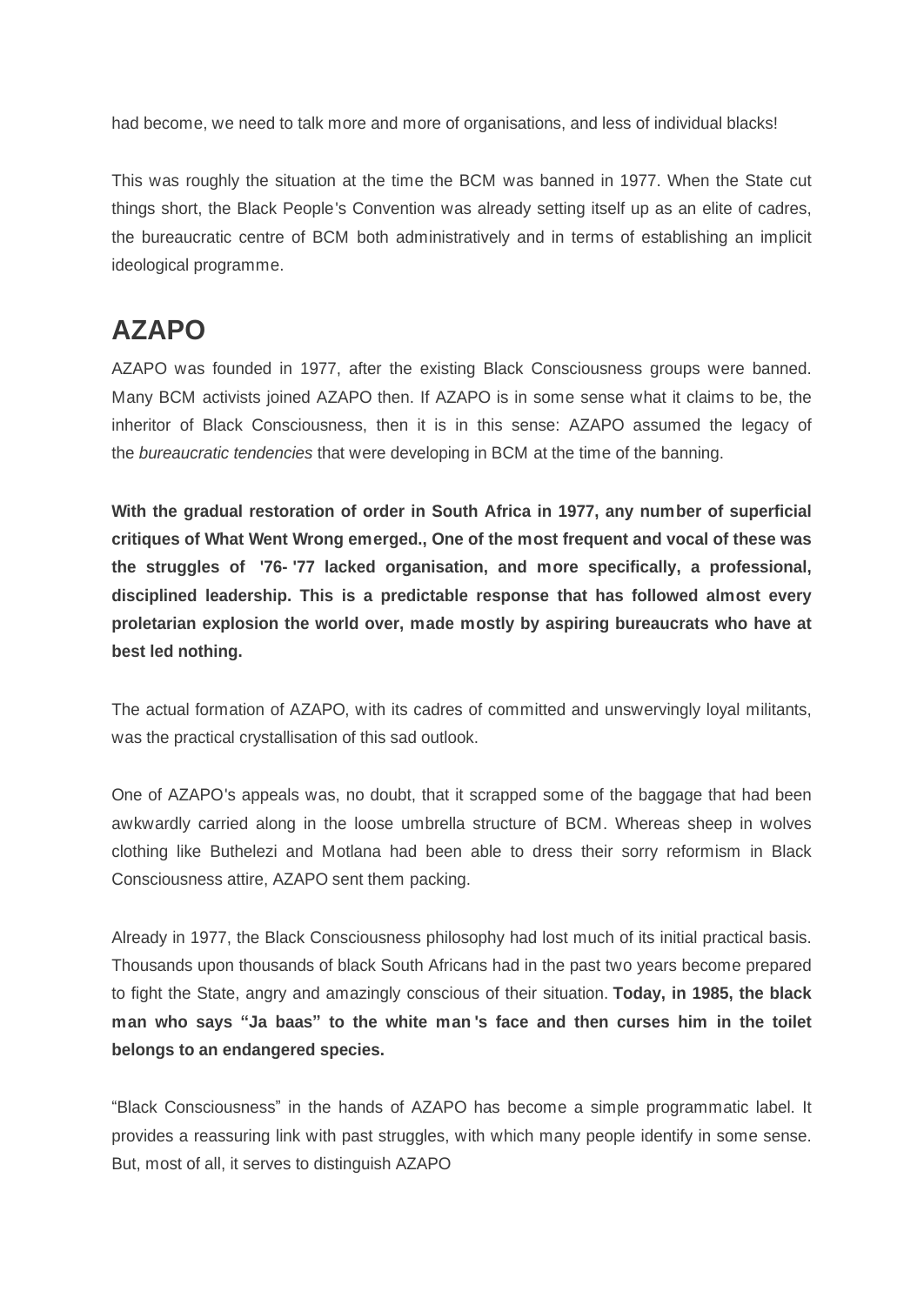had become, we need to talk more and more of organisations, and less of individual blacks!

This was roughly the situation at the time the BCM was banned in 1977. When the State cut things short, the Black People's Convention was already setting itself up as an elite of cadres, the bureaucratic centre of BCM both administratively and in terms of establishing an implicit ideological programme.

## AZAPO

AZAPO was founded in 1977, after the existing Black Consciousness groups were banned. Many BCM activists joined AZAPO then. If AZAPO is in some sense what it claims to be, the inheritor of Black Consciousness, then it is in this sense: AZAPO assumed the legacy of the *bureaucratic tendencies* that were developing in BCM at the time of the banning.

**With the gradual restoration of order in South Africa in 1977, any number of superficial critiques of What Went Wrong emerged., One of the most frequent and vocal of these was the struggles of '76- '77 lacked organisation, and more specifically, a professional, disciplined leadership. This is a predictable response that has followed almost every proletarian explosion the world over, made mostly by aspiring bureaucrats who have at best led nothing.**

The actual formation of AZAPO, with its cadres of committed and unswervingly loyal militants, was the practical crystallisation of this sad outlook.

One of AZAPO's appeals was, no doubt, that it scrapped some of the baggage that had been awkwardly carried along in the loose umbrella structure of BCM. Whereas sheep in wolves clothing like Buthelezi and Motlana had been able to dress their sorry reformism in Black Consciousness attire, AZAPO sent them packing.

Already in 1977, the Black Consciousness philosophy had lost much of its initial practical basis. Thousands upon thousands of black South Africans had in the past two years become prepared to fight the State, angry and amazingly conscious of their situation. **Today, in 1985, the black man who says "Ja baas" to the white man's face and then curses him in the toilet belongs to an endangered species.**

"Black Consciousness" in the hands of AZAPO has become a simple programmatic label. It provides a reassuring link with past struggles, with which many people identify in some sense. But, most of all, it serves to distinguish AZAPO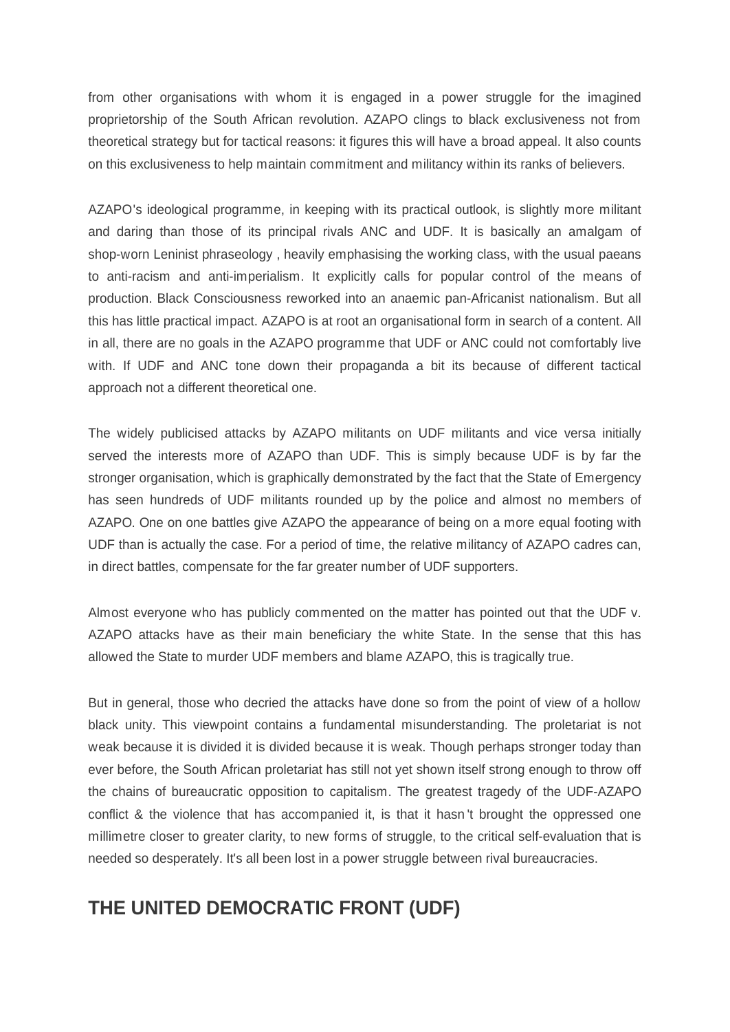from other organisations with whom it is engaged in a power struggle for the imagined proprietorship of the South African revolution. AZAPO clings to black exclusiveness not from theoretical strategy but for tactical reasons: it figures this will have a broad appeal. It also counts on this exclusiveness to help maintain commitment and militancy within its ranks of believers.

AZAPO's ideological programme, in keeping with its practical outlook, is slightly more militant and daring than those of its principal rivals ANC and UDF. It is basically an amalgam of shop-worn Leninist phraseology , heavily emphasising the working class, with the usual paeans to anti-racism and anti-imperialism. It explicitly calls for popular control of the means of production. Black Consciousness reworked into an anaemic pan-Africanist nationalism. But all this has little practical impact. AZAPO is at root an organisational form in search of a content. All in all, there are no goals in the AZAPO programme that UDF or ANC could not comfortably live with. If UDF and ANC tone down their propaganda a bit its because of different tactical approach not a different theoretical one.

The widely publicised attacks by AZAPO militants on UDF militants and vice versa initially served the interests more of AZAPO than UDF. This is simply because UDF is by far the stronger organisation, which is graphically demonstrated by the fact that the State of Emergency has seen hundreds of UDF militants rounded up by the police and almost no members of AZAPO. One on one battles give AZAPO the appearance of being on a more equal footing with UDF than is actually the case. For a period of time, the relative militancy of AZAPO cadres can, in direct battles, compensate for the far greater number of UDF supporters.

Almost everyone who has publicly commented on the matter has pointed out that the UDF v. AZAPO attacks have as their main beneficiary the white State. In the sense that this has allowed the State to murder UDF members and blame AZAPO, this is tragically true.

But in general, those who decried the attacks have done so from the point of view of a hollow black unity. This viewpoint contains a fundamental misunderstanding. The proletariat is not weak because it is divided it is divided because it is weak. Though perhaps stronger today than ever before, the South African proletariat has still not yet shown itself strong enough to throw off the chains of bureaucratic opposition to capitalism. The greatest tragedy of the UDF-AZAPO conflict & the violence that has accompanied it, is that it hasn't brought the oppressed one millimetre closer to greater clarity, to new forms of struggle, to the critical self-evaluation that is needed so desperately. It's all been lost in a power struggle between rival bureaucracies.

## THE UNITED DEMOCRATIC FRONT (UDF)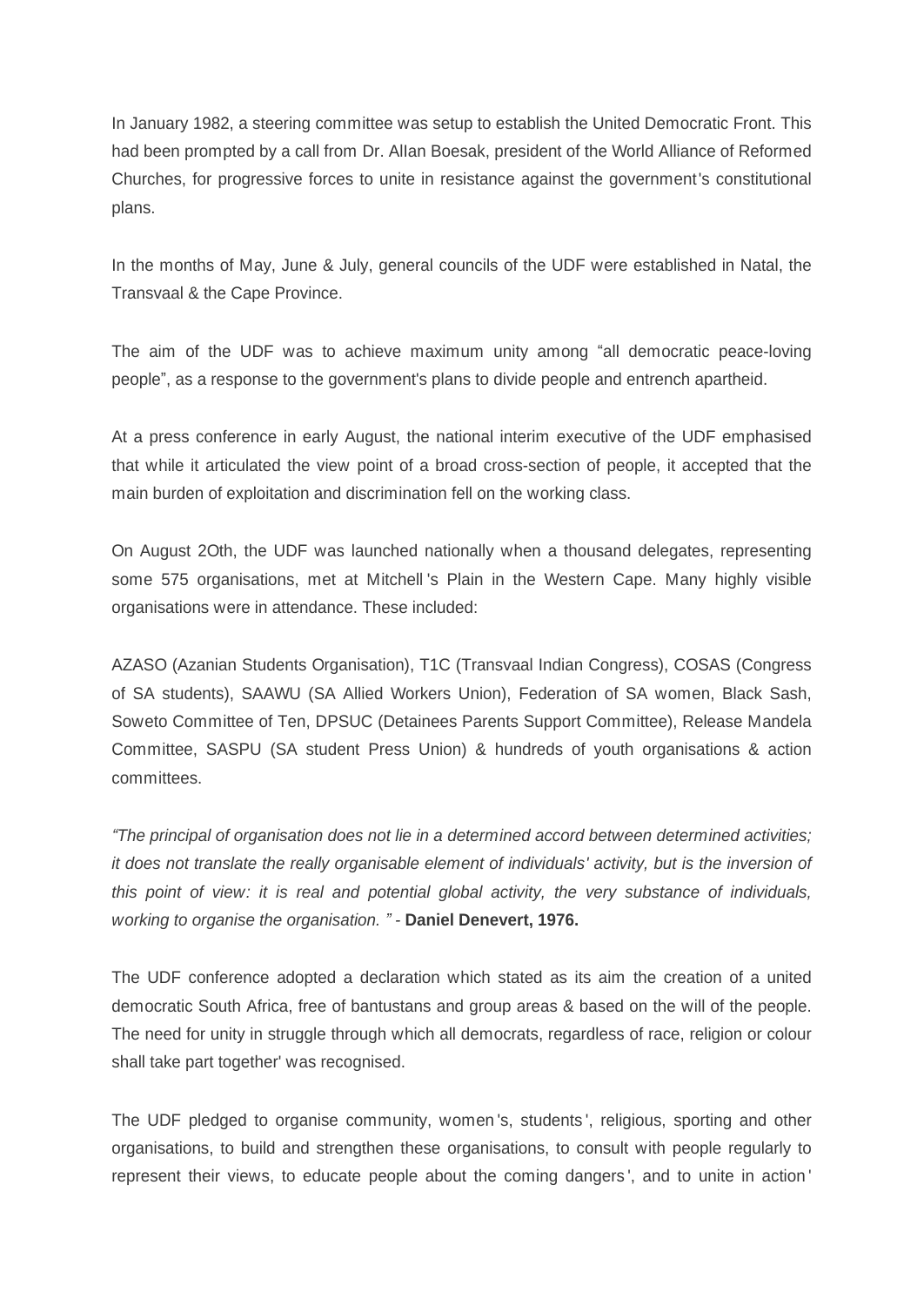In January 1982, a steering committee was setup to establish the United Democratic Front. This had been prompted by a call from Dr. AIlan Boesak, president of the World Alliance of Reformed Churches, for progressive forces to unite in resistance against the government's constitutional plans.

In the months of May, June & July, general councils of the UDF were established in Natal, the Transvaal & the Cape Province.

The aim of the UDF was to achieve maximum unity among "all democratic peace-loving people", as a response to the government's plans to divide people and entrench apartheid.

At a press conference in early August, the national interim executive of the UDF emphasised that while it articulated the view point of a broad cross-section of people, it accepted that the main burden of exploitation and discrimination fell on the working class.

On August 2Oth, the UDF was launched nationally when a thousand delegates, representing some 575 organisations, met at Mitchell's Plain in the Western Cape. Many highly visible organisations were in attendance. These included:

AZASO (Azanian Students Organisation), T1C (Transvaal Indian Congress), COSAS (Congress of SA students), SAAWU (SA Allied Workers Union), Federation of SA women, Black Sash, Soweto Committee of Ten, DPSUC (Detainees Parents Support Committee), Release Mandela Committee, SASPU (SA student Press Union) & hundreds of youth organisations & action committees.

*"The principal of organisation does not lie in a determined accord between determined activities; it does not translate the really organisable element of individuals' activity, but is the inversion of this point of view: it is real and potential global activity, the very substance of individuals, working to organise the organisation. "* - **Daniel Denevert, 1976.**

The UDF conference adopted a declaration which stated as its aim the creation of a united democratic South Africa, free of bantustans and group areas & based on the will of the people. The need for unity in struggle through which all democrats, regardless of race, religion or colour shall take part together' was recognised.

The UDF pledged to organise community, women's, students', religious, sporting and other organisations, to build and strengthen these organisations, to consult with people regularly to represent their views, to educate people about the coming dangers', and to unite in action'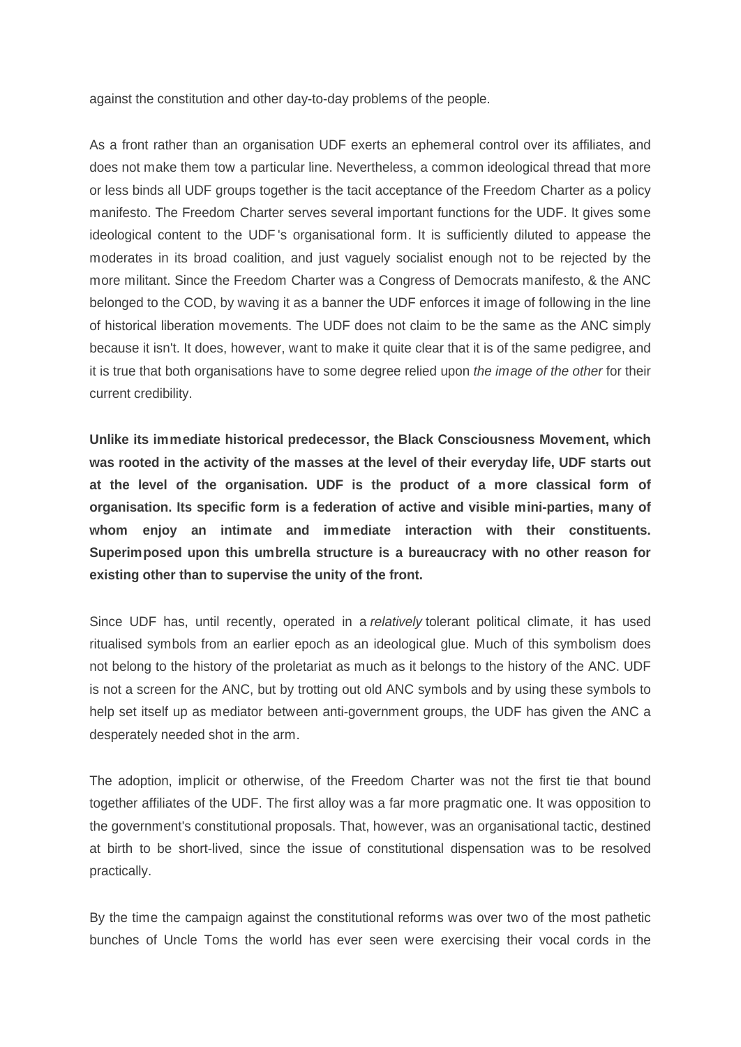against the constitution and other day-to-day problems of the people.

As a front rather than an organisation UDF exerts an ephemeral control over its affiliates, and does not make them tow a particular line. Nevertheless, a common ideological thread that more or less binds all UDF groups together is the tacit acceptance of the Freedom Charter as a policy manifesto. The Freedom Charter serves several important functions for the UDF. It gives some ideological content to the UDF's organisational form. It is sufficiently diluted to appease the moderates in its broad coalition, and just vaguely socialist enough not to be rejected by the more militant. Since the Freedom Charter was a Congress of Democrats manifesto, & the ANC belonged to the COD, by waving it as a banner the UDF enforces it image of following in the line of historical liberation movements. The UDF does not claim to be the same as the ANC simply because it isn't. It does, however, want to make it quite clear that it is of the same pedigree, and it is true that both organisations have to some degree relied upon *the image of the other* for their current credibility.

**Unlike its immediate historical predecessor, the Black Consciousness Movement, which was rooted in the activity of the masses at the level of their everyday life, UDF starts out at the level of the organisation. UDF is the product of a more classical form of organisation. Its specific form is a federation of active and visible mini-parties, many of whom enjoy an intimate and immediate interaction with their constituents. Superimposed upon this umbrella structure is a bureaucracy with no other reason for existing other than to supervise the unity of the front.**

Since UDF has, until recently, operated in a *relatively* tolerant political climate, it has used ritualised symbols from an earlier epoch as an ideological glue. Much of this symbolism does not belong to the history of the proletariat as much as it belongs to the history of the ANC. UDF is not a screen for the ANC, but by trotting out old ANC symbols and by using these symbols to help set itself up as mediator between anti-government groups, the UDF has given the ANC a desperately needed shot in the arm.

The adoption, implicit or otherwise, of the Freedom Charter was not the first tie that bound together affiliates of the UDF. The first alloy was a far more pragmatic one. It was opposition to the government's constitutional proposals. That, however, was an organisational tactic, destined at birth to be short-lived, since the issue of constitutional dispensation was to be resolved practically.

By the time the campaign against the constitutional reforms was over two of the most pathetic bunches of Uncle Toms the world has ever seen were exercising their vocal cords in the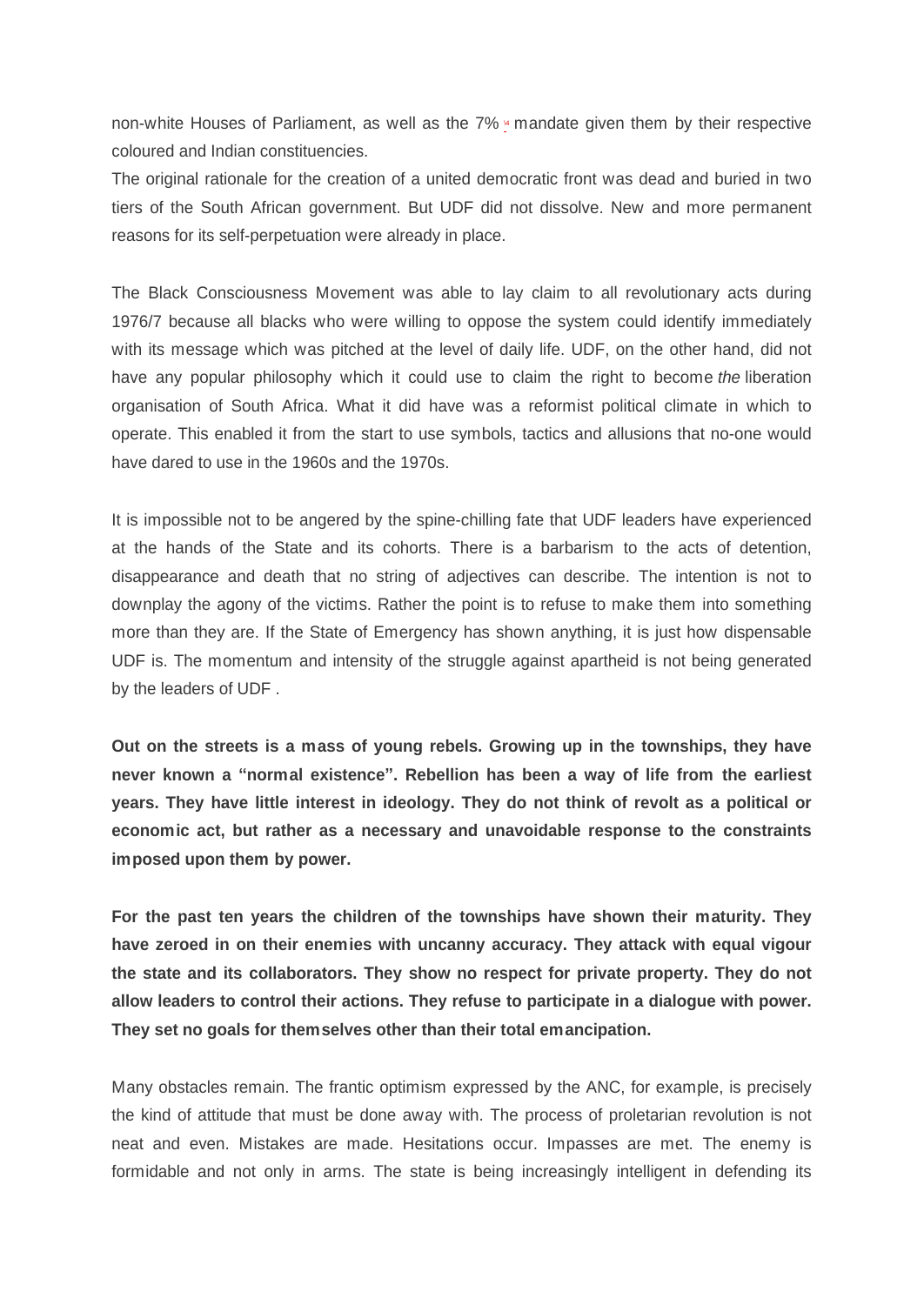non-white Houses of Parliament, as well as the 7% [14] mandate given them by their respective coloured and Indian constituencies.

The original rationale for the creation of a united democratic front was dead and buried in two tiers of the South African government. But UDF did not dissolve. New and more permanent reasons for its self-perpetuation were already in place.

The Black Consciousness Movement was able to lay claim to all revolutionary acts during 1976/7 because all blacks who were willing to oppose the system could identify immediately with its message which was pitched at the level of daily life. UDF, on the other hand, did not have any popular philosophy which it could use to claim the right to become *the* liberation organisation of South Africa. What it did have was a reformist political climate in which to operate. This enabled it from the start to use symbols, tactics and allusions that no-one would have dared to use in the 1960s and the 1970s.

It is impossible not to be angered by the spine-chilling fate that UDF leaders have experienced at the hands of the State and its cohorts. There is a barbarism to the acts of detention, disappearance and death that no string of adjectives can describe. The intention is not to downplay the agony of the victims. Rather the point is to refuse to make them into something more than they are. If the State of Emergency has shown anything, it is just how dispensable UDF is. The momentum and intensity of the struggle against apartheid is not being generated by the leaders of UDF .

**Out on the streets is a mass of young rebels. Growing up in the townships, they have never known a "normal existence". Rebellion has been a way of life from the earliest years. They have little interest in ideology. They do not think of revolt as a political or economic act, but rather as a necessary and unavoidable response to the constraints imposed upon them by power.**

**For the past ten years the children of the townships have shown their maturity. They have zeroed in on their enemies with uncanny accuracy. They attack with equal vigour the state and its collaborators. They show no respect for private property. They do not allow leaders to control their actions. They refuse to participate in a dialogue with power. They set no goals for themselves other than their total emancipation.**

Many obstacles remain. The frantic optimism expressed by the ANC, for example, is precisely the kind of attitude that must be done away with. The process of proletarian revolution is not neat and even. Mistakes are made. Hesitations occur. Impasses are met. The enemy is formidable and not only in arms. The state is being increasingly intelligent in defending its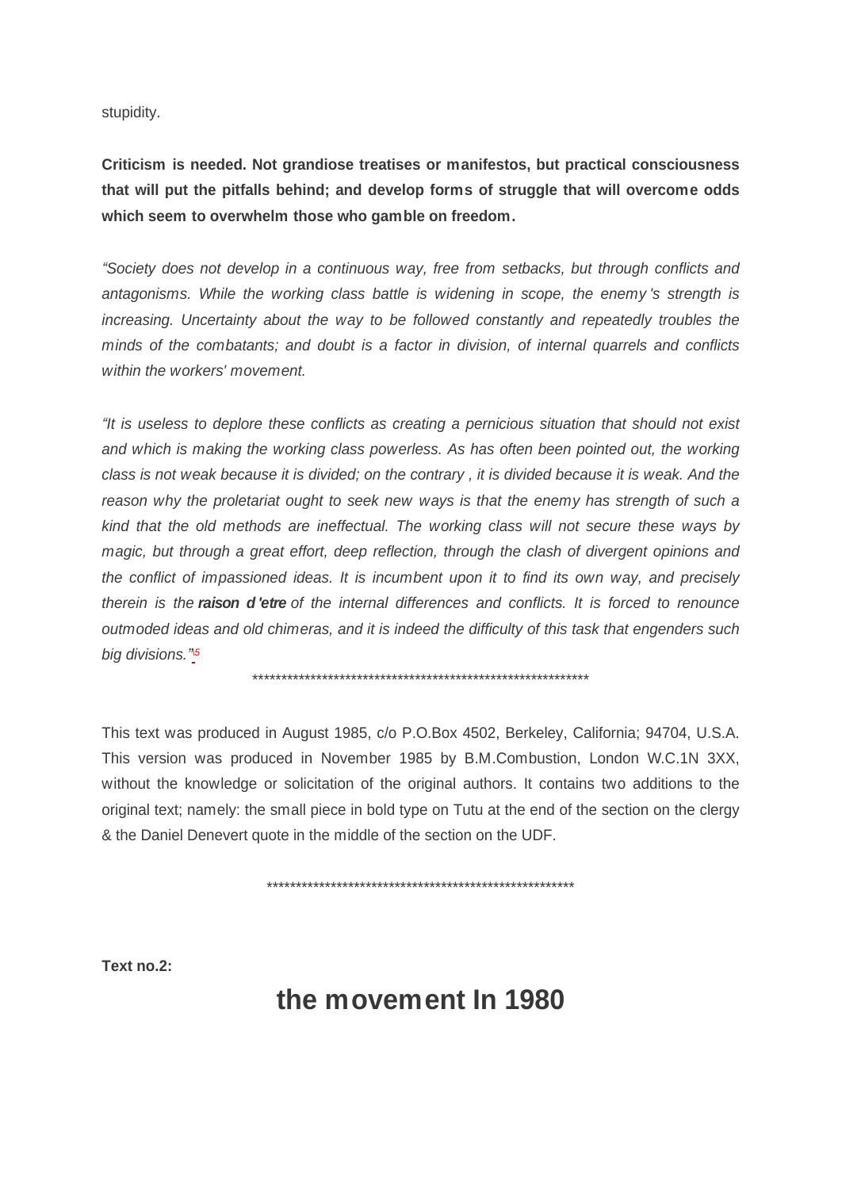stupidity.

**Criticism is needed. Not grandiose treatises or manifestos, but practical consciousness that will put the pitfalls behind; and develop forms of struggle that will overcome odds which seem to overwhelm those who gamble on freedom.**

*"Society does not develop in a continuous way, free from setbacks, but through conflicts and antagonisms. While the working class battle is widening in scope, the enemy's strength is increasing. Uncertainty about the way to be followed constantly and repeatedly troubles the minds of the combatants; and doubt is a factor in division, of internal quarrels and conflicts within the workers' movement.*

*"It is useless to deplore these conflicts as creating a pernicious situation that should not exist and which is making the working class powerless. As has often been pointed out, the working class is not weak because it is divided; on the contrary, it is divided because it is weak. And the reason why the proletariat ought to seek new ways is that the enemy has strength of such a kind that the old methods are ineffectual. The working class will not secure these ways by magic, but through a great effort, deep reflection, through the clash of divergent opinions and the conflict of impassioned ideas. It is incumbent upon it to find its own way, and precisely therein is the* ***raison d'etre*** *of the internal differences and conflicts. It is forced to renounce outmoded ideas and old chimeras, and it is indeed the difficulty of this task that engenders such big divisions."*[5]

************************************************************

This text was produced in August 1985, c/o P.O.Box 4502, Berkeley, California; 94704, U.S.A. This version was produced in November 1985 by B.M.Combustion, London W.C.1N 3XX, without the knowledge or solicitation of the original authors. It contains two additions to the original text; namely: the small piece in bold type on Tutu at the end of the section on the clergy & the Daniel Denevert quote in the middle of the section on the UDF.

*******************************************************

**Text no.2:**

# the movement In 1980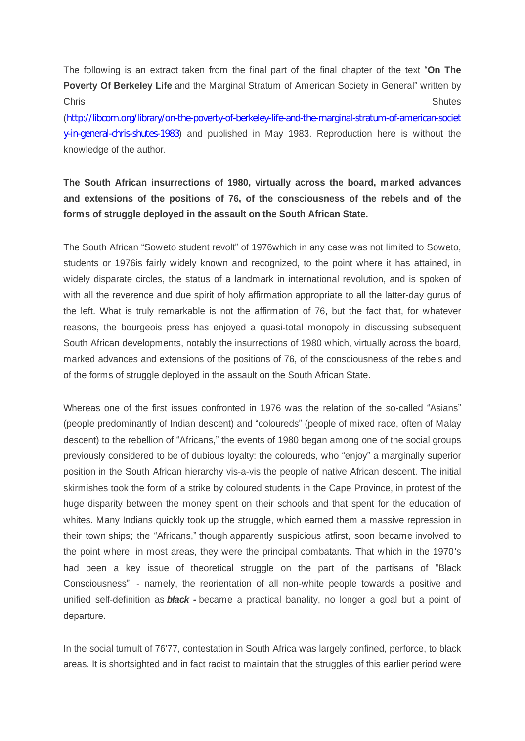The following is an extract taken from the final part of the final chapter of the text "**On The Poverty Of Berkeley Life** and the Marginal Stratum of American Society in General" written by Chris Shutes (http://libcom.org/library/on-the-poverty-of-berkeley-life-and-the-marginal-stratum-of-american-society-in-general-chris-shutes-1983) and published in May 1983. Reproduction here is without the knowledge of the author.

**The South African insurrections of 1980, virtually across the board, marked advances and extensions of the positions of 76, of the consciousness of the rebels and of the forms of struggle deployed in the assault on the South African State.**

The South African "Soweto student revolt" of 1976which in any case was not limited to Soweto, students or 1976is fairly widely known and recognized, to the point where it has attained, in widely disparate circles, the status of a landmark in international revolution, and is spoken of with all the reverence and due spirit of holy affirmation appropriate to all the latter-day gurus of the left. What is truly remarkable is not the affirmation of 76, but the fact that, for whatever reasons, the bourgeois press has enjoyed a quasi-total monopoly in discussing subsequent South African developments, notably the insurrections of 1980 which, virtually across the board, marked advances and extensions of the positions of 76, of the consciousness of the rebels and of the forms of struggle deployed in the assault on the South African State.

Whereas one of the first issues confronted in 1976 was the relation of the so-called "Asians" (people predominantly of Indian descent) and "coloureds" (people of mixed race, often of Malay descent) to the rebellion of "Africans," the events of 1980 began among one of the social groups previously considered to be of dubious loyalty: the coloureds, who "enjoy" a marginally superior position in the South African hierarchy vis-a-vis the people of native African descent. The initial skirmishes took the form of a strike by coloured students in the Cape Province, in protest of the huge disparity between the money spent on their schools and that spent for the education of whites. Many Indians quickly took up the struggle, which earned them a massive repression in their town ships; the "Africans," though apparently suspicious atfirst, soon became involved to the point where, in most areas, they were the principal combatants. That which in the 1970's had been a key issue of theoretical struggle on the part of the partisans of "Black Consciousness" - namely, the reorientation of all non-white people towards a positive and unified self-definition as ***black*** **-** became a practical banality, no longer a goal but a point of departure.

In the social tumult of 76'77, contestation in South Africa was largely confined, perforce, to black areas. It is shortsighted and in fact racist to maintain that the struggles of this earlier period were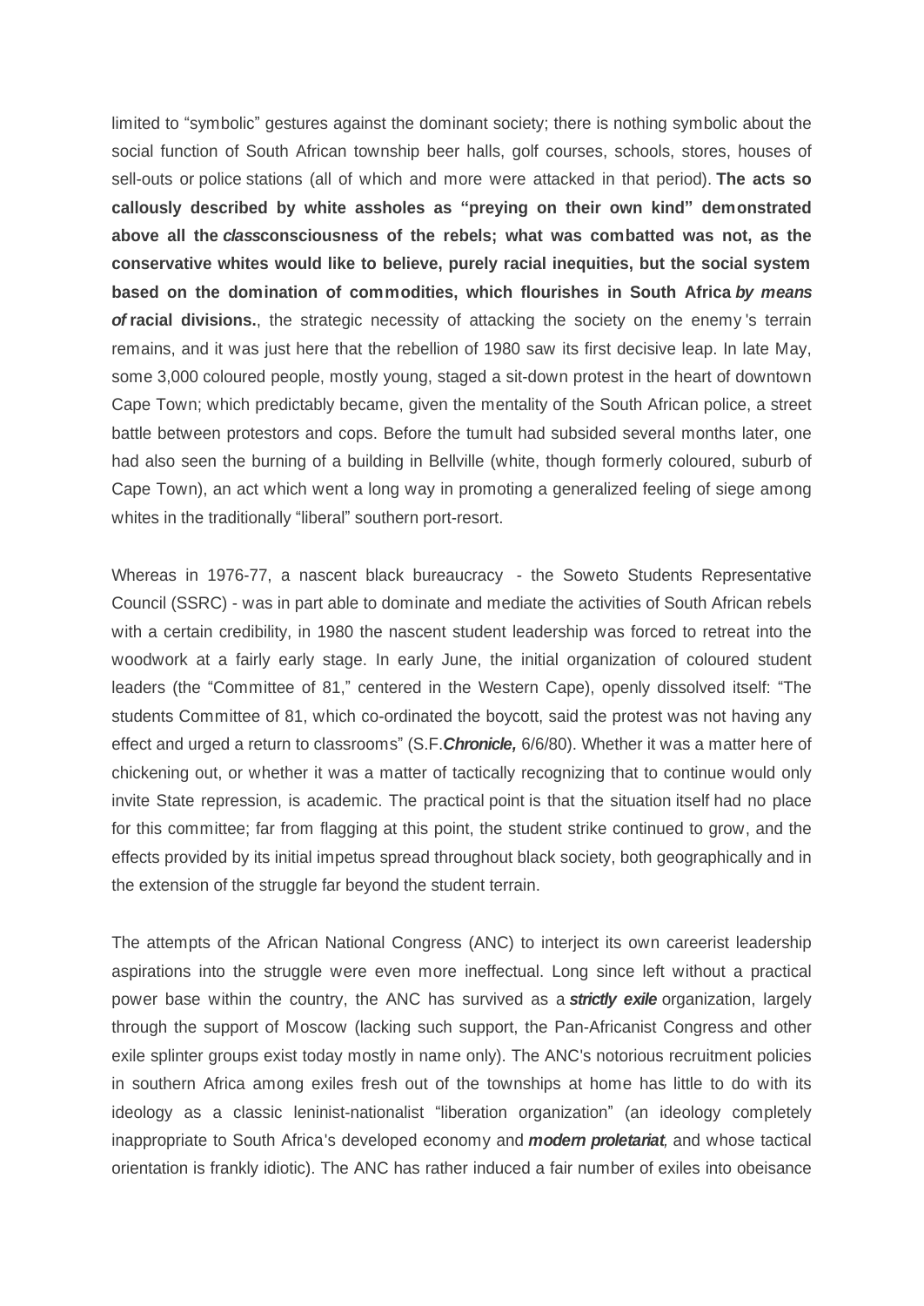limited to "symbolic" gestures against the dominant society; there is nothing symbolic about the social function of South African township beer halls, golf courses, schools, stores, houses of sell-outs or police stations (all of which and more were attacked in that period). **The acts so callously described by white assholes as "preying on their own kind" demonstrated above all the *class*consciousness of the rebels; what was combatted was not, as the conservative whites would like to believe, purely racial inequities, but the social system based on the domination of commodities, which flourishes in South Africa *by means of* racial divisions.**, the strategic necessity of attacking the society on the enemy's terrain remains, and it was just here that the rebellion of 1980 saw its first decisive leap. In late May, some 3,000 coloured people, mostly young, staged a sit-down protest in the heart of downtown Cape Town; which predictably became, given the mentality of the South African police, a street battle between protestors and cops. Before the tumult had subsided several months later, one had also seen the burning of a building in Bellville (white, though formerly coloured, suburb of Cape Town), an act which went a long way in promoting a generalized feeling of siege among whites in the traditionally "liberal" southern port-resort.

Whereas in 1976-77, a nascent black bureaucracy - the Soweto Students Representative Council (SSRC) - was in part able to dominate and mediate the activities of South African rebels with a certain credibility, in 1980 the nascent student leadership was forced to retreat into the woodwork at a fairly early stage. In early June, the initial organization of coloured student leaders (the "Committee of 81," centered in the Western Cape), openly dissolved itself: "The students Committee of 81, which co-ordinated the boycott, said the protest was not having any effect and urged a return to classrooms" (S.F.***Chronicle,*** 6/6/80). Whether it was a matter here of chickening out, or whether it was a matter of tactically recognizing that to continue would only invite State repression, is academic. The practical point is that the situation itself had no place for this committee; far from flagging at this point, the student strike continued to grow, and the effects provided by its initial impetus spread throughout black society, both geographically and in the extension of the struggle far beyond the student terrain.

The attempts of the African National Congress (ANC) to interject its own careerist leadership aspirations into the struggle were even more ineffectual. Long since left without a practical power base within the country, the ANC has survived as a ***strictly exile*** organization, largely through the support of Moscow (lacking such support, the Pan-Africanist Congress and other exile splinter groups exist today mostly in name only). The ANC's notorious recruitment policies in southern Africa among exiles fresh out of the townships at home has little to do with its ideology as a classic leninist-nationalist "liberation organization" (an ideology completely inappropriate to South Africa's developed economy and ***modern proletariat,*** and whose tactical orientation is frankly idiotic). The ANC has rather induced a fair number of exiles into obeisance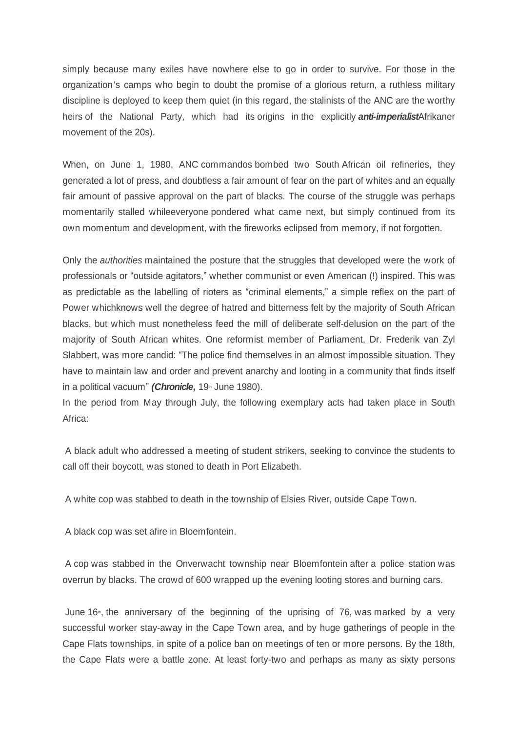simply because many exiles have nowhere else to go in order to survive. For those in the organization's camps who begin to doubt the promise of a glorious return, a ruthless military discipline is deployed to keep them quiet (in this regard, the stalinists of the ANC are the worthy heirs of the National Party, which had its origins in the explicitly ***anti-imperialist***Afrikaner movement of the 20s).

When, on June 1, 1980, ANC commandos bombed two South African oil refineries, they generated a lot of press, and doubtless a fair amount of fear on the part of whites and an equally fair amount of passive approval on the part of blacks. The course of the struggle was perhaps momentarily stalled whileeveryone pondered what came next, but simply continued from its own momentum and development, with the fireworks eclipsed from memory, if not forgotten.

Only the *authorities* maintained the posture that the struggles that developed were the work of professionals or "outside agitators," whether communist or even American (!) inspired. This was as predictable as the labelling of rioters as "criminal elements," a simple reflex on the part of Power whichknows well the degree of hatred and bitterness felt by the majority of South African blacks, but which must nonetheless feed the mill of deliberate self-delusion on the part of the majority of South African whites. One reformist member of Parliament, Dr. Frederik van Zyl Slabbert, was more candid: "The police find themselves in an almost impossible situation. They have to maintain law and order and prevent anarchy and looting in a community that finds itself in a political vacuum" ***(Chronicle,*** 19th June 1980).

In the period from May through July, the following exemplary acts had taken place in South Africa:

A black adult who addressed a meeting of student strikers, seeking to convince the students to call off their boycott, was stoned to death in Port Elizabeth.

A white cop was stabbed to death in the township of Elsies River, outside Cape Town.

A black cop was set afire in Bloemfontein.

A cop was stabbed in the Onverwacht township near Bloemfontein after a police station was overrun by blacks. The crowd of 600 wrapped up the evening looting stores and burning cars.

June 16th, the anniversary of the beginning of the uprising of 76, was marked by a very successful worker stay-away in the Cape Town area, and by huge gatherings of people in the Cape Flats townships, in spite of a police ban on meetings of ten or more persons. By the 18th, the Cape Flats were a battle zone. At least forty-two and perhaps as many as sixty persons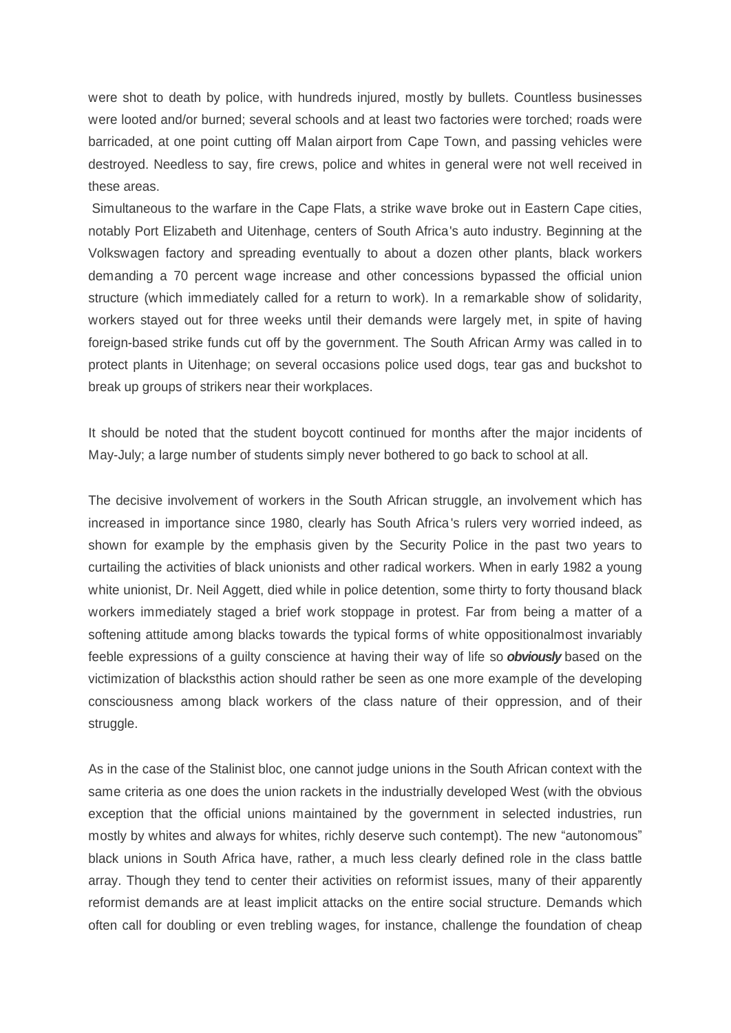were shot to death by police, with hundreds injured, mostly by bullets. Countless businesses were looted and/or burned; several schools and at least two factories were torched; roads were barricaded, at one point cutting off Malan airport from Cape Town, and passing vehicles were destroyed. Needless to say, fire crews, police and whites in general were not well received in these areas.

Simultaneous to the warfare in the Cape Flats, a strike wave broke out in Eastern Cape cities, notably Port Elizabeth and Uitenhage, centers of South Africa's auto industry. Beginning at the Volkswagen factory and spreading eventually to about a dozen other plants, black workers demanding a 70 percent wage increase and other concessions bypassed the official union structure (which immediately called for a return to work). In a remarkable show of solidarity, workers stayed out for three weeks until their demands were largely met, in spite of having foreign-based strike funds cut off by the government. The South African Army was called in to protect plants in Uitenhage; on several occasions police used dogs, tear gas and buckshot to break up groups of strikers near their workplaces.

It should be noted that the student boycott continued for months after the major incidents of May-July; a large number of students simply never bothered to go back to school at all.

The decisive involvement of workers in the South African struggle, an involvement which has increased in importance since 1980, clearly has South Africa's rulers very worried indeed, as shown for example by the emphasis given by the Security Police in the past two years to curtailing the activities of black unionists and other radical workers. When in early 1982 a young white unionist, Dr. Neil Aggett, died while in police detention, some thirty to forty thousand black workers immediately staged a brief work stoppage in protest. Far from being a matter of a softening attitude among blacks towards the typical forms of white oppositionalmost invariably feeble expressions of a guilty conscience at having their way of life so ***obviously*** based on the victimization of blacksthis action should rather be seen as one more example of the developing consciousness among black workers of the class nature of their oppression, and of their struggle.

As in the case of the Stalinist bloc, one cannot judge unions in the South African context with the same criteria as one does the union rackets in the industrially developed West (with the obvious exception that the official unions maintained by the government in selected industries, run mostly by whites and always for whites, richly deserve such contempt). The new "autonomous" black unions in South Africa have, rather, a much less clearly defined role in the class battle array. Though they tend to center their activities on reformist issues, many of their apparently reformist demands are at least implicit attacks on the entire social structure. Demands which often call for doubling or even trebling wages, for instance, challenge the foundation of cheap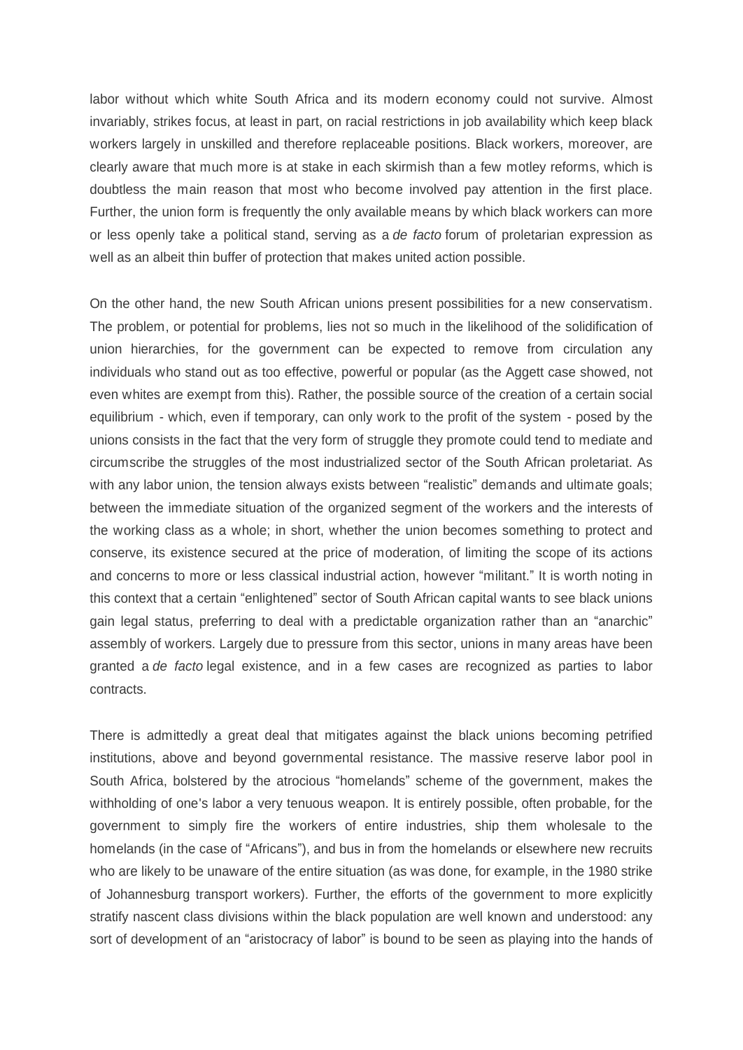labor without which white South Africa and its modern economy could not survive. Almost invariably, strikes focus, at least in part, on racial restrictions in job availability which keep black workers largely in unskilled and therefore replaceable positions. Black workers, moreover, are clearly aware that much more is at stake in each skirmish than a few motley reforms, which is doubtless the main reason that most who become involved pay attention in the first place. Further, the union form is frequently the only available means by which black workers can more or less openly take a political stand, serving as a *de facto* forum of proletarian expression as well as an albeit thin buffer of protection that makes united action possible.

On the other hand, the new South African unions present possibilities for a new conservatism. The problem, or potential for problems, lies not so much in the likelihood of the solidification of union hierarchies, for the government can be expected to remove from circulation any individuals who stand out as too effective, powerful or popular (as the Aggett case showed, not even whites are exempt from this). Rather, the possible source of the creation of a certain social equilibrium - which, even if temporary, can only work to the profit of the system - posed by the unions consists in the fact that the very form of struggle they promote could tend to mediate and circumscribe the struggles of the most industrialized sector of the South African proletariat. As with any labor union, the tension always exists between "realistic" demands and ultimate goals; between the immediate situation of the organized segment of the workers and the interests of the working class as a whole; in short, whether the union becomes something to protect and conserve, its existence secured at the price of moderation, of limiting the scope of its actions and concerns to more or less classical industrial action, however "militant." It is worth noting in this context that a certain "enlightened" sector of South African capital wants to see black unions gain legal status, preferring to deal with a predictable organization rather than an "anarchic" assembly of workers. Largely due to pressure from this sector, unions in many areas have been granted a *de facto* legal existence, and in a few cases are recognized as parties to labor contracts.

There is admittedly a great deal that mitigates against the black unions becoming petrified institutions, above and beyond governmental resistance. The massive reserve labor pool in South Africa, bolstered by the atrocious "homelands" scheme of the government, makes the withholding of one's labor a very tenuous weapon. It is entirely possible, often probable, for the government to simply fire the workers of entire industries, ship them wholesale to the homelands (in the case of "Africans"), and bus in from the homelands or elsewhere new recruits who are likely to be unaware of the entire situation (as was done, for example, in the 1980 strike of Johannesburg transport workers). Further, the efforts of the government to more explicitly stratify nascent class divisions within the black population are well known and understood: any sort of development of an "aristocracy of labor" is bound to be seen as playing into the hands of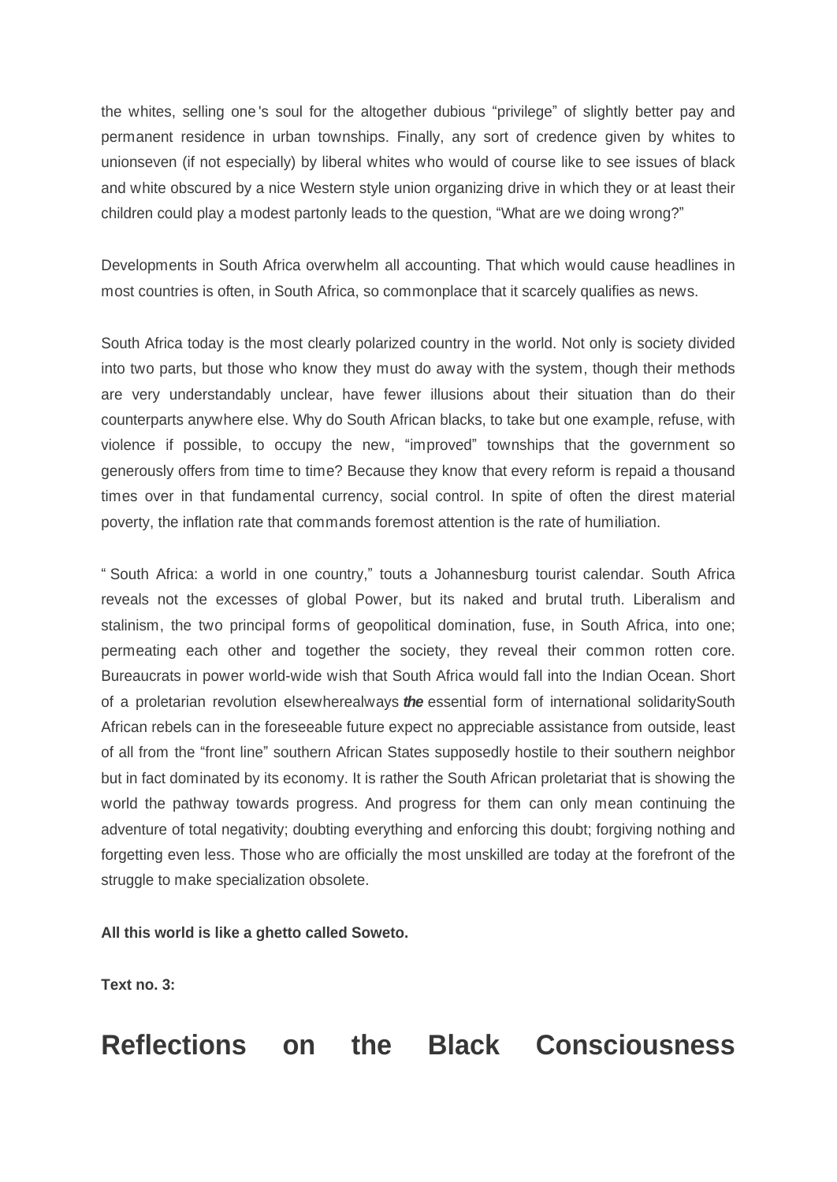the whites, selling one's soul for the altogether dubious “privilege” of slightly better pay and permanent residence in urban townships. Finally, any sort of credence given by whites to unionseven (if not especially) by liberal whites who would of course like to see issues of black and white obscured by a nice Western style union organizing drive in which they or at least their children could play a modest partonly leads to the question, “What are we doing wrong?”

Developments in South Africa overwhelm all accounting. That which would cause headlines in most countries is often, in South Africa, so commonplace that it scarcely qualifies as news.

South Africa today is the most clearly polarized country in the world. Not only is society divided into two parts, but those who know they must do away with the system, though their methods are very understandably unclear, have fewer illusions about their situation than do their counterparts anywhere else. Why do South African blacks, to take but one example, refuse, with violence if possible, to occupy the new, “improved” townships that the government so generously offers from time to time? Because they know that every reform is repaid a thousand times over in that fundamental currency, social control. In spite of often the direst material poverty, the inflation rate that commands foremost attention is the rate of humiliation.

“ South Africa: a world in one country,” touts a Johannesburg tourist calendar. South Africa reveals not the excesses of global Power, but its naked and brutal truth. Liberalism and stalinism, the two principal forms of geopolitical domination, fuse, in South Africa, into one; permeating each other and together the society, they reveal their common rotten core. Bureaucrats in power world-wide wish that South Africa would fall into the Indian Ocean. Short of a proletarian revolution elsewherealways ***the*** essential form of international solidaritySouth African rebels can in the foreseeable future expect no appreciable assistance from outside, least of all from the “front line” southern African States supposedly hostile to their southern neighbor but in fact dominated by its economy. It is rather the South African proletariat that is showing the world the pathway towards progress. And progress for them can only mean continuing the adventure of total negativity; doubting everything and enforcing this doubt; forgiving nothing and forgetting even less. Those who are officially the most unskilled are today at the forefront of the struggle to make specialization obsolete.

**All this world is like a ghetto called Soweto.**

**Text no. 3:**

# Reflections on the Black Consciousness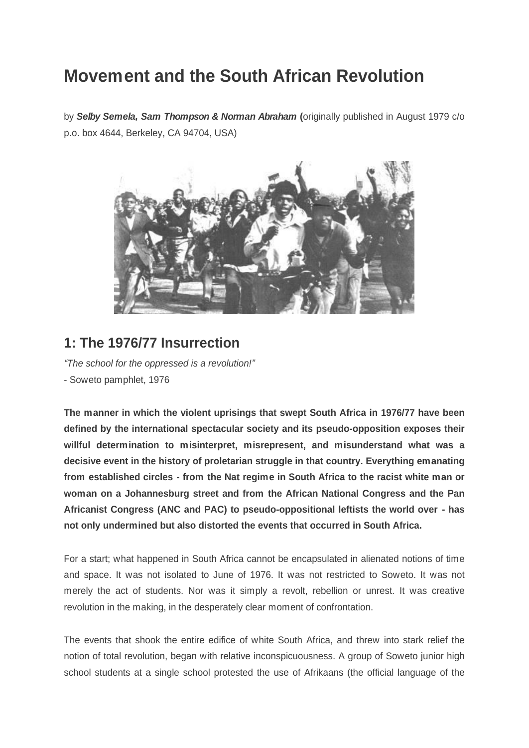# Movement and the South African Revolution

by ***Selby Semela, Sam Thompson & Norman Abraham*** **(**originally published in August 1979 c/o p.o. box 4644, Berkeley, CA 94704, USA)

## 1: The 1976/77 Insurrection

*"The school for the oppressed is a revolution!"*

- Soweto pamphlet, 1976

**The manner in which the violent uprisings that swept South Africa in 1976/77 have been defined by the international spectacular society and its pseudo-opposition exposes their willful determination to misinterpret, misrepresent, and misunderstand what was a decisive event in the history of proletarian struggle in that country. Everything emanating from established circles - from the Nat regime in South Africa to the racist white man or woman on a Johannesburg street and from the African National Congress and the Pan Africanist Congress (ANC and PAC) to pseudo-oppositional leftists the world over - has not only undermined but also distorted the events that occurred in South Africa.**

For a start; what happened in South Africa cannot be encapsulated in alienated notions of time and space. It was not isolated to June of 1976. It was not restricted to Soweto. It was not merely the act of students. Nor was it simply a revolt, rebellion or unrest. It was creative revolution in the making, in the desperately clear moment of confrontation.

The events that shook the entire edifice of white South Africa, and threw into stark relief the notion of total revolution, began with relative inconspicuousness. A group of Soweto junior high school students at a single school protested the use of Afrikaans (the official language of the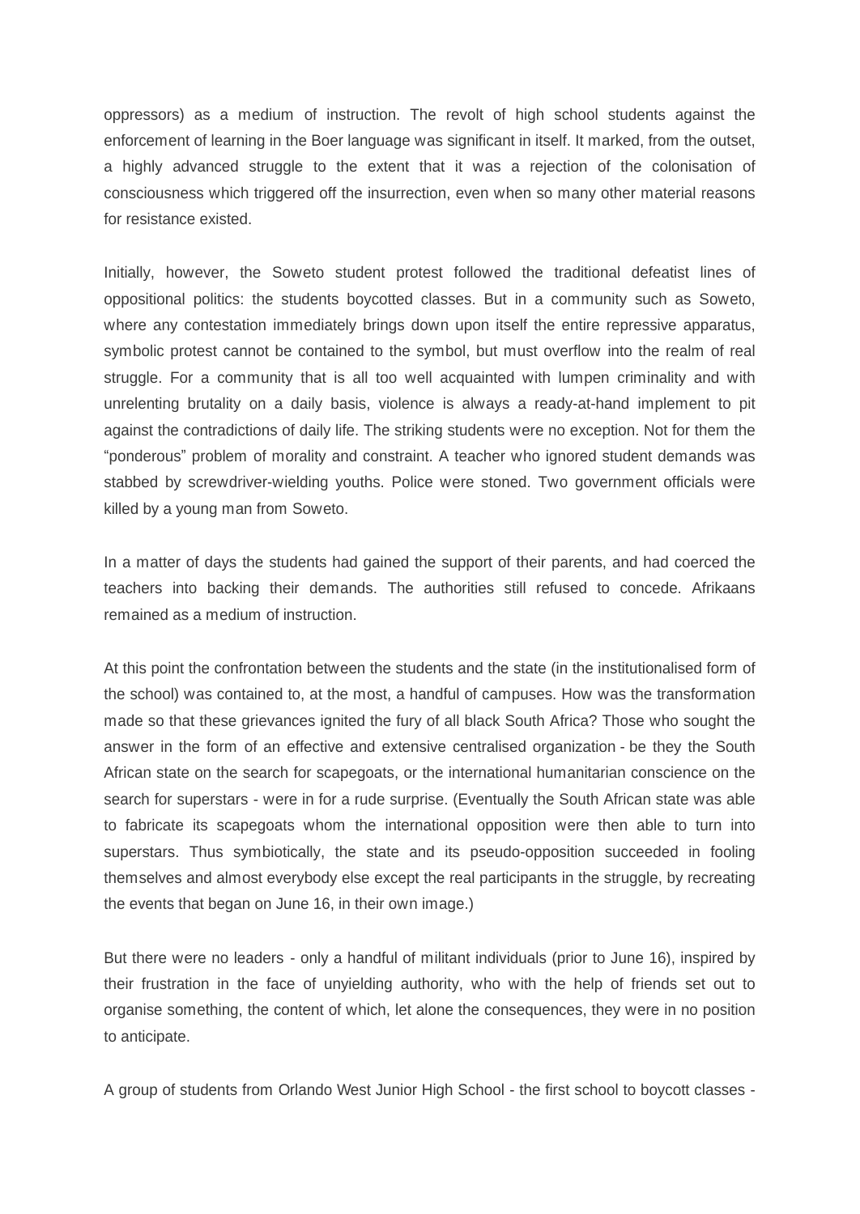oppressors) as a medium of instruction. The revolt of high school students against the enforcement of learning in the Boer language was significant in itself. It marked, from the outset, a highly advanced struggle to the extent that it was a rejection of the colonisation of consciousness which triggered off the insurrection, even when so many other material reasons for resistance existed.

Initially, however, the Soweto student protest followed the traditional defeatist lines of oppositional politics: the students boycotted classes. But in a community such as Soweto, where any contestation immediately brings down upon itself the entire repressive apparatus, symbolic protest cannot be contained to the symbol, but must overflow into the realm of real struggle. For a community that is all too well acquainted with lumpen criminality and with unrelenting brutality on a daily basis, violence is always a ready-at-hand implement to pit against the contradictions of daily life. The striking students were no exception. Not for them the "ponderous" problem of morality and constraint. A teacher who ignored student demands was stabbed by screwdriver-wielding youths. Police were stoned. Two government officials were killed by a young man from Soweto.

In a matter of days the students had gained the support of their parents, and had coerced the teachers into backing their demands. The authorities still refused to concede. Afrikaans remained as a medium of instruction.

At this point the confrontation between the students and the state (in the institutionalised form of the school) was contained to, at the most, a handful of campuses. How was the transformation made so that these grievances ignited the fury of all black South Africa? Those who sought the answer in the form of an effective and extensive centralised organization - be they the South African state on the search for scapegoats, or the international humanitarian conscience on the search for superstars - were in for a rude surprise. (Eventually the South African state was able to fabricate its scapegoats whom the international opposition were then able to turn into superstars. Thus symbiotically, the state and its pseudo-opposition succeeded in fooling themselves and almost everybody else except the real participants in the struggle, by recreating the events that began on June 16, in their own image.)

But there were no leaders - only a handful of militant individuals (prior to June 16), inspired by their frustration in the face of unyielding authority, who with the help of friends set out to organise something, the content of which, let alone the consequences, they were in no position to anticipate.

A group of students from Orlando West Junior High School - the first school to boycott classes -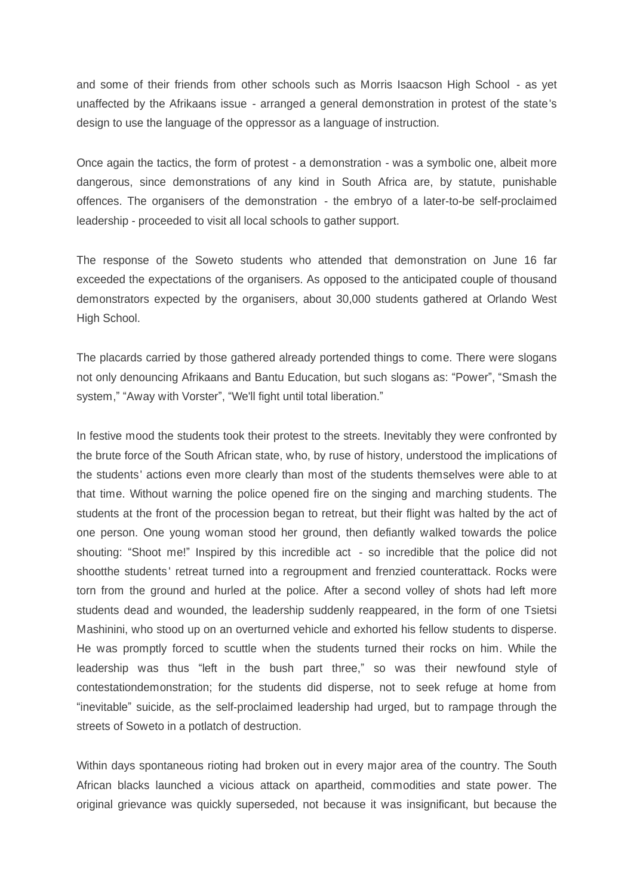and some of their friends from other schools such as Morris Isaacson High School - as yet unaffected by the Afrikaans issue - arranged a general demonstration in protest of the state's design to use the language of the oppressor as a language of instruction.

Once again the tactics, the form of protest - a demonstration - was a symbolic one, albeit more dangerous, since demonstrations of any kind in South Africa are, by statute, punishable offences. The organisers of the demonstration - the embryo of a later-to-be self-proclaimed leadership - proceeded to visit all local schools to gather support.

The response of the Soweto students who attended that demonstration on June 16 far exceeded the expectations of the organisers. As opposed to the anticipated couple of thousand demonstrators expected by the organisers, about 30,000 students gathered at Orlando West High School.

The placards carried by those gathered already portended things to come. There were slogans not only denouncing Afrikaans and Bantu Education, but such slogans as: "Power", "Smash the system," "Away with Vorster", "We'll fight until total liberation."

In festive mood the students took their protest to the streets. Inevitably they were confronted by the brute force of the South African state, who, by ruse of history, understood the implications of the students' actions even more clearly than most of the students themselves were able to at that time. Without warning the police opened fire on the singing and marching students. The students at the front of the procession began to retreat, but their flight was halted by the act of one person. One young woman stood her ground, then defiantly walked towards the police shouting: "Shoot me!" Inspired by this incredible act - so incredible that the police did not shootthe students' retreat turned into a regroupment and frenzied counterattack. Rocks were torn from the ground and hurled at the police. After a second volley of shots had left more students dead and wounded, the leadership suddenly reappeared, in the form of one Tsietsi Mashinini, who stood up on an overturned vehicle and exhorted his fellow students to disperse. He was promptly forced to scuttle when the students turned their rocks on him. While the leadership was thus "left in the bush part three," so was their newfound style of contestationdemonstration; for the students did disperse, not to seek refuge at home from "inevitable" suicide, as the self-proclaimed leadership had urged, but to rampage through the streets of Soweto in a potlatch of destruction.

Within days spontaneous rioting had broken out in every major area of the country. The South African blacks launched a vicious attack on apartheid, commodities and state power. The original grievance was quickly superseded, not because it was insignificant, but because the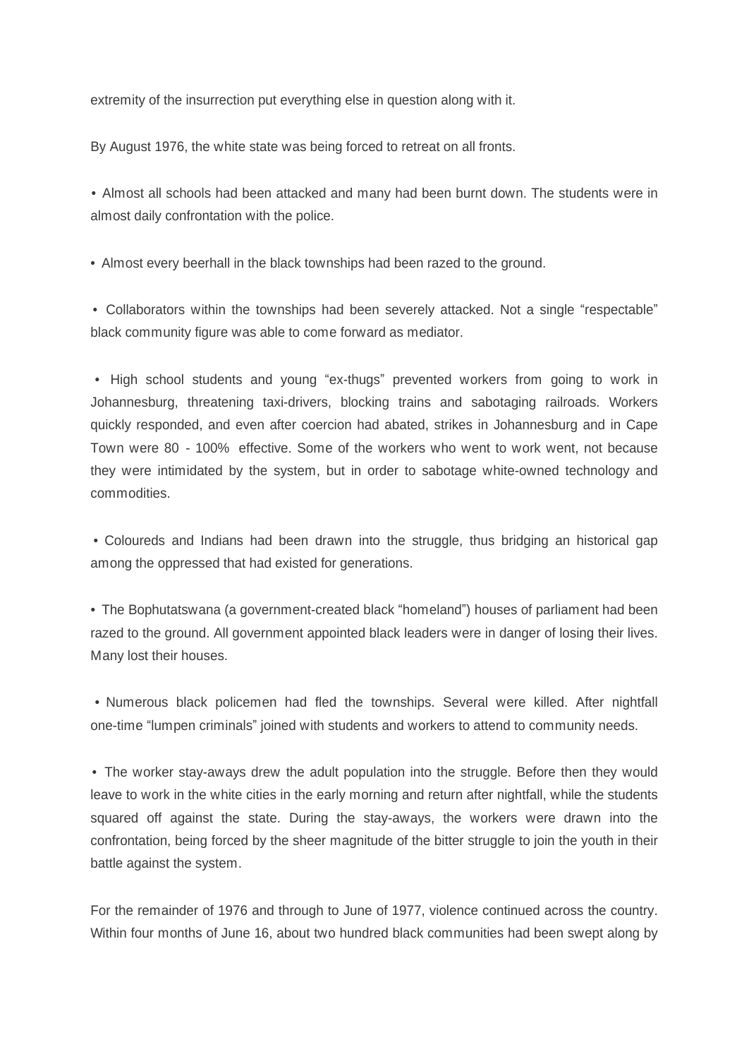extremity of the insurrection put everything else in question along with it.

By August 1976, the white state was being forced to retreat on all fronts.

- Almost all schools had been attacked and many had been burnt down. The students were in almost daily confrontation with the police.

- Almost every beerhall in the black townships had been razed to the ground.

- Collaborators within the townships had been severely attacked. Not a single "respectable" black community figure was able to come forward as mediator.

- High school students and young "ex-thugs" prevented workers from going to work in Johannesburg, threatening taxi-drivers, blocking trains and sabotaging railroads. Workers quickly responded, and even after coercion had abated, strikes in Johannesburg and in Cape Town were 80 - 100% effective. Some of the workers who went to work went, not because they were intimidated by the system, but in order to sabotage white-owned technology and commodities.

- Coloureds and Indians had been drawn into the struggle, thus bridging an historical gap among the oppressed that had existed for generations.

- The Bophutatswana (a government-created black "homeland") houses of parliament had been razed to the ground. All government appointed black leaders were in danger of losing their lives. Many lost their houses.

- Numerous black policemen had fled the townships. Several were killed. After nightfall one-time "lumpen criminals" joined with students and workers to attend to community needs.

- The worker stay-aways drew the adult population into the struggle. Before then they would leave to work in the white cities in the early morning and return after nightfall, while the students squared off against the state. During the stay-aways, the workers were drawn into the confrontation, being forced by the sheer magnitude of the bitter struggle to join the youth in their battle against the system.

For the remainder of 1976 and through to June of 1977, violence continued across the country. Within four months of June 16, about two hundred black communities had been swept along by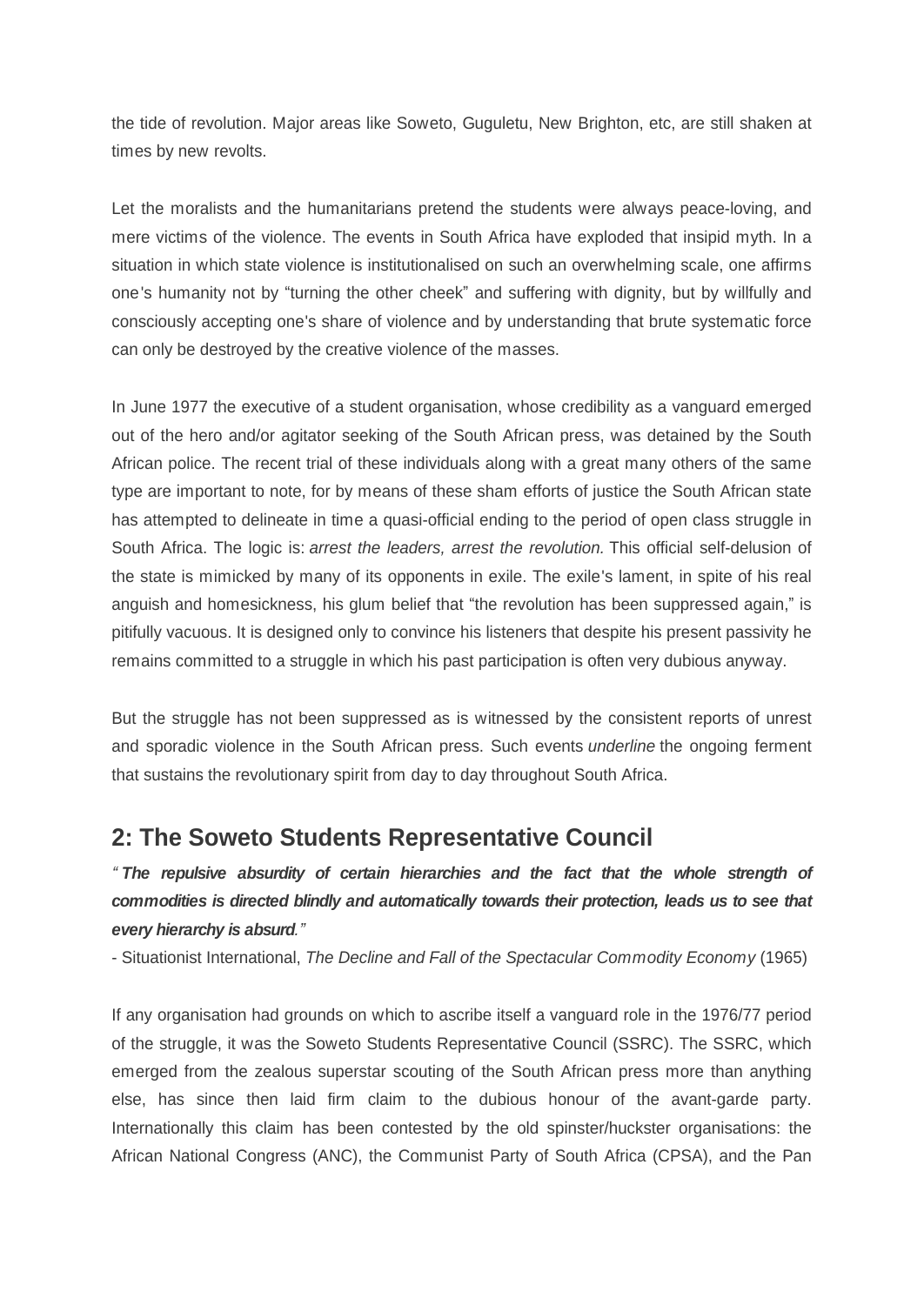the tide of revolution. Major areas like Soweto, Guguletu, New Brighton, etc, are still shaken at times by new revolts.

Let the moralists and the humanitarians pretend the students were always peace-loving, and mere victims of the violence. The events in South Africa have exploded that insipid myth. In a situation in which state violence is institutionalised on such an overwhelming scale, one affirms one's humanity not by "turning the other cheek" and suffering with dignity, but by willfully and consciously accepting one's share of violence and by understanding that brute systematic force can only be destroyed by the creative violence of the masses.

In June 1977 the executive of a student organisation, whose credibility as a vanguard emerged out of the hero and/or agitator seeking of the South African press, was detained by the South African police. The recent trial of these individuals along with a great many others of the same type are important to note, for by means of these sham efforts of justice the South African state has attempted to delineate in time a quasi-official ending to the period of open class struggle in South Africa. The logic is: *arrest the leaders, arrest the revolution.* This official self-delusion of the state is mimicked by many of its opponents in exile. The exile's lament, in spite of his real anguish and homesickness, his glum belief that "the revolution has been suppressed again," is pitifully vacuous. It is designed only to convince his listeners that despite his present passivity he remains committed to a struggle in which his past participation is often very dubious anyway.

But the struggle has not been suppressed as is witnessed by the consistent reports of unrest and sporadic violence in the South African press. Such events *underline* the ongoing ferment that sustains the revolutionary spirit from day to day throughout South Africa.

## 2: The Soweto Students Representative Council

***"The repulsive absurdity of certain hierarchies and the fact that the whole strength of commodities is directed blindly and automatically towards their protection, leads us to see that every hierarchy is absurd."***

- Situationist International, *The Decline and Fall of the Spectacular Commodity Economy* (1965)

If any organisation had grounds on which to ascribe itself a vanguard role in the 1976/77 period of the struggle, it was the Soweto Students Representative Council (SSRC). The SSRC, which emerged from the zealous superstar scouting of the South African press more than anything else, has since then laid firm claim to the dubious honour of the avant-garde party. Internationally this claim has been contested by the old spinster/huckster organisations: the African National Congress (ANC), the Communist Party of South Africa (CPSA), and the Pan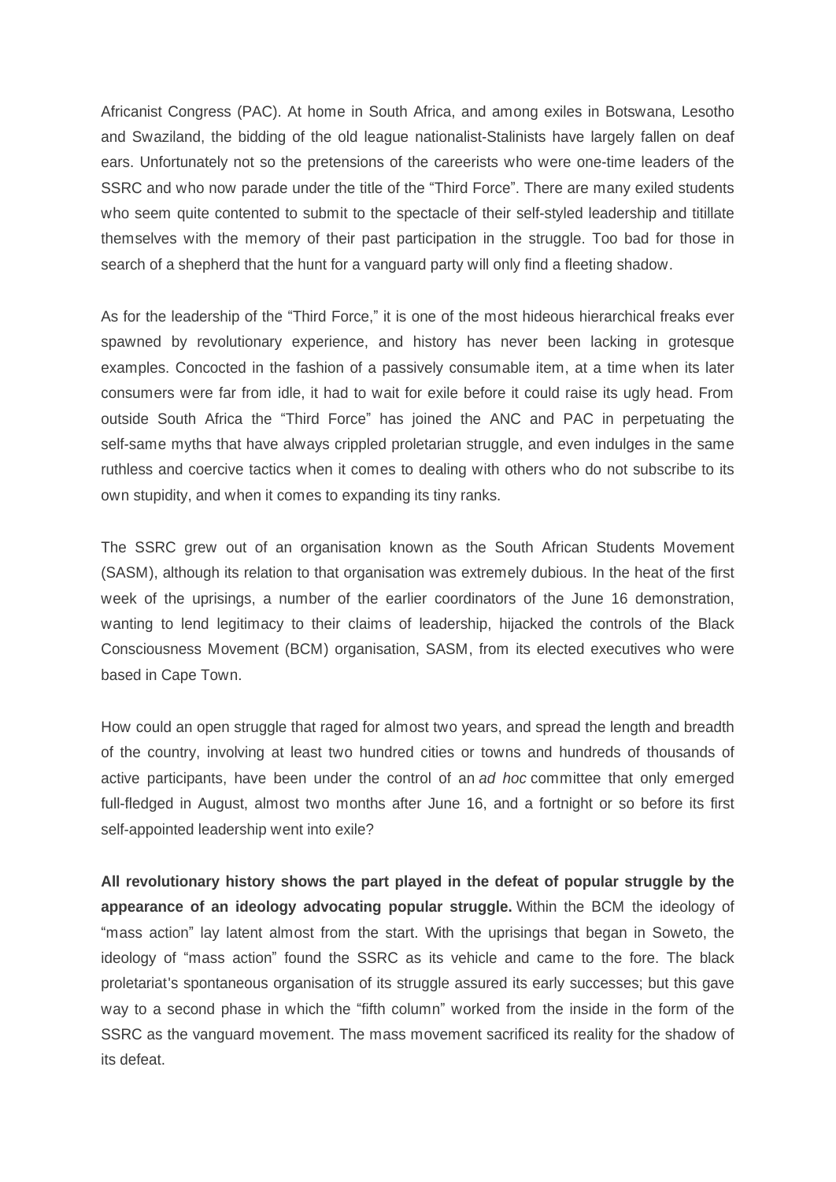Africanist Congress (PAC). At home in South Africa, and among exiles in Botswana, Lesotho and Swaziland, the bidding of the old league nationalist-Stalinists have largely fallen on deaf ears. Unfortunately not so the pretensions of the careerists who were one-time leaders of the SSRC and who now parade under the title of the "Third Force". There are many exiled students who seem quite contented to submit to the spectacle of their self-styled leadership and titillate themselves with the memory of their past participation in the struggle. Too bad for those in search of a shepherd that the hunt for a vanguard party will only find a fleeting shadow.

As for the leadership of the "Third Force," it is one of the most hideous hierarchical freaks ever spawned by revolutionary experience, and history has never been lacking in grotesque examples. Concocted in the fashion of a passively consumable item, at a time when its later consumers were far from idle, it had to wait for exile before it could raise its ugly head. From outside South Africa the "Third Force" has joined the ANC and PAC in perpetuating the self-same myths that have always crippled proletarian struggle, and even indulges in the same ruthless and coercive tactics when it comes to dealing with others who do not subscribe to its own stupidity, and when it comes to expanding its tiny ranks.

The SSRC grew out of an organisation known as the South African Students Movement (SASM), although its relation to that organisation was extremely dubious. In the heat of the first week of the uprisings, a number of the earlier coordinators of the June 16 demonstration, wanting to lend legitimacy to their claims of leadership, hijacked the controls of the Black Consciousness Movement (BCM) organisation, SASM, from its elected executives who were based in Cape Town.

How could an open struggle that raged for almost two years, and spread the length and breadth of the country, involving at least two hundred cities or towns and hundreds of thousands of active participants, have been under the control of an *ad hoc* committee that only emerged full-fledged in August, almost two months after June 16, and a fortnight or so before its first self-appointed leadership went into exile?

**All revolutionary history shows the part played in the defeat of popular struggle by the appearance of an ideology advocating popular struggle.** Within the BCM the ideology of "mass action" lay latent almost from the start. With the uprisings that began in Soweto, the ideology of "mass action" found the SSRC as its vehicle and came to the fore. The black proletariat's spontaneous organisation of its struggle assured its early successes; but this gave way to a second phase in which the "fifth column" worked from the inside in the form of the SSRC as the vanguard movement. The mass movement sacrificed its reality for the shadow of its defeat.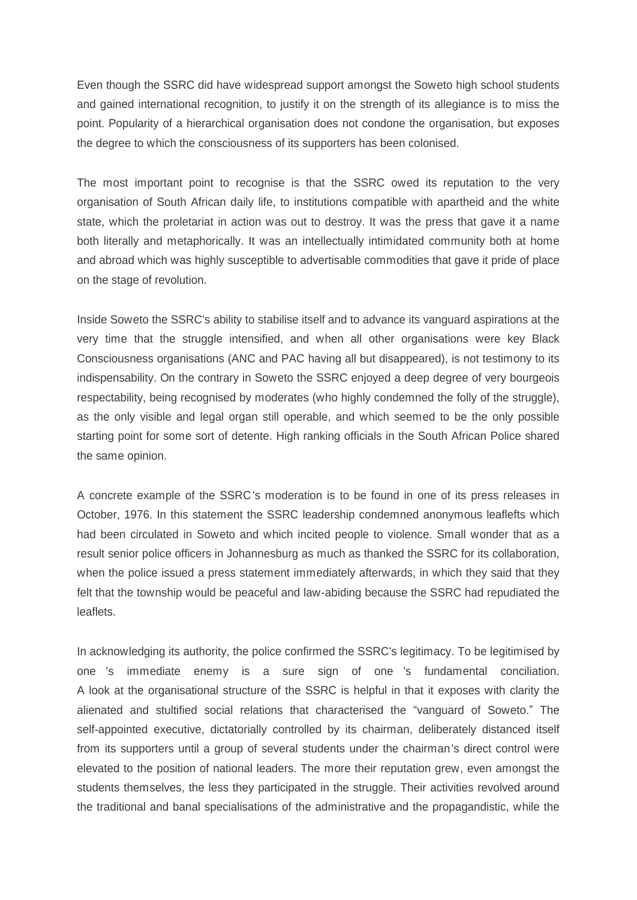Even though the SSRC did have widespread support amongst the Soweto high school students and gained international recognition, to justify it on the strength of its allegiance is to miss the point. Popularity of a hierarchical organisation does not condone the organisation, but exposes the degree to which the consciousness of its supporters has been colonised.

The most important point to recognise is that the SSRC owed its reputation to the very organisation of South African daily life, to institutions compatible with apartheid and the white state, which the proletariat in action was out to destroy. It was the press that gave it a name both literally and metaphorically. It was an intellectually intimidated community both at home and abroad which was highly susceptible to advertisable commodities that gave it pride of place on the stage of revolution.

Inside Soweto the SSRC's ability to stabilise itself and to advance its vanguard aspirations at the very time that the struggle intensified, and when all other organisations were key Black Consciousness organisations (ANC and PAC having all but disappeared), is not testimony to its indispensability. On the contrary in Soweto the SSRC enjoyed a deep degree of very bourgeois respectability, being recognised by moderates (who highly condemned the folly of the struggle), as the only visible and legal organ still operable, and which seemed to be the only possible starting point for some sort of detente. High ranking officials in the South African Police shared the same opinion.

A concrete example of the SSRC's moderation is to be found in one of its press releases in October, 1976. In this statement the SSRC leadership condemned anonymous leaflefts which had been circulated in Soweto and which incited people to violence. Small wonder that as a result senior police officers in Johannesburg as much as thanked the SSRC for its collaboration, when the police issued a press statement immediately afterwards, in which they said that they felt that the township would be peaceful and law-abiding because the SSRC had repudiated the leaflets.

In acknowledging its authority, the police confirmed the SSRC's legitimacy. To be legitimised by one's immediate enemy is a sure sign of one's fundamental conciliation. A look at the organisational structure of the SSRC is helpful in that it exposes with clarity the alienated and stultified social relations that characterised the "vanguard of Soweto." The self-appointed executive, dictatorially controlled by its chairman, deliberately distanced itself from its supporters until a group of several students under the chairman's direct control were elevated to the position of national leaders. The more their reputation grew, even amongst the students themselves, the less they participated in the struggle. Their activities revolved around the traditional and banal specialisations of the administrative and the propagandistic, while the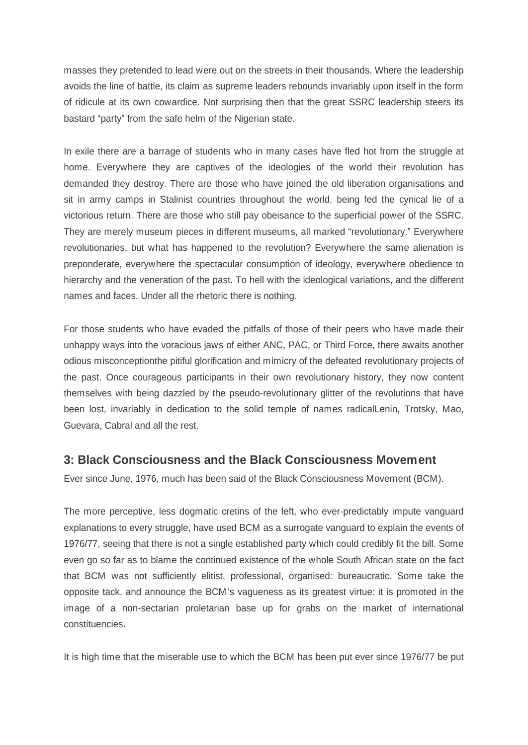masses they pretended to lead were out on the streets in their thousands. Where the leadership avoids the line of battle, its claim as supreme leaders rebounds invariably upon itself in the form of ridicule at its own cowardice. Not surprising then that the great SSRC leadership steers its bastard "party" from the safe helm of the Nigerian state.

In exile there are a barrage of students who in many cases have fled hot from the struggle at home. Everywhere they are captives of the ideologies of the world their revolution has demanded they destroy. There are those who have joined the old liberation organisations and sit in army camps in Stalinist countries throughout the world, being fed the cynical lie of a victorious return. There are those who still pay obeisance to the superficial power of the SSRC. They are merely museum pieces in different museums, all marked "revolutionary." Everywhere revolutionaries, but what has happened to the revolution? Everywhere the same alienation is preponderate, everywhere the spectacular consumption of ideology, everywhere obedience to hierarchy and the veneration of the past. To hell with the ideological variations, and the different names and faces. Under all the rhetoric there is nothing.

For those students who have evaded the pitfalls of those of their peers who have made their unhappy ways into the voracious jaws of either ANC, PAC, or Third Force, there awaits another odious misconceptionthe pitiful glorification and mimicry of the defeated revolutionary projects of the past. Once courageous participants in their own revolutionary history, they now content themselves with being dazzled by the pseudo-revolutionary glitter of the revolutions that have been lost, invariably in dedication to the solid temple of names radicalLenin, Trotsky, Mao, Guevara, Cabral and all the rest.

### 3: Black Consciousness and the Black Consciousness Movement

Ever since June, 1976, much has been said of the Black Consciousness Movement (BCM).

The more perceptive, less dogmatic cretins of the left, who ever-predictably impute vanguard explanations to every struggle, have used BCM as a surrogate vanguard to explain the events of 1976/77, seeing that there is not a single established party which could credibly fit the bill. Some even go so far as to blame the continued existence of the whole South African state on the fact that BCM was not sufficiently elitist, professional, organised: bureaucratic. Some take the opposite tack, and announce the BCM's vagueness as its greatest virtue: it is promoted in the image of a non-sectarian proletarian base up for grabs on the market of international constituencies.

It is high time that the miserable use to which the BCM has been put ever since 1976/77 be put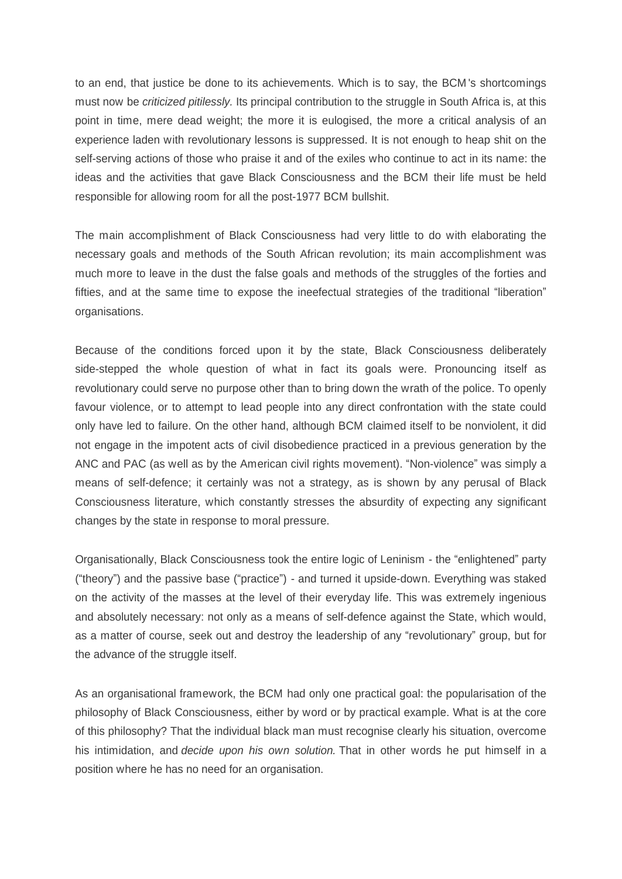to an end, that justice be done to its achievements. Which is to say, the BCM's shortcomings must now be *criticized pitilessly.* Its principal contribution to the struggle in South Africa is, at this point in time, mere dead weight; the more it is eulogised, the more a critical analysis of an experience laden with revolutionary lessons is suppressed. It is not enough to heap shit on the self-serving actions of those who praise it and of the exiles who continue to act in its name: the ideas and the activities that gave Black Consciousness and the BCM their life must be held responsible for allowing room for all the post-1977 BCM bullshit.

The main accomplishment of Black Consciousness had very little to do with elaborating the necessary goals and methods of the South African revolution; its main accomplishment was much more to leave in the dust the false goals and methods of the struggles of the forties and fifties, and at the same time to expose the ineefectual strategies of the traditional "liberation" organisations.

Because of the conditions forced upon it by the state, Black Consciousness deliberately side-stepped the whole question of what in fact its goals were. Pronouncing itself as revolutionary could serve no purpose other than to bring down the wrath of the police. To openly favour violence, or to attempt to lead people into any direct confrontation with the state could only have led to failure. On the other hand, although BCM claimed itself to be nonviolent, it did not engage in the impotent acts of civil disobedience practiced in a previous generation by the ANC and PAC (as well as by the American civil rights movement). "Non-violence" was simply a means of self-defence; it certainly was not a strategy, as is shown by any perusal of Black Consciousness literature, which constantly stresses the absurdity of expecting any significant changes by the state in response to moral pressure.

Organisationally, Black Consciousness took the entire logic of Leninism - the "enlightened" party ("theory") and the passive base ("practice") - and turned it upside-down. Everything was staked on the activity of the masses at the level of their everyday life. This was extremely ingenious and absolutely necessary: not only as a means of self-defence against the State, which would, as a matter of course, seek out and destroy the leadership of any "revolutionary" group, but for the advance of the struggle itself.

As an organisational framework, the BCM had only one practical goal: the popularisation of the philosophy of Black Consciousness, either by word or by practical example. What is at the core of this philosophy? That the individual black man must recognise clearly his situation, overcome his intimidation, and *decide upon his own solution.* That in other words he put himself in a position where he has no need for an organisation.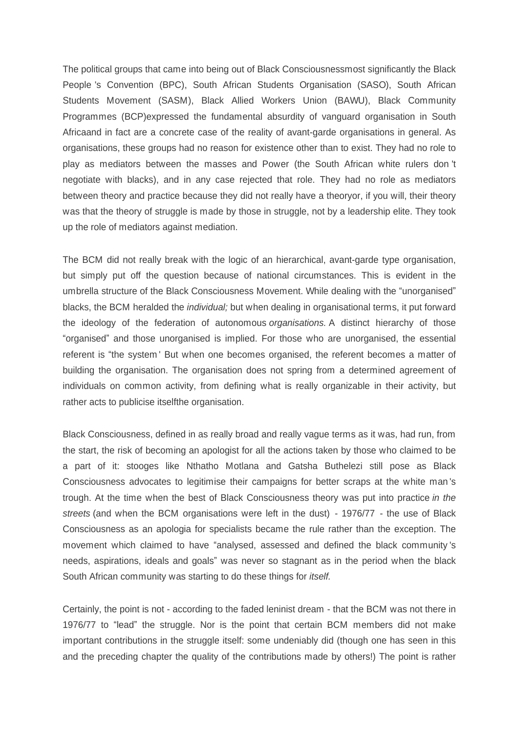The political groups that came into being out of Black Consciousnessmost significantly the Black People 's Convention (BPC), South African Students Organisation (SASO), South African Students Movement (SASM), Black Allied Workers Union (BAWU), Black Community Programmes (BCP)expressed the fundamental absurdity of vanguard organisation in South Africaand in fact are a concrete case of the reality of avant-garde organisations in general. As organisations, these groups had no reason for existence other than to exist. They had no role to play as mediators between the masses and Power (the South African white rulers don 't negotiate with blacks), and in any case rejected that role. They had no role as mediators between theory and practice because they did not really have a theoryor, if you will, their theory was that the theory of struggle is made by those in struggle, not by a leadership elite. They took up the role of mediators against mediation.

The BCM did not really break with the logic of an hierarchical, avant-garde type organisation, but simply put off the question because of national circumstances. This is evident in the umbrella structure of the Black Consciousness Movement. While dealing with the "unorganised" blacks, the BCM heralded the *individual;* but when dealing in organisational terms, it put forward the ideology of the federation of autonomous *organisations.* A distinct hierarchy of those "organised" and those unorganised is implied. For those who are unorganised, the essential referent is "the system' But when one becomes organised, the referent becomes a matter of building the organisation. The organisation does not spring from a determined agreement of individuals on common activity, from defining what is really organizable in their activity, but rather acts to publicise itselfthe organisation.

Black Consciousness, defined in as really broad and really vague terms as it was, had run, from the start, the risk of becoming an apologist for all the actions taken by those who claimed to be a part of it: stooges like Nthatho Motlana and Gatsha Buthelezi still pose as Black Consciousness advocates to legitimise their campaigns for better scraps at the white man 's trough. At the time when the best of Black Consciousness theory was put into practice *in the streets* (and when the BCM organisations were left in the dust) - 1976/77 - the use of Black Consciousness as an apologia for specialists became the rule rather than the exception. The movement which claimed to have "analysed, assessed and defined the black community 's needs, aspirations, ideals and goals" was never so stagnant as in the period when the black South African community was starting to do these things for *itself.*

Certainly, the point is not - according to the faded leninist dream - that the BCM was not there in 1976/77 to "lead" the struggle. Nor is the point that certain BCM members did not make important contributions in the struggle itself: some undeniably did (though one has seen in this and the preceding chapter the quality of the contributions made by others!) The point is rather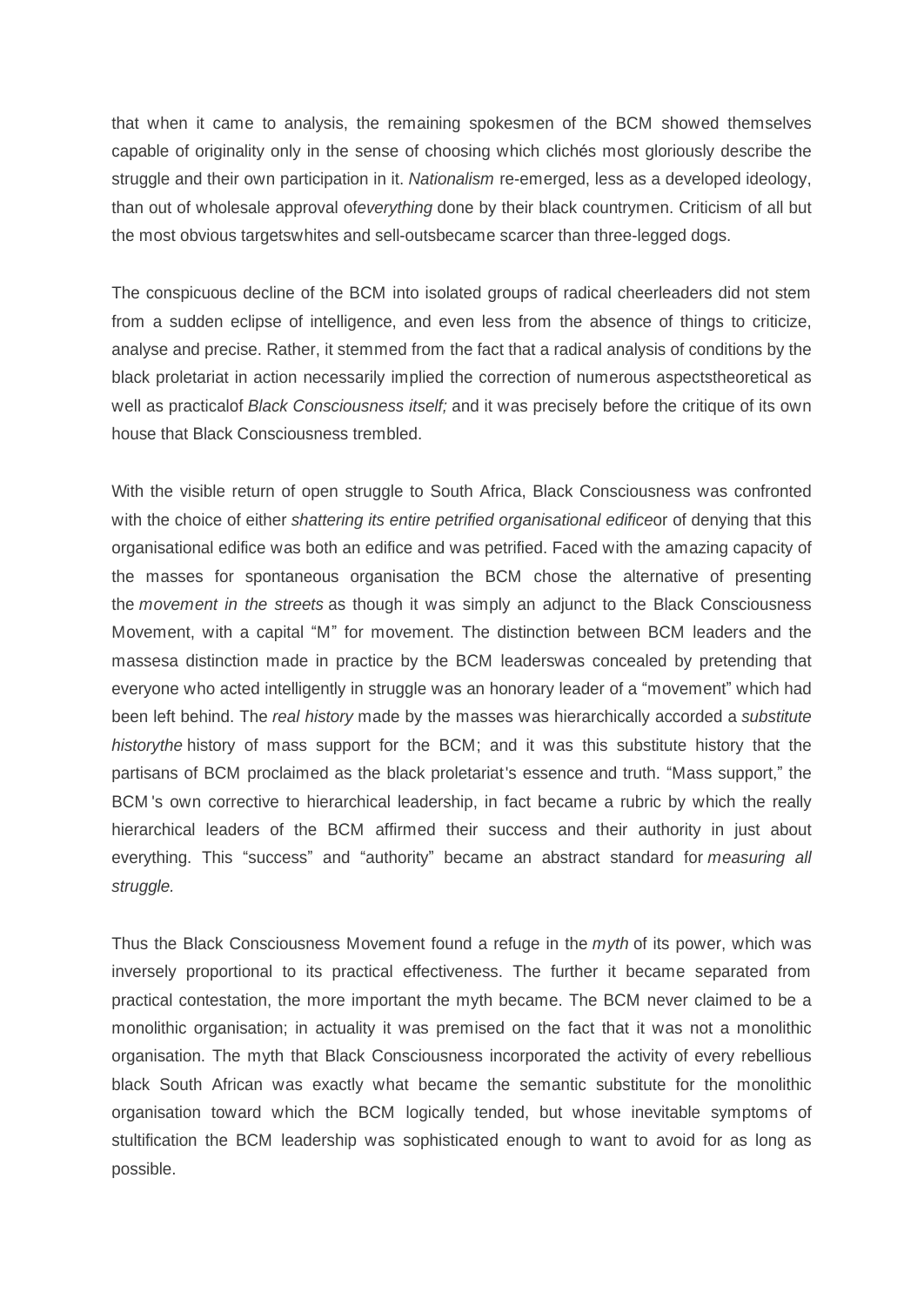that when it came to analysis, the remaining spokesmen of the BCM showed themselves capable of originality only in the sense of choosing which clichés most gloriously describe the struggle and their own participation in it. *Nationalism* re-emerged, less as a developed ideology, than out of wholesale approval of*everything* done by their black countrymen. Criticism of all but the most obvious targetswhites and sell-outsbecame scarcer than three-legged dogs.

The conspicuous decline of the BCM into isolated groups of radical cheerleaders did not stem from a sudden eclipse of intelligence, and even less from the absence of things to criticize, analyse and precise. Rather, it stemmed from the fact that a radical analysis of conditions by the black proletariat in action necessarily implied the correction of numerous aspectstheoretical as well as practicalof *Black Consciousness itself;* and it was precisely before the critique of its own house that Black Consciousness trembled.

With the visible return of open struggle to South Africa, Black Consciousness was confronted with the choice of either *shattering its entire petrified organisational edifice*or of denying that this organisational edifice was both an edifice and was petrified. Faced with the amazing capacity of the masses for spontaneous organisation the BCM chose the alternative of presenting the *movement in the streets* as though it was simply an adjunct to the Black Consciousness Movement, with a capital "M" for movement. The distinction between BCM leaders and the massesa distinction made in practice by the BCM leaderswas concealed by pretending that everyone who acted intelligently in struggle was an honorary leader of a "movement" which had been left behind. The *real history* made by the masses was hierarchically accorded a *substitute history*the history of mass support for the BCM; and it was this substitute history that the partisans of BCM proclaimed as the black proletariat's essence and truth. "Mass support," the BCM's own corrective to hierarchical leadership, in fact became a rubric by which the really hierarchical leaders of the BCM affirmed their success and their authority in just about everything. This "success" and "authority" became an abstract standard for *measuring all struggle.*

Thus the Black Consciousness Movement found a refuge in the *myth* of its power, which was inversely proportional to its practical effectiveness. The further it became separated from practical contestation, the more important the myth became. The BCM never claimed to be a monolithic organisation; in actuality it was premised on the fact that it was not a monolithic organisation. The myth that Black Consciousness incorporated the activity of every rebellious black South African was exactly what became the semantic substitute for the monolithic organisation toward which the BCM logically tended, but whose inevitable symptoms of stultification the BCM leadership was sophisticated enough to want to avoid for as long as possible.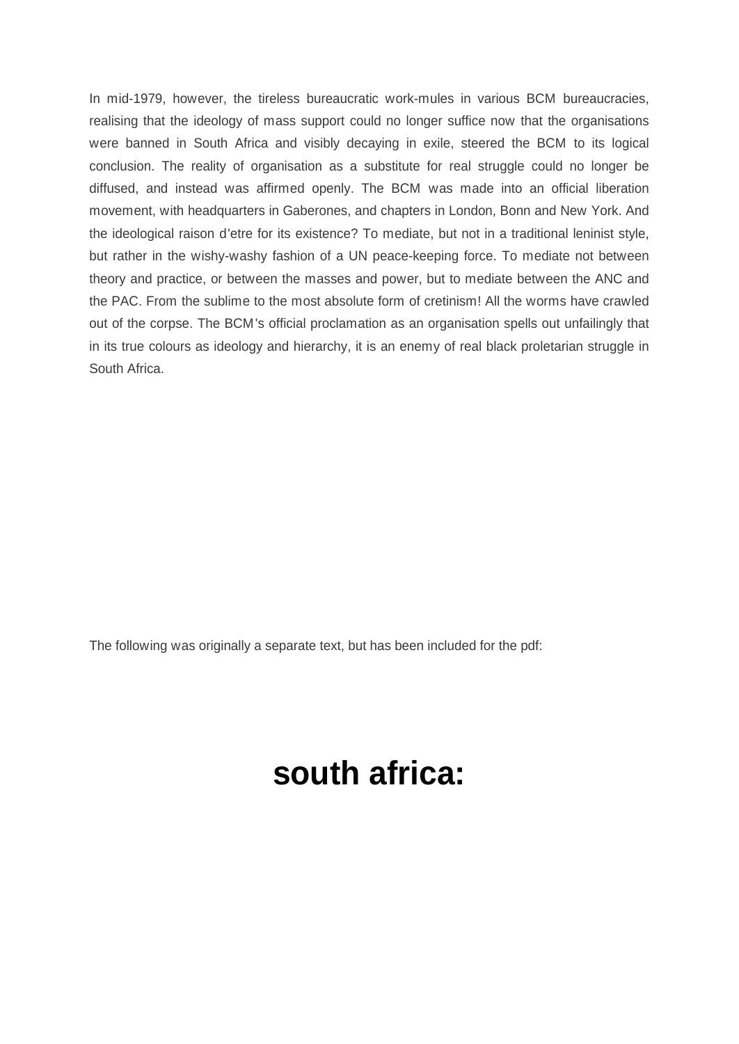In mid-1979, however, the tireless bureaucratic work-mules in various BCM bureaucracies, realising that the ideology of mass support could no longer suffice now that the organisations were banned in South Africa and visibly decaying in exile, steered the BCM to its logical conclusion. The reality of organisation as a substitute for real struggle could no longer be diffused, and instead was affirmed openly. The BCM was made into an official liberation movement, with headquarters in Gaberones, and chapters in London, Bonn and New York. And the ideological raison d'etre for its existence? To mediate, but not in a traditional leninist style, but rather in the wishy-washy fashion of a UN peace-keeping force. To mediate not between theory and practice, or between the masses and power, but to mediate between the ANC and the PAC. From the sublime to the most absolute form of cretinism! All the worms have crawled out of the corpse. The BCM's official proclamation as an organisation spells out unfailingly that in its true colours as ideology and hierarchy, it is an enemy of real black proletarian struggle in South Africa.

The following was originally a separate text, but has been included for the pdf:

# south africa: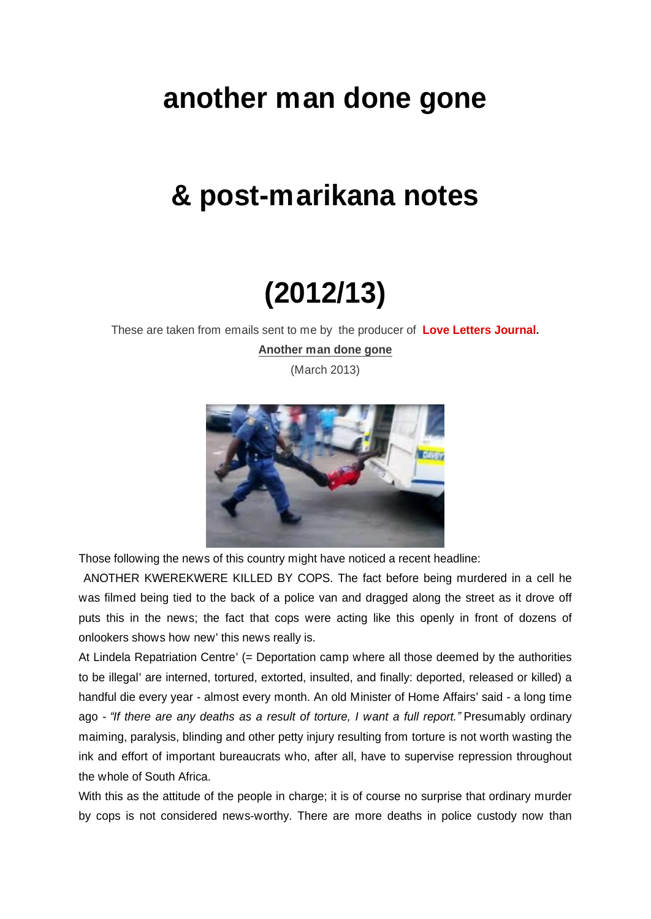# another man done gone

# & post-marikana notes

# (2012/13)

These are taken from emails sent to me by the producer of **Love Letters Journal.**

**Another man done gone**

(March 2013)

Those following the news of this country might have noticed a recent headline:

ANOTHER KWEREKWERE KILLED BY COPS. The fact before being murdered in a cell he was filmed being tied to the back of a police van and dragged along the street as it drove off puts this in the news; the fact that cops were acting like this openly in front of dozens of onlookers shows how new' this news really is.

At Lindela Repatriation Centre' (= Deportation camp where all those deemed by the authorities to be illegal' are interned, tortured, extorted, insulted, and finally: deported, released or killed) a handful die every year - almost every month. An old Minister of Home Affairs' said - a long time ago - *"If there are any deaths as a result of torture, I want a full report."* Presumably ordinary maiming, paralysis, blinding and other petty injury resulting from torture is not worth wasting the ink and effort of important bureaucrats who, after all, have to supervise repression throughout the whole of South Africa.

With this as the attitude of the people in charge; it is of course no surprise that ordinary murder by cops is not considered news-worthy. There are more deaths in police custody now than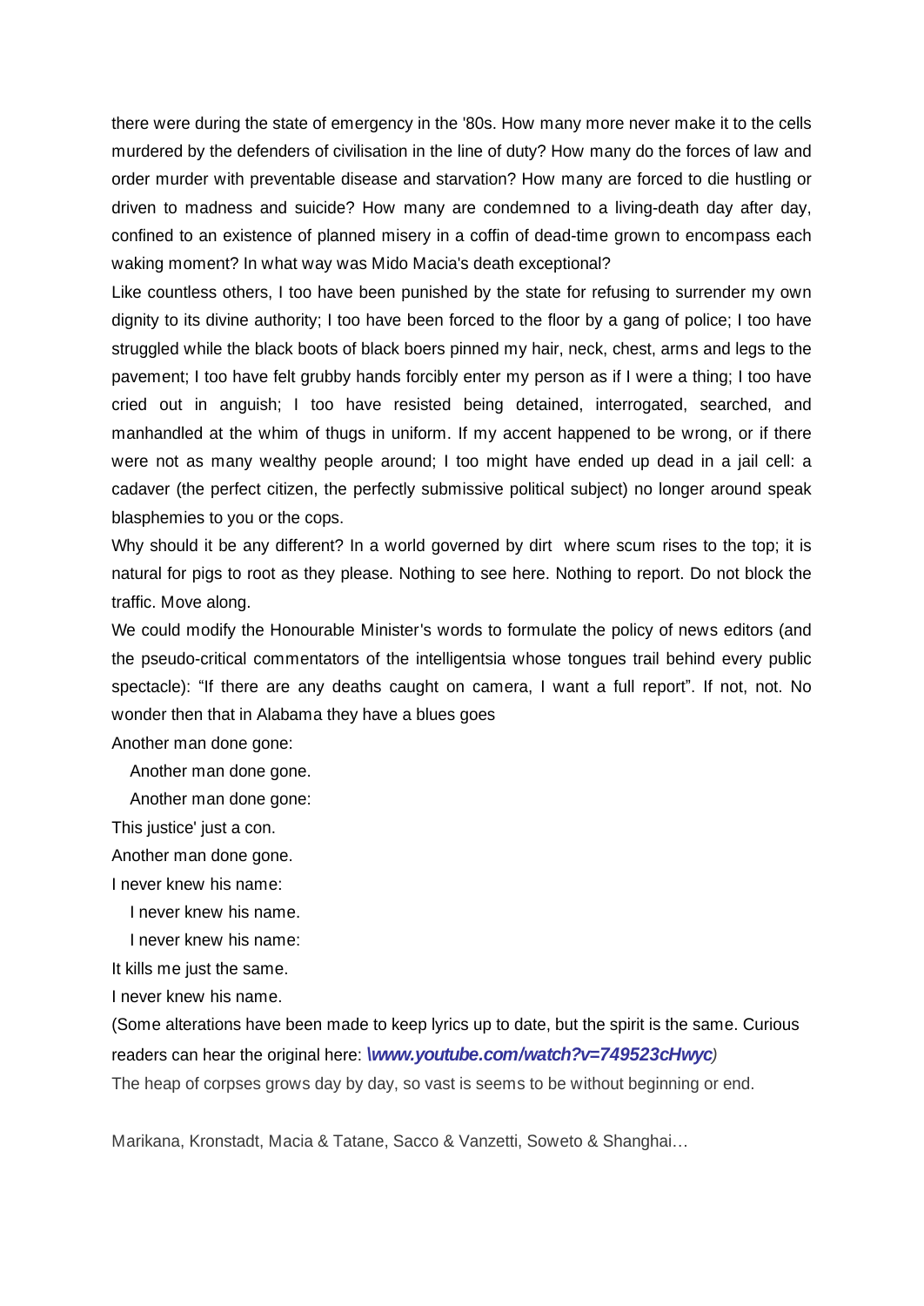there were during the state of emergency in the '80s. How many more never make it to the cells murdered by the defenders of civilisation in the line of duty? How many do the forces of law and order murder with preventable disease and starvation? How many are forced to die hustling or driven to madness and suicide? How many are condemned to a living-death day after day, confined to an existence of planned misery in a coffin of dead-time grown to encompass each waking moment? In what way was Mido Macia's death exceptional?

Like countless others, I too have been punished by the state for refusing to surrender my own dignity to its divine authority; I too have been forced to the floor by a gang of police; I too have struggled while the black boots of black boers pinned my hair, neck, chest, arms and legs to the pavement; I too have felt grubby hands forcibly enter my person as if I were a thing; I too have cried out in anguish; I too have resisted being detained, interrogated, searched, and manhandled at the whim of thugs in uniform. If my accent happened to be wrong, or if there were not as many wealthy people around; I too might have ended up dead in a jail cell: a cadaver (the perfect citizen, the perfectly submissive political subject) no longer around speak blasphemies to you or the cops.

Why should it be any different? In a world governed by dirt where scum rises to the top; it is natural for pigs to root as they please. Nothing to see here. Nothing to report. Do not block the traffic. Move along.

We could modify the Honourable Minister's words to formulate the policy of news editors (and the pseudo-critical commentators of the intelligentsia whose tongues trail behind every public spectacle): "If there are any deaths caught on camera, I want a full report". If not, not. No wonder then that in Alabama they have a blues goes

Another man done gone:

   Another man done gone.

   Another man done gone:

This justice' just a con.

Another man done gone.

I never knew his name:

   I never knew his name.

   I never knew his name:

It kills me just the same.

I never knew his name.

(Some alterations have been made to keep lyrics up to date, but the spirit is the same. Curious readers can hear the original here: ***\www.youtube.com/watch?v=749523cHwyc****)*

The heap of corpses grows day by day, so vast is seems to be without beginning or end.

Marikana, Kronstadt, Macia & Tatane, Sacco & Vanzetti, Soweto & Shanghai…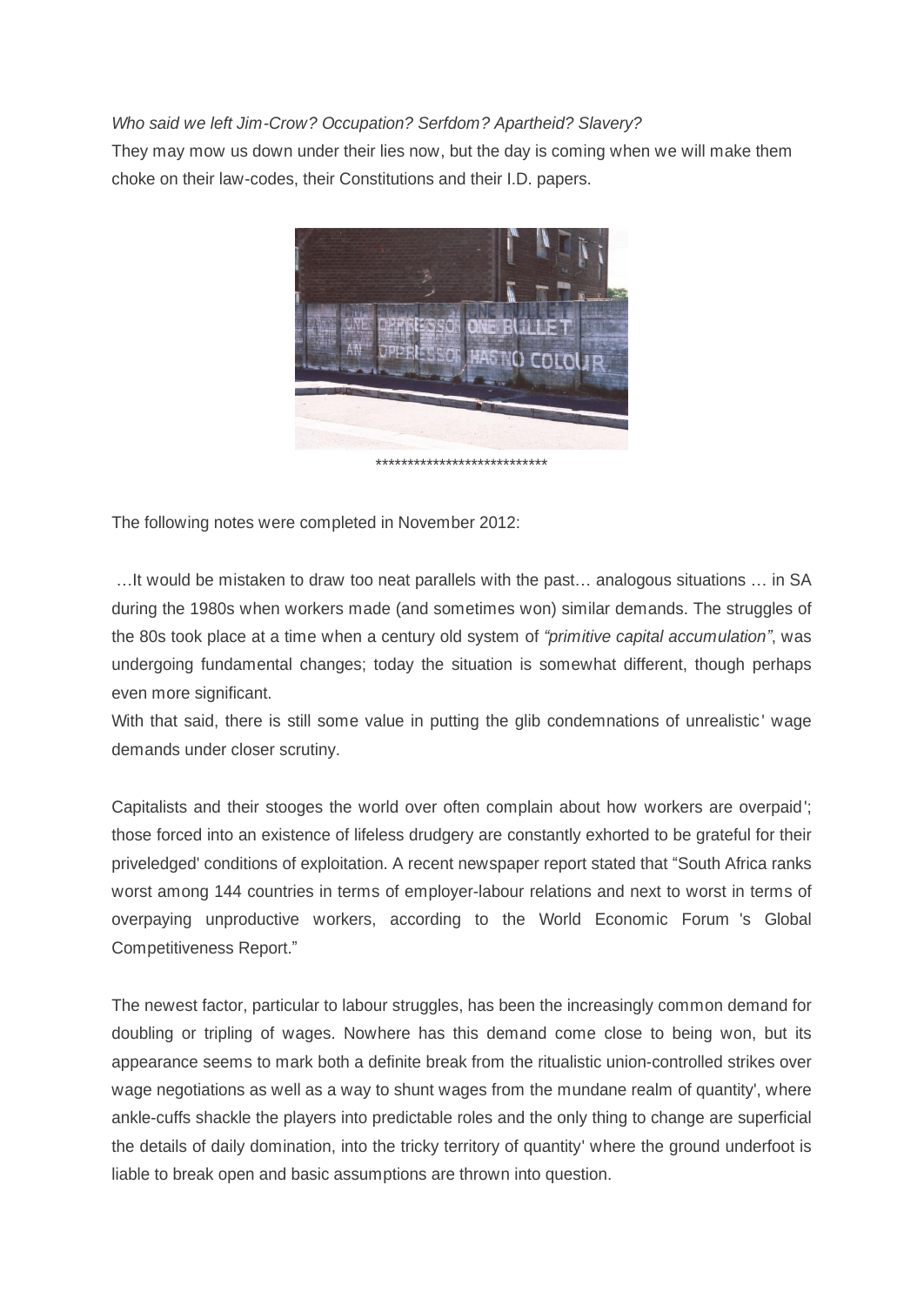*Who said we left Jim-Crow? Occupation? Serfdom? Apartheid? Slavery?*

They may mow us down under their lies now, but the day is coming when we will make them choke on their law-codes, their Constitutions and their I.D. papers.

***************************

The following notes were completed in November 2012:

…It would be mistaken to draw too neat parallels with the past… analogous situations … in SA during the 1980s when workers made (and sometimes won) similar demands. The struggles of the 80s took place at a time when a century old system of *"primitive capital accumulation"*, was undergoing fundamental changes; today the situation is somewhat different, though perhaps even more significant.

With that said, there is still some value in putting the glib condemnations of unrealistic' wage demands under closer scrutiny.

Capitalists and their stooges the world over often complain about how workers are overpaid'; those forced into an existence of lifeless drudgery are constantly exhorted to be grateful for their priveledged' conditions of exploitation. A recent newspaper report stated that "South Africa ranks worst among 144 countries in terms of employer-labour relations and next to worst in terms of overpaying unproductive workers, according to the World Economic Forum 's Global Competitiveness Report."

The newest factor, particular to labour struggles, has been the increasingly common demand for doubling or tripling of wages. Nowhere has this demand come close to being won, but its appearance seems to mark both a definite break from the ritualistic union-controlled strikes over wage negotiations as well as a way to shunt wages from the mundane realm of quantity', where ankle-cuffs shackle the players into predictable roles and the only thing to change are superficial the details of daily domination, into the tricky territory of quantity' where the ground underfoot is liable to break open and basic assumptions are thrown into question.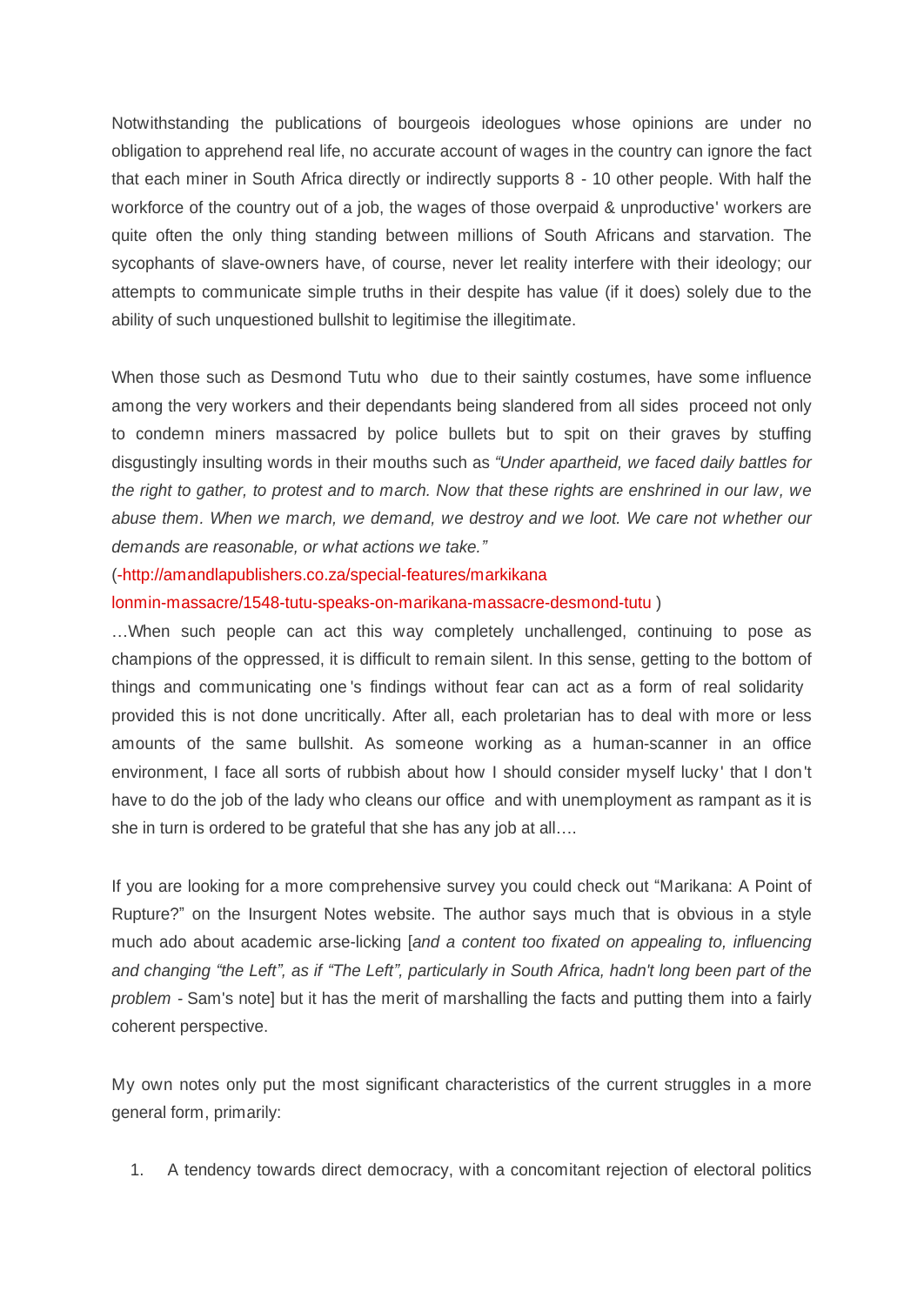Notwithstanding the publications of bourgeois ideologues whose opinions are under no obligation to apprehend real life, no accurate account of wages in the country can ignore the fact that each miner in South Africa directly or indirectly supports 8 - 10 other people. With half the workforce of the country out of a job, the wages of those overpaid & unproductive' workers are quite often the only thing standing between millions of South Africans and starvation. The sycophants of slave-owners have, of course, never let reality interfere with their ideology; our attempts to communicate simple truths in their despite has value (if it does) solely due to the ability of such unquestioned bullshit to legitimise the illegitimate.

When those such as Desmond Tutu who due to their saintly costumes, have some influence among the very workers and their dependants being slandered from all sides proceed not only to condemn miners massacred by police bullets but to spit on their graves by stuffing disgustingly insulting words in their mouths such as *"Under apartheid, we faced daily battles for the right to gather, to protest and to march. Now that these rights are enshrined in our law, we abuse them. When we march, we demand, we destroy and we loot. We care not whether our demands are reasonable, or what actions we take."*

(-http://amandlapublishers.co.za/special-features/markikana lonmin-massacre/1548-tutu-speaks-on-marikana-massacre-desmond-tutu )

…When such people can act this way completely unchallenged, continuing to pose as champions of the oppressed, it is difficult to remain silent. In this sense, getting to the bottom of things and communicating one's findings without fear can act as a form of real solidarity provided this is not done uncritically. After all, each proletarian has to deal with more or less amounts of the same bullshit. As someone working as a human-scanner in an office environment, I face all sorts of rubbish about how I should consider myself lucky' that I don't have to do the job of the lady who cleans our office and with unemployment as rampant as it is she in turn is ordered to be grateful that she has any job at all….

If you are looking for a more comprehensive survey you could check out "Marikana: A Point of Rupture?" on the Insurgent Notes website. The author says much that is obvious in a style much ado about academic arse-licking [*and a content too fixated on appealing to, influencing and changing "the Left", as if "The Left", particularly in South Africa, hadn't long been part of the problem* - Sam's note] but it has the merit of marshalling the facts and putting them into a fairly coherent perspective.

My own notes only put the most significant characteristics of the current struggles in a more general form, primarily:

1. A tendency towards direct democracy, with a concomitant rejection of electoral politics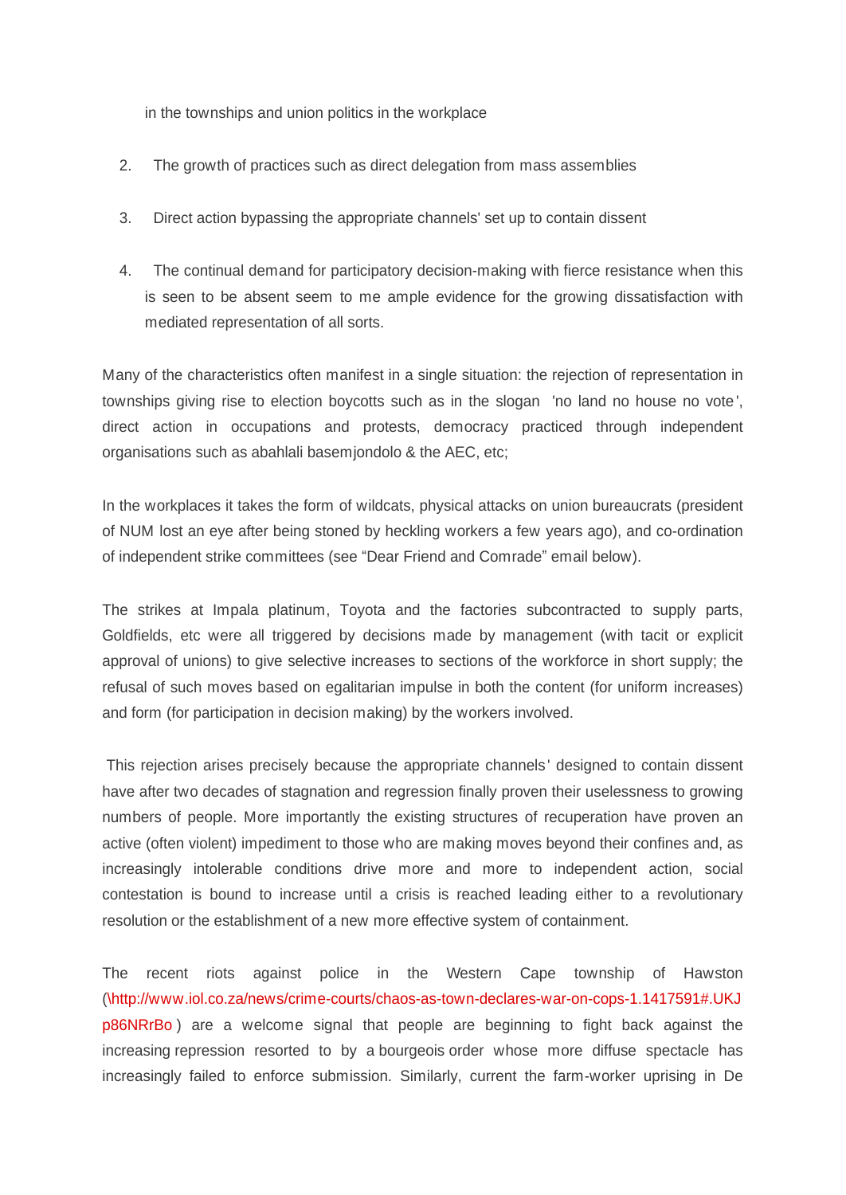in the townships and union politics in the workplace

2. The growth of practices such as direct delegation from mass assemblies

3. Direct action bypassing the appropriate channels' set up to contain dissent

4. The continual demand for participatory decision-making with fierce resistance when this is seen to be absent seem to me ample evidence for the growing dissatisfaction with mediated representation of all sorts.

Many of the characteristics often manifest in a single situation: the rejection of representation in townships giving rise to election boycotts such as in the slogan 'no land no house no vote', direct action in occupations and protests, democracy practiced through independent organisations such as abahlali basemjondolo & the AEC, etc;

In the workplaces it takes the form of wildcats, physical attacks on union bureaucrats (president of NUM lost an eye after being stoned by heckling workers a few years ago), and co-ordination of independent strike committees (see "Dear Friend and Comrade" email below).

The strikes at Impala platinum, Toyota and the factories subcontracted to supply parts, Goldfields, etc were all triggered by decisions made by management (with tacit or explicit approval of unions) to give selective increases to sections of the workforce in short supply; the refusal of such moves based on egalitarian impulse in both the content (for uniform increases) and form (for participation in decision making) by the workers involved.

This rejection arises precisely because the appropriate channels' designed to contain dissent have after two decades of stagnation and regression finally proven their uselessness to growing numbers of people. More importantly the existing structures of recuperation have proven an active (often violent) impediment to those who are making moves beyond their confines and, as increasingly intolerable conditions drive more and more to independent action, social contestation is bound to increase until a crisis is reached leading either to a revolutionary resolution or the establishment of a new more effective system of containment.

The recent riots against police in the Western Cape township of Hawston (\http://www.iol.co.za/news/crime-courts/chaos-as-town-declares-war-on-cops-1.1417591#.UKJp86NRrBo ) are a welcome signal that people are beginning to fight back against the increasing repression resorted to by a bourgeois order whose more diffuse spectacle has increasingly failed to enforce submission. Similarly, current the farm-worker uprising in De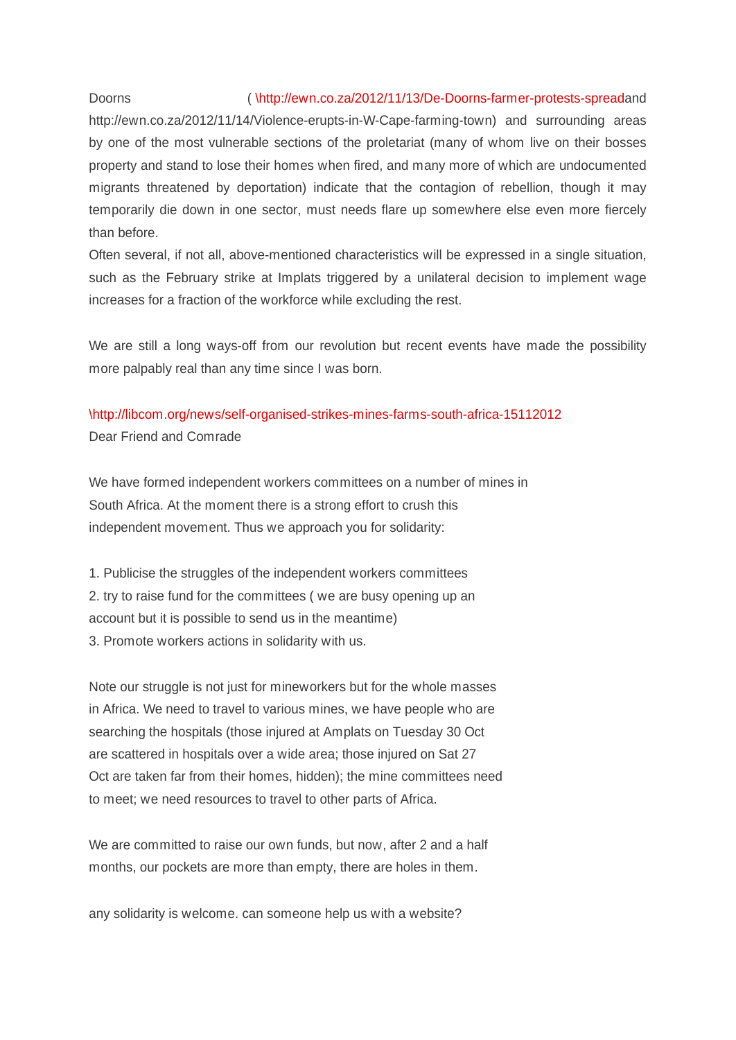Doorns ( \http://ewn.co.za/2012/11/13/De-Doorns-farmer-protests-spreadand http://ewn.co.za/2012/11/14/Violence-erupts-in-W-Cape-farming-town) and surrounding areas by one of the most vulnerable sections of the proletariat (many of whom live on their bosses property and stand to lose their homes when fired, and many more of which are undocumented migrants threatened by deportation) indicate that the contagion of rebellion, though it may temporarily die down in one sector, must needs flare up somewhere else even more fiercely than before.

Often several, if not all, above-mentioned characteristics will be expressed in a single situation, such as the February strike at Implats triggered by a unilateral decision to implement wage increases for a fraction of the workforce while excluding the rest.

We are still a long ways-off from our revolution but recent events have made the possibility more palpably real than any time since I was born.

\http://libcom.org/news/self-organised-strikes-mines-farms-south-africa-15112012

Dear Friend and Comrade

We have formed independent workers committees on a number of mines in South Africa. At the moment there is a strong effort to crush this independent movement. Thus we approach you for solidarity:

1. Publicise the struggles of the independent workers committees
2. try to raise fund for the committees ( we are busy opening up an account but it is possible to send us in the meantime)
3. Promote workers actions in solidarity with us.

Note our struggle is not just for mineworkers but for the whole masses in Africa. We need to travel to various mines, we have people who are searching the hospitals (those injured at Amplats on Tuesday 30 Oct are scattered in hospitals over a wide area; those injured on Sat 27 Oct are taken far from their homes, hidden); the mine committees need to meet; we need resources to travel to other parts of Africa.

We are committed to raise our own funds, but now, after 2 and a half months, our pockets are more than empty, there are holes in them.

any solidarity is welcome. can someone help us with a website?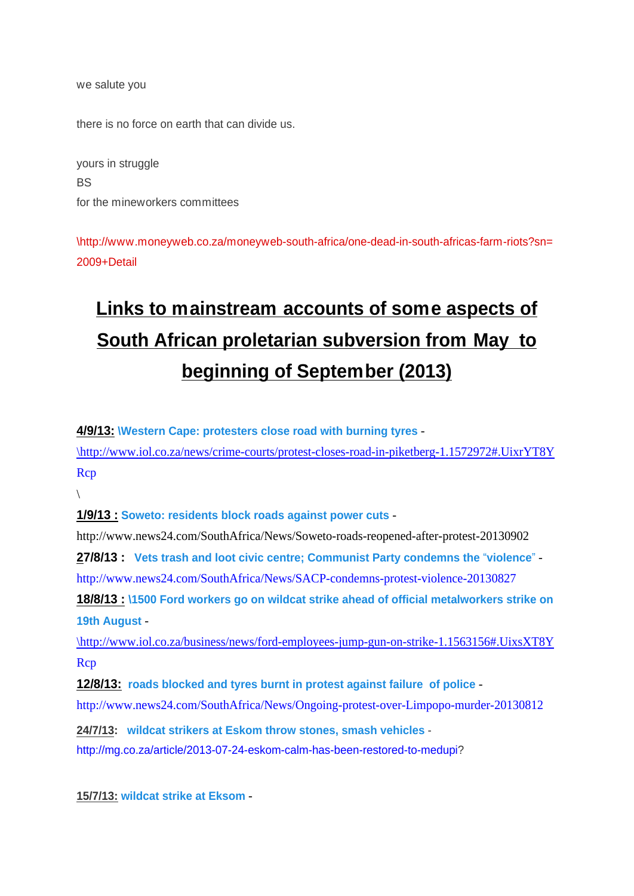we salute you

there is no force on earth that can divide us.

yours in struggle
BS
for the mineworkers committees

\http://www.moneyweb.co.za/moneyweb-south-africa/one-dead-in-south-africas-farm-riots?sn=2009+Detail

## Links to mainstream accounts of some aspects of South African proletarian subversion from May to beginning of September (2013)

**4/9/13:** **\Western Cape: protesters close road with burning tyres** - \http://www.iol.co.za/news/crime-courts/protest-closes-road-in-piketberg-1.1572972#.UixrYT8YRcp
\

**1/9/13 :** **Soweto: residents block roads against power cuts** - http://www.news24.com/SouthAfrica/News/Soweto-roads-reopened-after-protest-20130902

**27/8/13 :** **Vets trash and loot civic centre; Communist Party condemns the "violence"** - http://www.news24.com/SouthAfrica/News/SACP-condemns-protest-violence-20130827

**18/8/13 :** **\1500 Ford workers go on wildcat strike ahead of official metalworkers strike on 19th August** - \http://www.iol.co.za/business/news/ford-employees-jump-gun-on-strike-1.1563156#.UixsXT8YRcp

**12/8/13:** **roads blocked and tyres burnt in protest against failure of police** - http://www.news24.com/SouthAfrica/News/Ongoing-protest-over-Limpopo-murder-20130812

**24/7/13:** **wildcat strikers at Eskom throw stones, smash vehicles** - http://mg.co.za/article/2013-07-24-eskom-calm-has-been-restored-to-medupi?

**15/7/13:** **wildcat strike at Eksom** -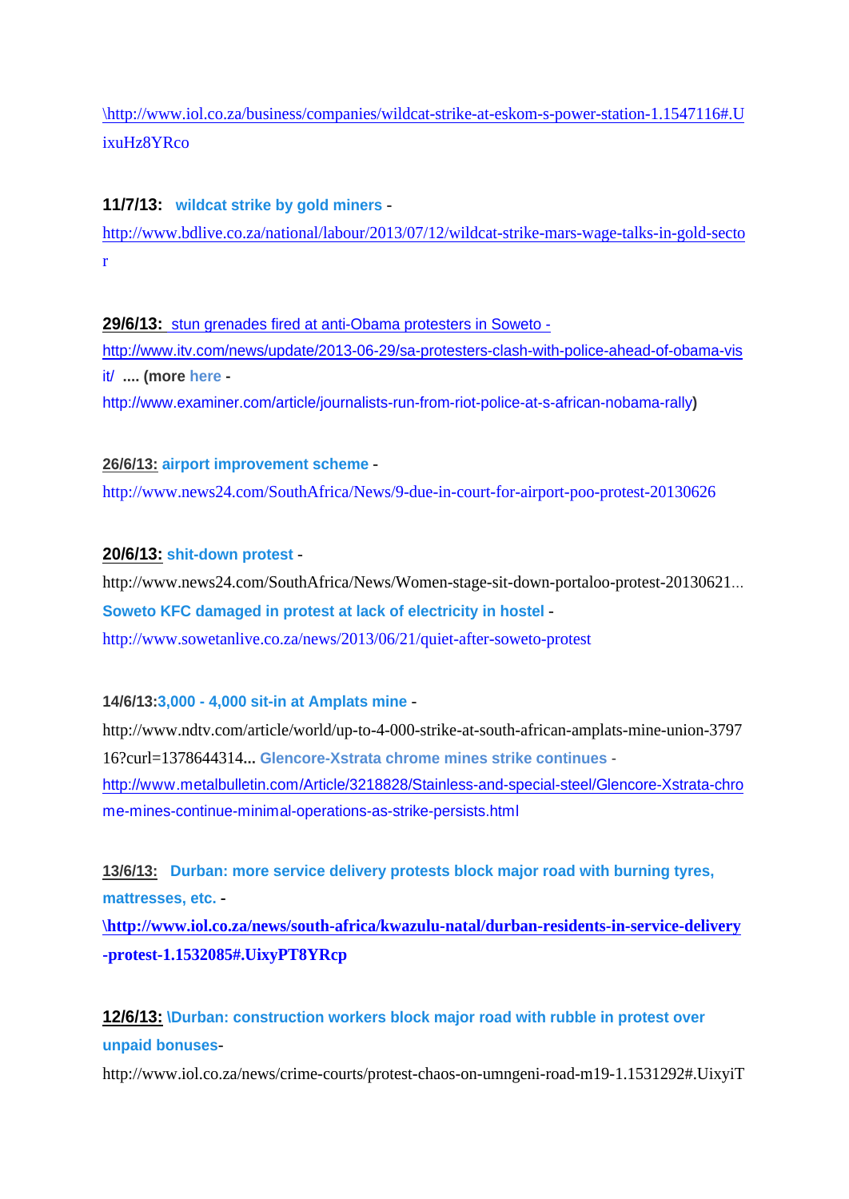\http://www.iol.co.za/business/companies/wildcat-strike-at-eskom-s-power-station-1.1547116#.UixuHz8YRco

**11/7/13:** **wildcat strike by gold miners** - http://www.bdlive.co.za/national/labour/2013/07/12/wildcat-strike-mars-wage-talks-in-gold-sector

**29/6/13:** stun grenades fired at anti-Obama protesters in Soweto - http://www.itv.com/news/update/2013-06-29/sa-protesters-clash-with-police-ahead-of-obama-visit/ **.... (more here -** http://www.examiner.com/article/journalists-run-from-riot-police-at-s-african-nobama-rally**)**

**26/6/13:** **airport improvement scheme** - http://www.news24.com/SouthAfrica/News/9-due-in-court-for-airport-poo-protest-20130626

**20/6/13:** **shit-down protest** - http://www.news24.com/SouthAfrica/News/Women-stage-sit-down-portaloo-protest-20130621... **Soweto KFC damaged in protest at lack of electricity in hostel** - http://www.sowetanlive.co.za/news/2013/06/21/quiet-after-soweto-protest

**14/6/13:3,000 - 4,000 sit-in at Amplats mine** - http://www.ndtv.com/article/world/up-to-4-000-strike-at-south-african-amplats-mine-union-379716?curl=1378644314**... Glencore-Xstrata chrome mines strike continues** - http://www.metalbulletin.com/Article/3218828/Stainless-and-special-steel/Glencore-Xstrata-chrome-mines-continue-minimal-operations-as-strike-persists.html

**13/6/13:** **Durban: more service delivery protests block major road with burning tyres, mattresses, etc.** - **\http://www.iol.co.za/news/south-africa/kwazulu-natal/durban-residents-in-service-delivery-protest-1.1532085#.UixyPT8YRcp**

**12/6/13:** **\Durban: construction workers block major road with rubble in protest over unpaid bonuses**- http://www.iol.co.za/news/crime-courts/protest-chaos-on-umngeni-road-m19-1.1531292#.UixyiT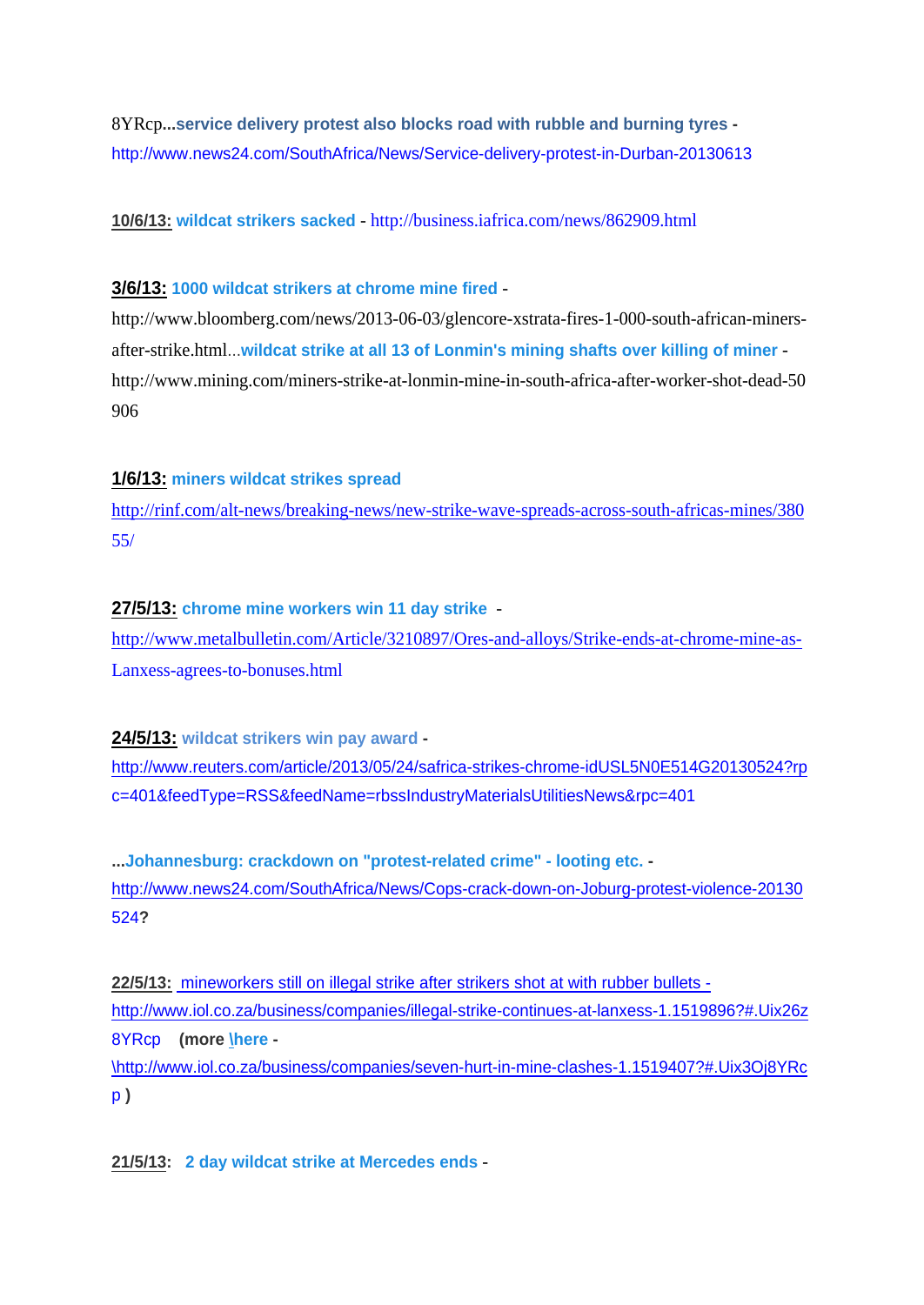8YRcp...**service delivery protest also blocks road with rubble and burning tyres** - http://www.news24.com/SouthAfrica/News/Service-delivery-protest-in-Durban-20130613

**10/6/13:** **wildcat strikers sacked** - http://business.iafrica.com/news/862909.html

**3/6/13:** **1000 wildcat strikers at chrome mine fired** - http://www.bloomberg.com/news/2013-06-03/glencore-xstrata-fires-1-000-south-african-miners-after-strike.html...**wildcat strike at all 13 of Lonmin's mining shafts over killing of miner** - http://www.mining.com/miners-strike-at-lonmin-mine-in-south-africa-after-worker-shot-dead-50906

**1/6/13:** **miners wildcat strikes spread** http://rinf.com/alt-news/breaking-news/new-strike-wave-spreads-across-south-africas-mines/38055/

**27/5/13:** **chrome mine workers win 11 day strike** - http://www.metalbulletin.com/Article/3210897/Ores-and-alloys/Strike-ends-at-chrome-mine-as-Lanxess-agrees-to-bonuses.html

**24/5/13:** **wildcat strikers win pay award** - http://www.reuters.com/article/2013/05/24/safrica-strikes-chrome-idUSL5N0E514G20130524?rpc=401&feedType=RSS&feedName=rbssIndustryMaterialsUtilitiesNews&rpc=401

**...Johannesburg: crackdown on "protest-related crime" - looting etc.** - http://www.news24.com/SouthAfrica/News/Cops-crack-down-on-Joburg-protest-violence-20130524**?**

**22/5/13:** mineworkers still on illegal strike after strikers shot at with rubber bullets - http://www.iol.co.za/business/companies/illegal-strike-continues-at-lanxess-1.1519896?#.Uix26z8YRcp **(more \here** - \http://www.iol.co.za/business/companies/seven-hurt-in-mine-clashes-1.1519407?#.Uix3Oj8YRcp **)**

**21/5/13:** **2 day wildcat strike at Mercedes ends** -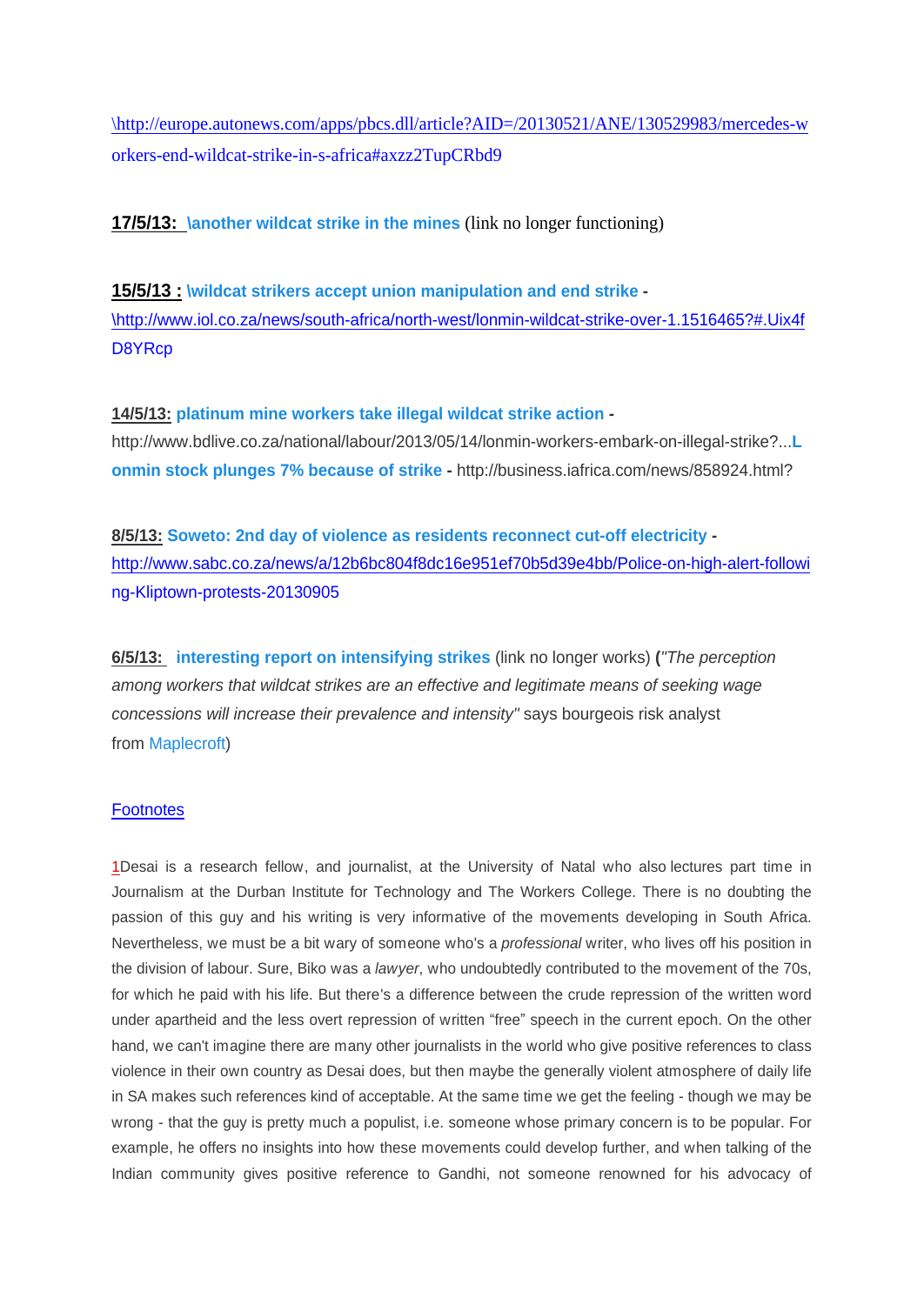\http://europe.autonews.com/apps/pbcs.dll/article?AID=/20130521/ANE/130529983/mercedes-workers-end-wildcat-strike-in-s-africa#axzz2TupCRbd9

**17/5/13:** **\another wildcat strike in the mines** (link no longer functioning)

**15/5/13 :** **\wildcat strikers accept union manipulation and end strike** **-** \http://www.iol.co.za/news/south-africa/north-west/lonmin-wildcat-strike-over-1.1516465?#.Uix4fD8YRcp

**14/5/13:** **platinum mine workers take illegal wildcat strike action** **-** http://www.bdlive.co.za/national/labour/2013/05/14/lonmin-workers-embark-on-illegal-strike?...**Lonmin stock plunges 7% because of strike** **-** http://business.iafrica.com/news/858924.html?

**8/5/13:** **Soweto: 2nd day of violence as residents reconnect cut-off electricity** **-** http://www.sabc.co.za/news/a/12b6bc804f8dc16e951ef70b5d39e4bb/Police-on-high-alert-following-Kliptown-protests-20130905

**6/5/13:** **interesting report on intensifying strikes** (link no longer works) **(***"The perception among workers that wildcat strikes are an effective and legitimate means of seeking wage concessions will increase their prevalence and intensity"* says bourgeois risk analyst from Maplecroft)

Footnotes

1Desai is a research fellow, and journalist, at the University of Natal who also lectures part time in Journalism at the Durban Institute for Technology and The Workers College. There is no doubting the passion of this guy and his writing is very informative of the movements developing in South Africa. Nevertheless, we must be a bit wary of someone who's a *professional* writer, who lives off his position in the division of labour. Sure, Biko was a *lawyer*, who undoubtedly contributed to the movement of the 70s, for which he paid with his life. But there's a difference between the crude repression of the written word under apartheid and the less overt repression of written “free” speech in the current epoch. On the other hand, we can't imagine there are many other journalists in the world who give positive references to class violence in their own country as Desai does, but then maybe the generally violent atmosphere of daily life in SA makes such references kind of acceptable. At the same time we get the feeling - though we may be wrong - that the guy is pretty much a populist, i.e. someone whose primary concern is to be popular. For example, he offers no insights into how these movements could develop further, and when talking of the Indian community gives positive reference to Gandhi, not someone renowned for his advocacy of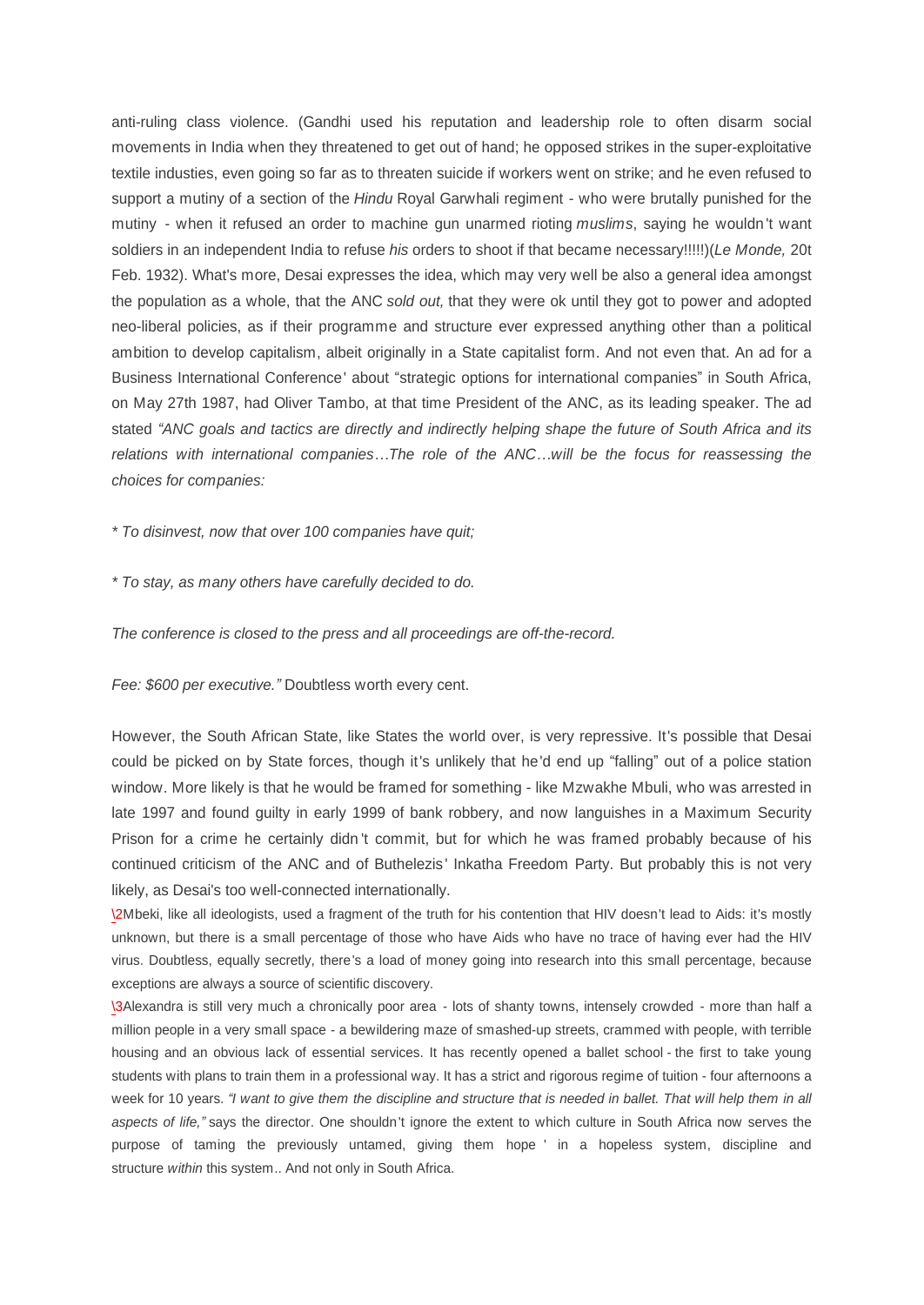anti-ruling class violence. (Gandhi used his reputation and leadership role to often disarm social movements in India when they threatened to get out of hand; he opposed strikes in the super-exploitative textile industies, even going so far as to threaten suicide if workers went on strike; and he even refused to support a mutiny of a section of the *Hindu* Royal Garwhali regiment - who were brutally punished for the mutiny - when it refused an order to machine gun unarmed rioting *muslims*, saying he wouldn't want soldiers in an independent India to refuse *his* orders to shoot if that became necessary!!!!!)(*Le Monde,* 20t Feb. 1932). What's more, Desai expresses the idea, which may very well be also a general idea amongst the population as a whole, that the ANC *sold out,* that they were ok until they got to power and adopted neo-liberal policies, as if their programme and structure ever expressed anything other than a political ambition to develop capitalism, albeit originally in a State capitalist form. And not even that. An ad for a Business International Conference' about "strategic options for international companies" in South Africa, on May 27th 1987, had Oliver Tambo, at that time President of the ANC, as its leading speaker. The ad stated *"ANC goals and tactics are directly and indirectly helping shape the future of South Africa and its relations with international companies…The role of the ANC…will be the focus for reassessing the choices for companies:*

*\* To disinvest, now that over 100 companies have quit;*

*\* To stay, as many others have carefully decided to do.*

*The conference is closed to the press and all proceedings are off-the-record.*

*Fee: $600 per executive."* Doubtless worth every cent.

However, the South African State, like States the world over, is very repressive. It's possible that Desai could be picked on by State forces, though it's unlikely that he'd end up "falling" out of a police station window. More likely is that he would be framed for something - like Mzwakhe Mbuli, who was arrested in late 1997 and found guilty in early 1999 of bank robbery, and now languishes in a Maximum Security Prison for a crime he certainly didn't commit, but for which he was framed probably because of his continued criticism of the ANC and of Buthelezis' Inkatha Freedom Party. But probably this is not very likely, as Desai's too well-connected internationally.

\2Mbeki, like all ideologists, used a fragment of the truth for his contention that HIV doesn't lead to Aids: it's mostly unknown, but there is a small percentage of those who have Aids who have no trace of having ever had the HIV virus. Doubtless, equally secretly, there's a load of money going into research into this small percentage, because exceptions are always a source of scientific discovery.

\3Alexandra is still very much a chronically poor area - lots of shanty towns, intensely crowded - more than half a million people in a very small space - a bewildering maze of smashed-up streets, crammed with people, with terrible housing and an obvious lack of essential services. It has recently opened a ballet school - the first to take young students with plans to train them in a professional way. It has a strict and rigorous regime of tuition - four afternoons a week for 10 years. *"I want to give them the discipline and structure that is needed in ballet. That will help them in all aspects of life,"* says the director. One shouldn't ignore the extent to which culture in South Africa now serves the purpose of taming the previously untamed, giving them hope ' in a hopeless system, discipline and structure *within* this system.. And not only in South Africa.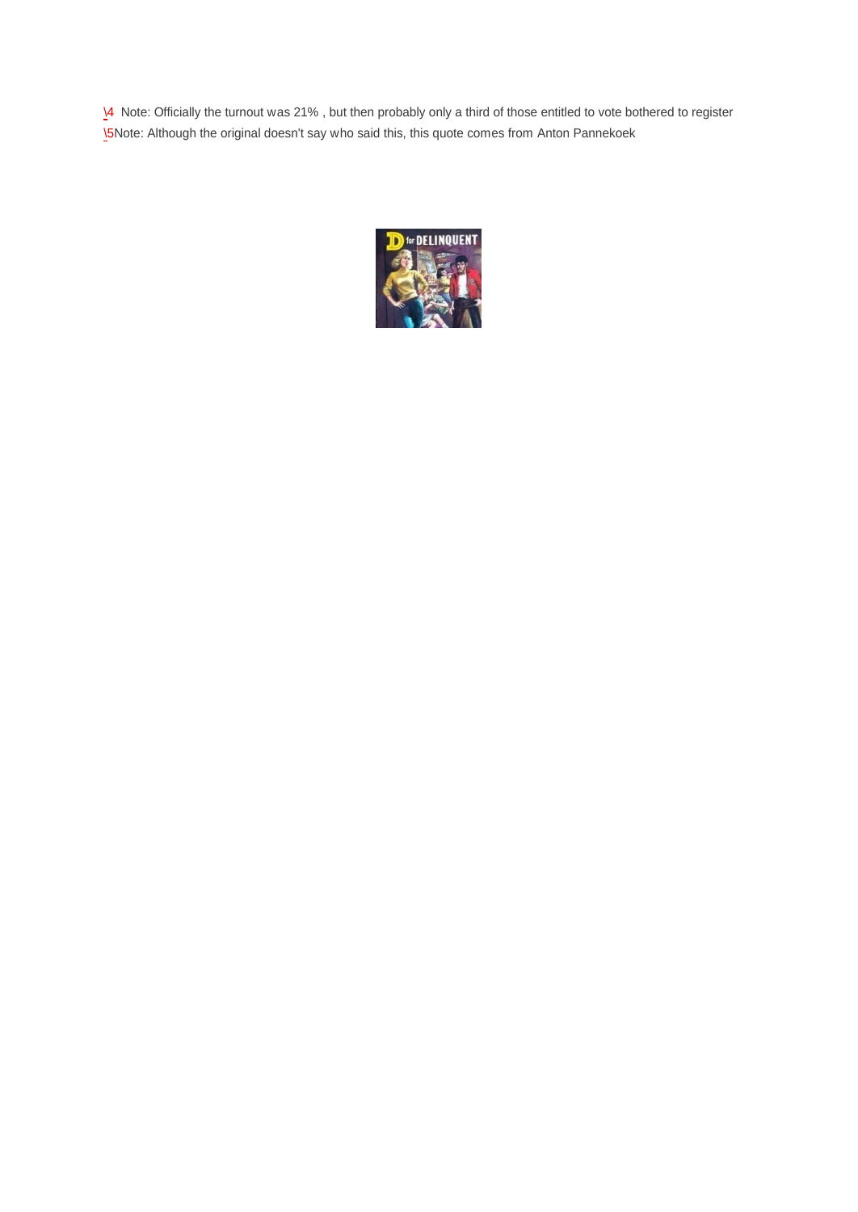\4 Note: Officially the turnout was 21% , but then probably only a third of those entitled to vote bothered to register

\5Note: Although the original doesn't say who said this, this quote comes from Anton Pannekoek